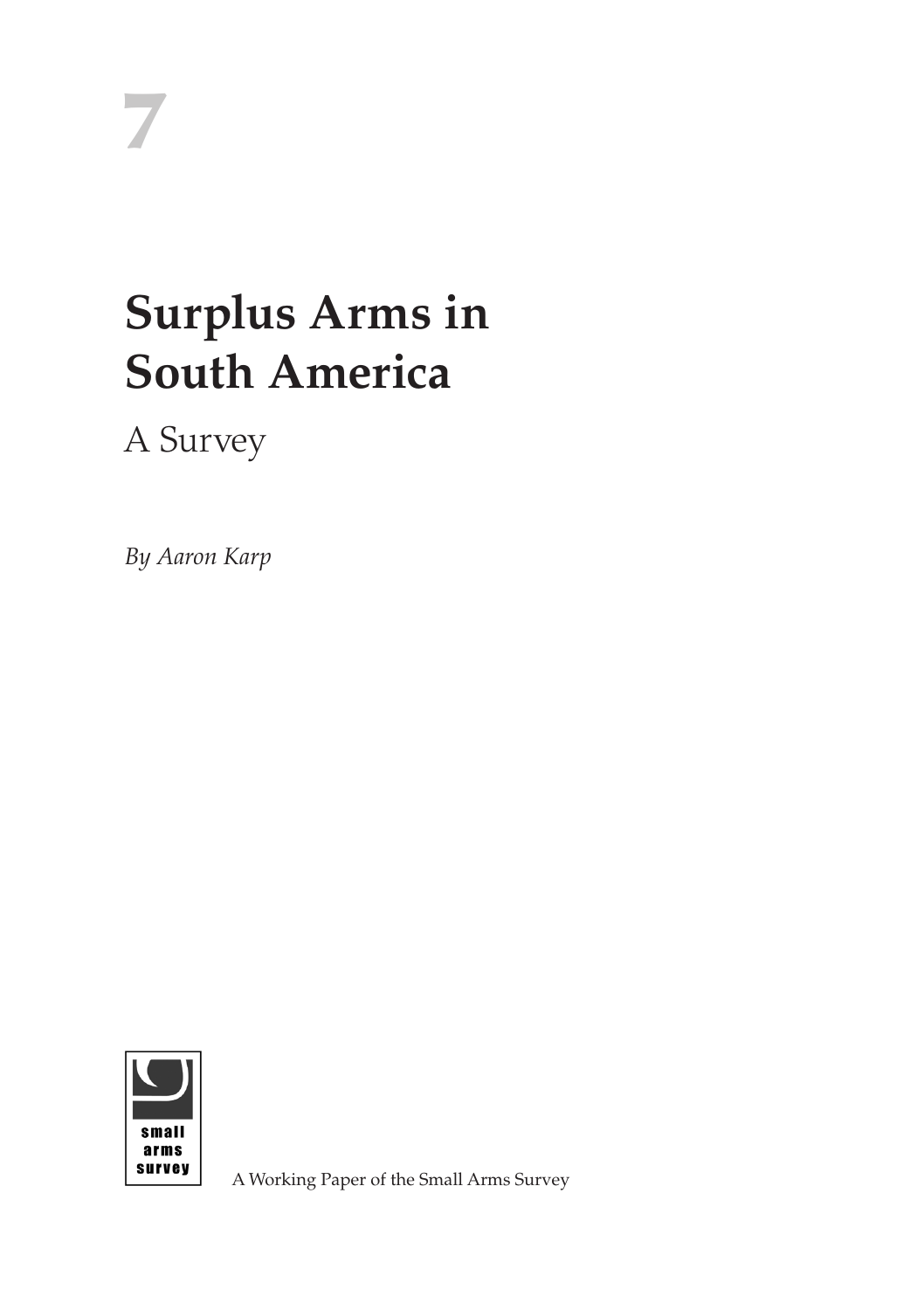7

# Surplus Arms in South America

## A Survey

*By Aaron Karp*

small arms survey

A Working Paper of the Small Arms Survey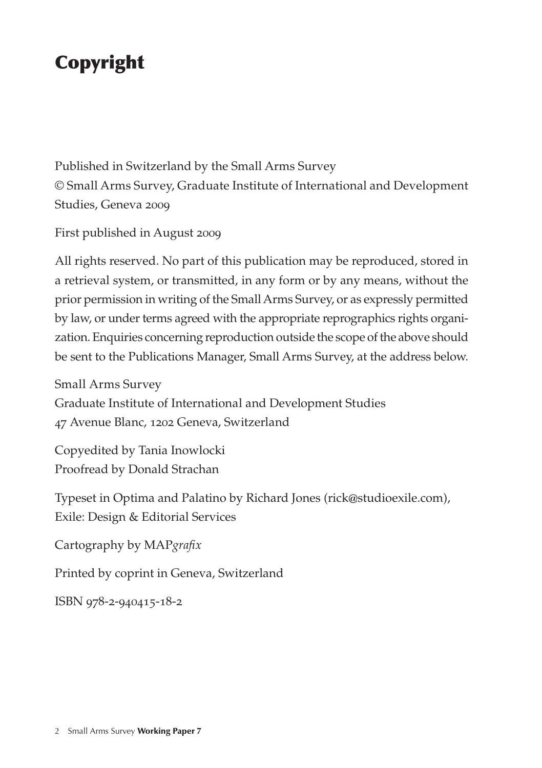# Copyright

Published in Switzerland by the Small Arms Survey
© Small Arms Survey, Graduate Institute of International and Development Studies, Geneva 2009

First published in August 2009

All rights reserved. No part of this publication may be reproduced, stored in a retrieval system, or transmitted, in any form or by any means, without the prior permission in writing of the Small Arms Survey, or as expressly permitted by law, or under terms agreed with the appropriate reprographics rights organization. Enquiries concerning reproduction outside the scope of the above should be sent to the Publications Manager, Small Arms Survey, at the address below.

Small Arms Survey
Graduate Institute of International and Development Studies
47 Avenue Blanc, 1202 Geneva, Switzerland

Copyedited by Tania Inowlocki
Proofread by Donald Strachan

Typeset in Optima and Palatino by Richard Jones (rick@studioexile.com), Exile: Design & Editorial Services

Cartography by MAP*grafix*

Printed by coprint in Geneva, Switzerland

ISBN 978-2-940415-18-2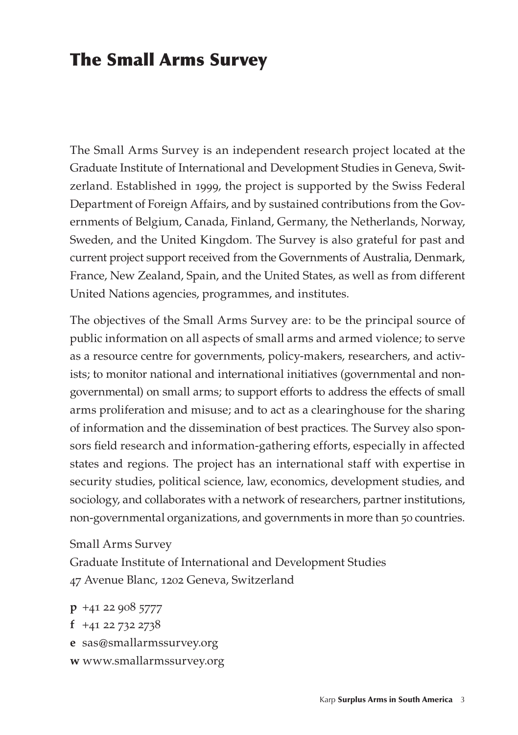# The Small Arms Survey

The Small Arms Survey is an independent research project located at the Graduate Institute of International and Development Studies in Geneva, Switzerland. Established in 1999, the project is supported by the Swiss Federal Department of Foreign Affairs, and by sustained contributions from the Governments of Belgium, Canada, Finland, Germany, the Netherlands, Norway, Sweden, and the United Kingdom. The Survey is also grateful for past and current project support received from the Governments of Australia, Denmark, France, New Zealand, Spain, and the United States, as well as from different United Nations agencies, programmes, and institutes.

The objectives of the Small Arms Survey are: to be the principal source of public information on all aspects of small arms and armed violence; to serve as a resource centre for governments, policy-makers, researchers, and activists; to monitor national and international initiatives (governmental and non-governmental) on small arms; to support efforts to address the effects of small arms proliferation and misuse; and to act as a clearinghouse for the sharing of information and the dissemination of best practices. The Survey also sponsors field research and information-gathering efforts, especially in affected states and regions. The project has an international staff with expertise in security studies, political science, law, economics, development studies, and sociology, and collaborates with a network of researchers, partner institutions, non-governmental organizations, and governments in more than 50 countries.

Small Arms Survey
Graduate Institute of International and Development Studies
47 Avenue Blanc, 1202 Geneva, Switzerland

**p** +41 22 908 5777
**f** +41 22 732 2738
**e** sas@smallarmssurvey.org
**w** www.smallarmssurvey.org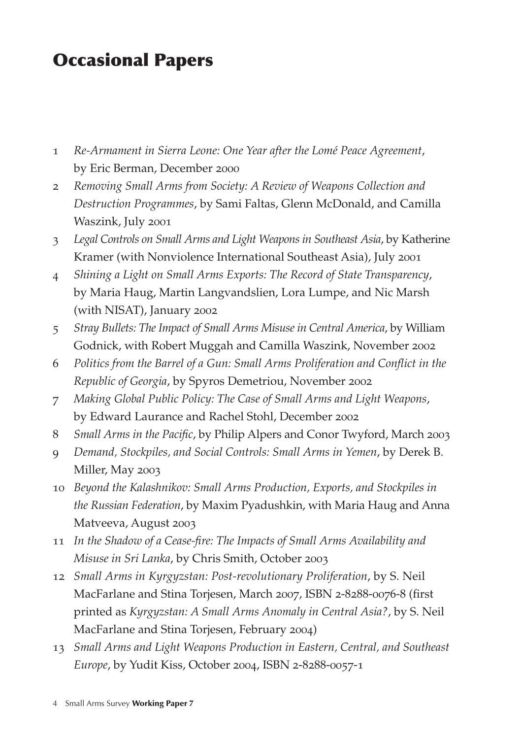# Occasional Papers

1. *Re-Armament in Sierra Leone: One Year after the Lomé Peace Agreement*, by Eric Berman, December 2000
2. *Removing Small Arms from Society: A Review of Weapons Collection and Destruction Programmes*, by Sami Faltas, Glenn McDonald, and Camilla Waszink, July 2001
3. *Legal Controls on Small Arms and Light Weapons in Southeast Asia*, by Katherine Kramer (with Nonviolence International Southeast Asia), July 2001
4. *Shining a Light on Small Arms Exports: The Record of State Transparency*, by Maria Haug, Martin Langvandslien, Lora Lumpe, and Nic Marsh (with NISAT), January 2002
5. *Stray Bullets: The Impact of Small Arms Misuse in Central America*, by William Godnick, with Robert Muggah and Camilla Waszink, November 2002
6. *Politics from the Barrel of a Gun: Small Arms Proliferation and Conflict in the Republic of Georgia*, by Spyros Demetriou, November 2002
7. *Making Global Public Policy: The Case of Small Arms and Light Weapons*, by Edward Laurance and Rachel Stohl, December 2002
8. *Small Arms in the Pacific*, by Philip Alpers and Conor Twyford, March 2003
9. *Demand, Stockpiles, and Social Controls: Small Arms in Yemen*, by Derek B. Miller, May 2003
10. *Beyond the Kalashnikov: Small Arms Production, Exports, and Stockpiles in the Russian Federation*, by Maxim Pyadushkin, with Maria Haug and Anna Matveeva, August 2003
11. *In the Shadow of a Cease-fire: The Impacts of Small Arms Availability and Misuse in Sri Lanka*, by Chris Smith, October 2003
12. *Small Arms in Kyrgyzstan: Post-revolutionary Proliferation*, by S. Neil MacFarlane and Stina Torjesen, March 2007, ISBN 2-8288-0076-8 (first printed as *Kyrgyzstan: A Small Arms Anomaly in Central Asia?*, by S. Neil MacFarlane and Stina Torjesen, February 2004)
13. *Small Arms and Light Weapons Production in Eastern, Central, and Southeast Europe*, by Yudit Kiss, October 2004, ISBN 2-8288-0057-1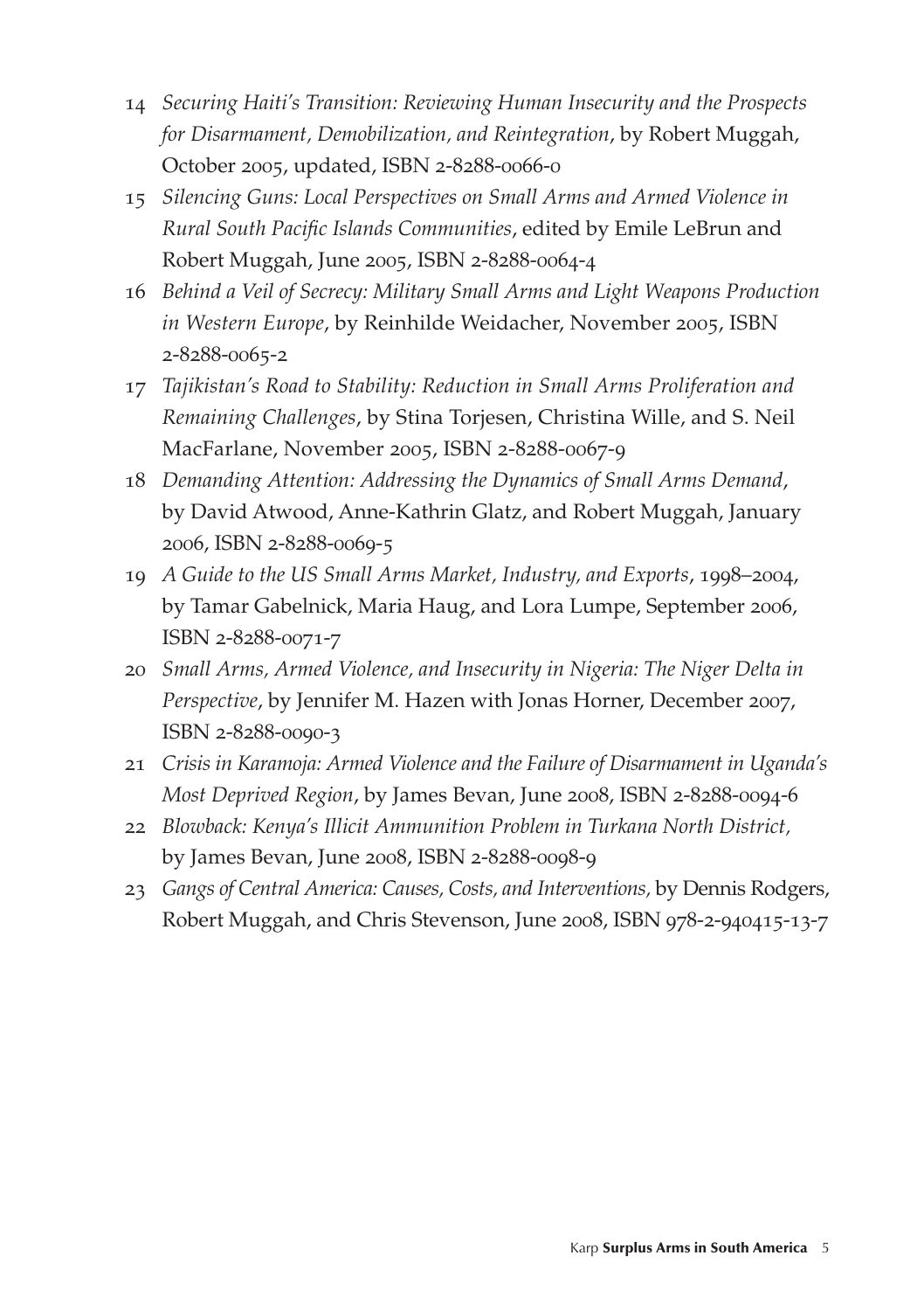14 *Securing Haiti's Transition: Reviewing Human Insecurity and the Prospects for Disarmament, Demobilization, and Reintegration*, by Robert Muggah, October 2005, updated, ISBN 2-8288-0066-0

15 *Silencing Guns: Local Perspectives on Small Arms and Armed Violence in Rural South Pacific Islands Communities*, edited by Emile LeBrun and Robert Muggah, June 2005, ISBN 2-8288-0064-4

16 *Behind a Veil of Secrecy: Military Small Arms and Light Weapons Production in Western Europe*, by Reinhilde Weidacher, November 2005, ISBN 2-8288-0065-2

17 *Tajikistan's Road to Stability: Reduction in Small Arms Proliferation and Remaining Challenges*, by Stina Torjesen, Christina Wille, and S. Neil MacFarlane, November 2005, ISBN 2-8288-0067-9

18 *Demanding Attention: Addressing the Dynamics of Small Arms Demand*, by David Atwood, Anne-Kathrin Glatz, and Robert Muggah, January 2006, ISBN 2-8288-0069-5

19 *A Guide to the US Small Arms Market, Industry, and Exports*, 1998–2004, by Tamar Gabelnick, Maria Haug, and Lora Lumpe, September 2006, ISBN 2-8288-0071-7

20 *Small Arms, Armed Violence, and Insecurity in Nigeria: The Niger Delta in Perspective*, by Jennifer M. Hazen with Jonas Horner, December 2007, ISBN 2-8288-0090-3

21 *Crisis in Karamoja: Armed Violence and the Failure of Disarmament in Uganda's Most Deprived Region*, by James Bevan, June 2008, ISBN 2-8288-0094-6

22 *Blowback: Kenya's Illicit Ammunition Problem in Turkana North District,* by James Bevan, June 2008, ISBN 2-8288-0098-9

23 *Gangs of Central America: Causes, Costs, and Interventions,* by Dennis Rodgers, Robert Muggah, and Chris Stevenson, June 2008, ISBN 978-2-940415-13-7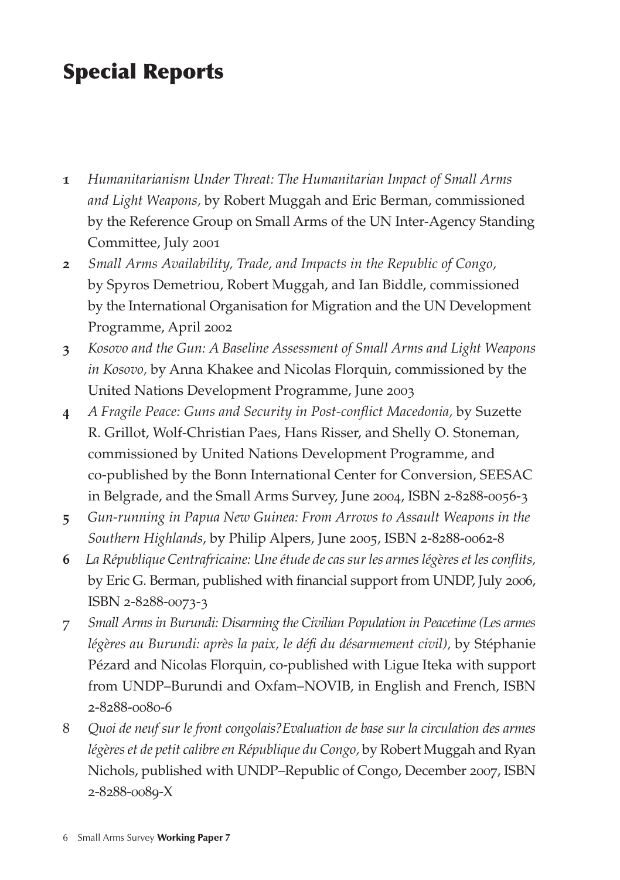# Special Reports

1. *Humanitarianism Under Threat: The Humanitarian Impact of Small Arms and Light Weapons,* by Robert Muggah and Eric Berman, commissioned by the Reference Group on Small Arms of the UN Inter-Agency Standing Committee, July 2001
2. *Small Arms Availability, Trade, and Impacts in the Republic of Congo,* by Spyros Demetriou, Robert Muggah, and Ian Biddle, commissioned by the International Organisation for Migration and the UN Development Programme, April 2002
3. *Kosovo and the Gun: A Baseline Assessment of Small Arms and Light Weapons in Kosovo,* by Anna Khakee and Nicolas Florquin, commissioned by the United Nations Development Programme, June 2003
4. *A Fragile Peace: Guns and Security in Post-conflict Macedonia,* by Suzette R. Grillot, Wolf-Christian Paes, Hans Risser, and Shelly O. Stoneman, commissioned by United Nations Development Programme, and co-published by the Bonn International Center for Conversion, SEESAC in Belgrade, and the Small Arms Survey, June 2004, ISBN 2-8288-0056-3
5. *Gun-running in Papua New Guinea: From Arrows to Assault Weapons in the Southern Highlands*, by Philip Alpers, June 2005, ISBN 2-8288-0062-8
6. *La République Centrafricaine: Une étude de cas sur les armes légères et les conflits,* by Eric G. Berman, published with financial support from UNDP, July 2006, ISBN 2-8288-0073-3
7. *Small Arms in Burundi: Disarming the Civilian Population in Peacetime (Les armes légères au Burundi: après la paix, le défi du désarmement civil),* by Stéphanie Pézard and Nicolas Florquin, co-published with Ligue Iteka with support from UNDP–Burundi and Oxfam–NOVIB, in English and French, ISBN 2-8288-0080-6
8. *Quoi de neuf sur le front congolais? Evaluation de base sur la circulation des armes légères et de petit calibre en République du Congo,* by Robert Muggah and Ryan Nichols, published with UNDP–Republic of Congo, December 2007, ISBN 2-8288-0089-X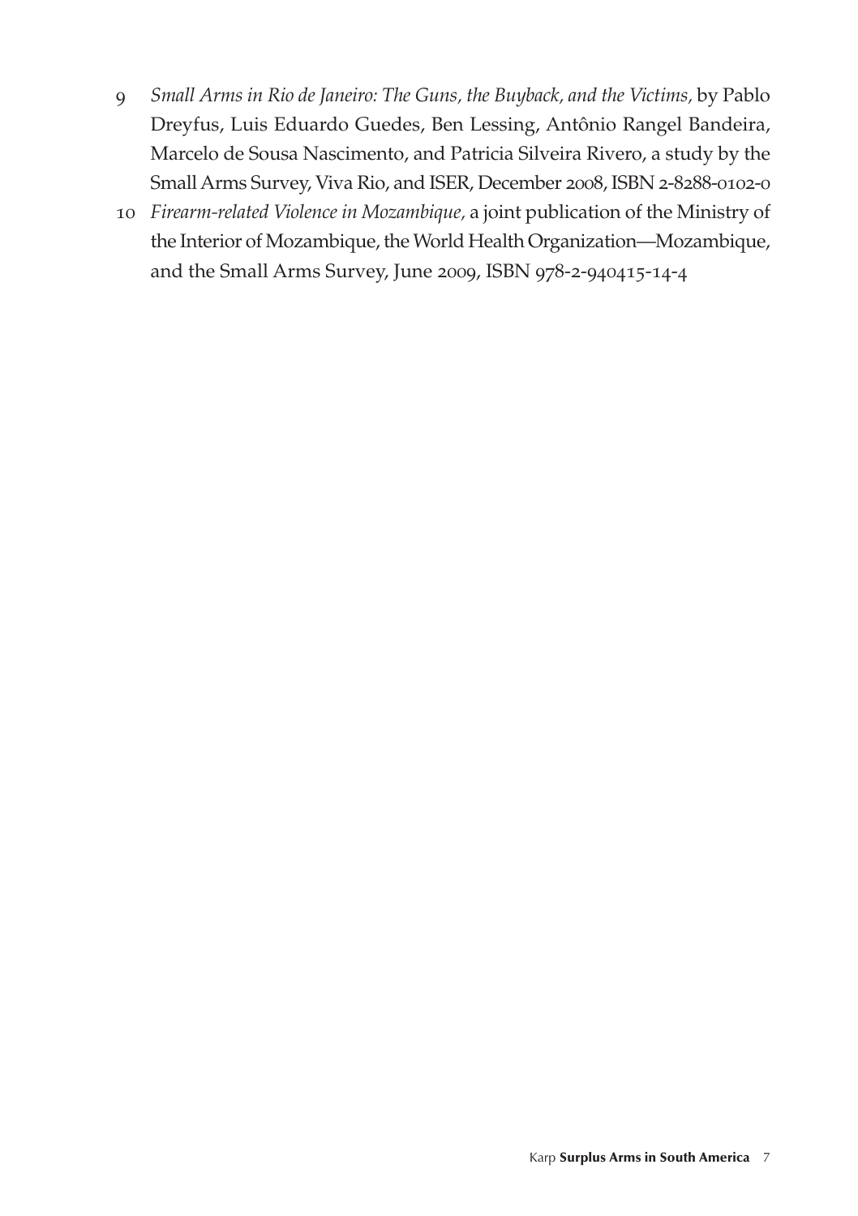9 *Small Arms in Rio de Janeiro: The Guns, the Buyback, and the Victims,* by Pablo Dreyfus, Luis Eduardo Guedes, Ben Lessing, Antônio Rangel Bandeira, Marcelo de Sousa Nascimento, and Patricia Silveira Rivero, a study by the Small Arms Survey, Viva Rio, and ISER, December 2008, ISBN 2-8288-0102-0

10 *Firearm-related Violence in Mozambique,* a joint publication of the Ministry of the Interior of Mozambique, the World Health Organization—Mozambique, and the Small Arms Survey, June 2009, ISBN 978-2-940415-14-4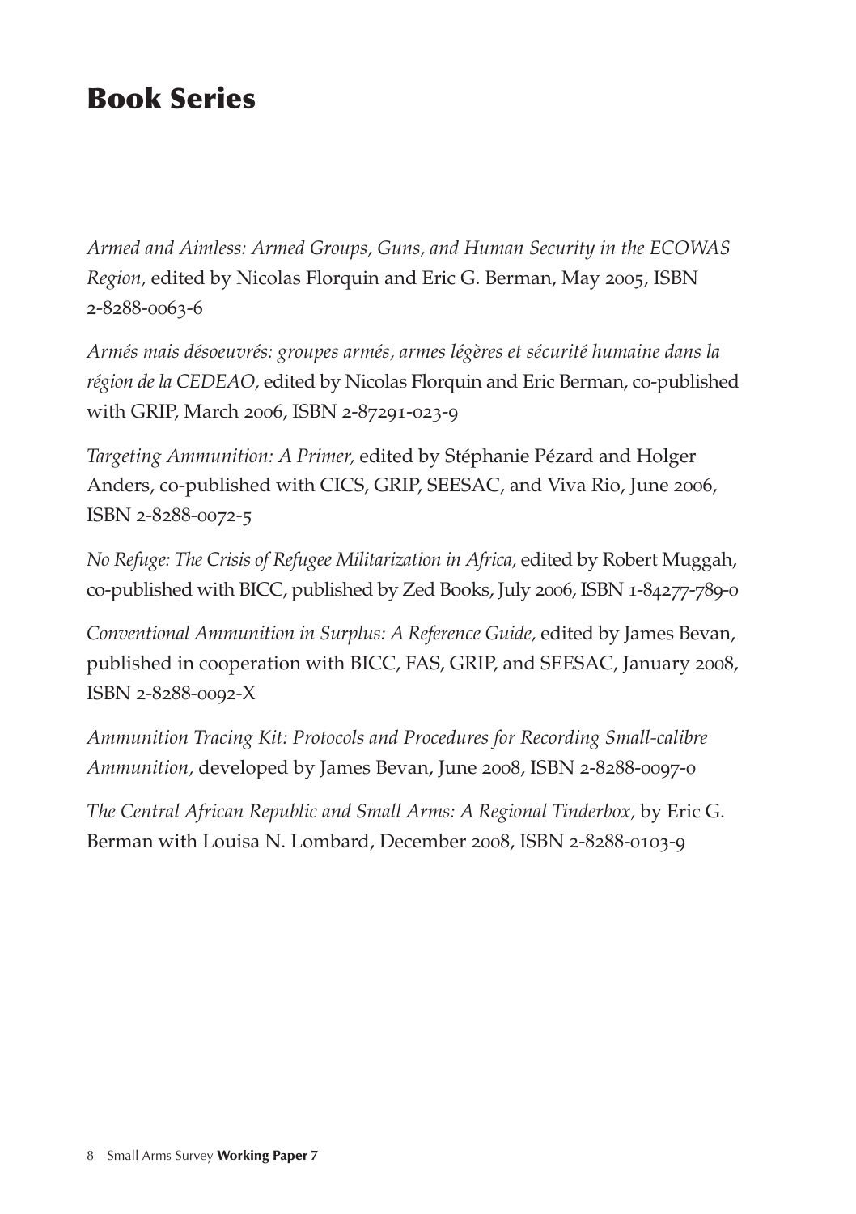# Book Series

*Armed and Aimless: Armed Groups, Guns, and Human Security in the ECOWAS Region,* edited by Nicolas Florquin and Eric G. Berman, May 2005, ISBN 2-8288-0063-6

*Armés mais désoeuvrés: groupes armés, armes légères et sécurité humaine dans la région de la CEDEAO,* edited by Nicolas Florquin and Eric Berman, co-published with GRIP, March 2006, ISBN 2-87291-023-9

*Targeting Ammunition: A Primer,* edited by Stéphanie Pézard and Holger Anders, co-published with CICS, GRIP, SEESAC, and Viva Rio, June 2006, ISBN 2-8288-0072-5

*No Refuge: The Crisis of Refugee Militarization in Africa,* edited by Robert Muggah, co-published with BICC, published by Zed Books, July 2006, ISBN 1-84277-789-0

*Conventional Ammunition in Surplus: A Reference Guide,* edited by James Bevan, published in cooperation with BICC, FAS, GRIP, and SEESAC, January 2008, ISBN 2-8288-0092-X

*Ammunition Tracing Kit: Protocols and Procedures for Recording Small-calibre Ammunition,* developed by James Bevan, June 2008, ISBN 2-8288-0097-0

*The Central African Republic and Small Arms: A Regional Tinderbox,* by Eric G. Berman with Louisa N. Lombard, December 2008, ISBN 2-8288-0103-9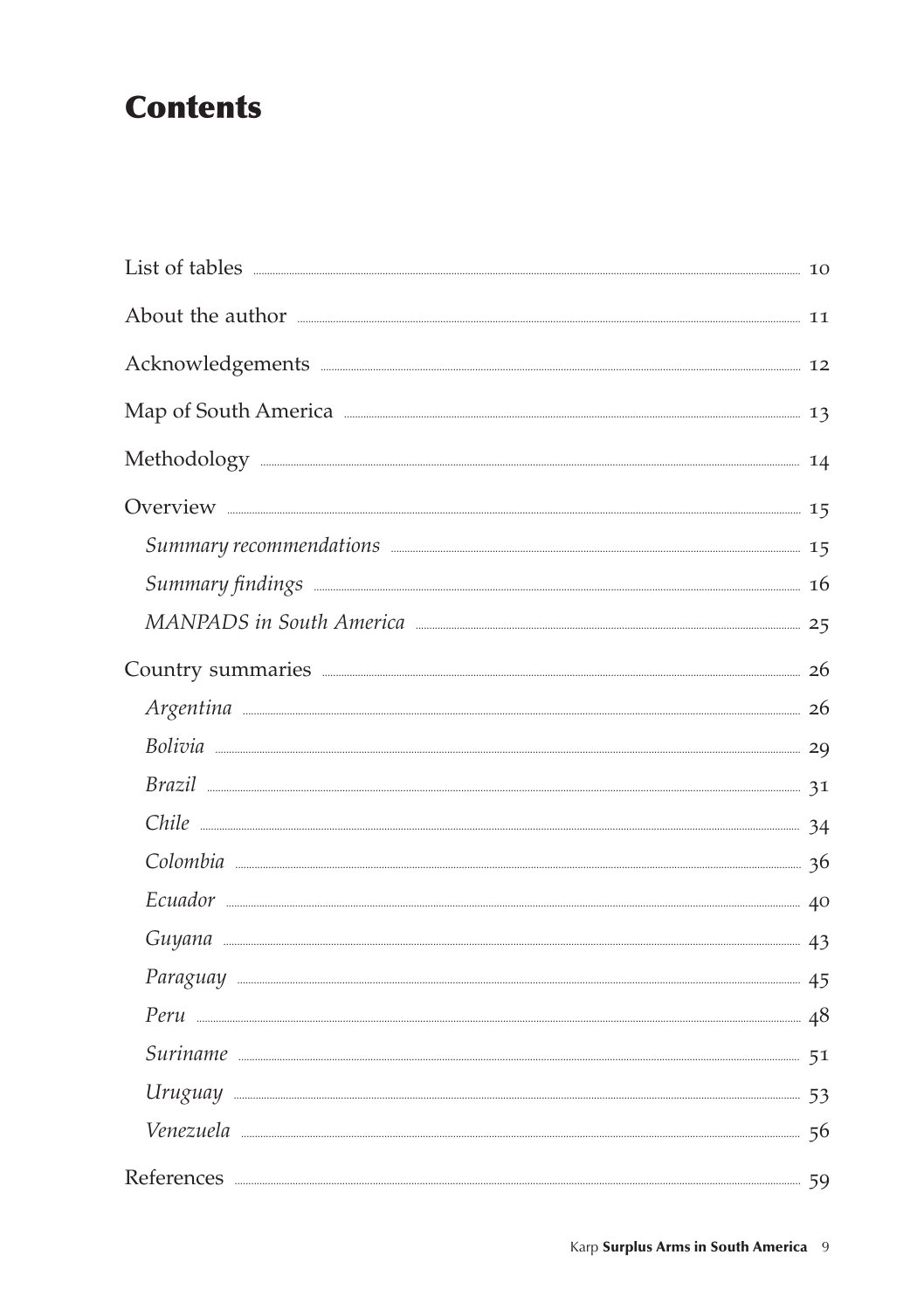# Contents

List of tables ..... 10

About the author ..... 11

Acknowledgements ..... 12

Map of South America ..... 13

Methodology ..... 14

Overview ..... 15

- *Summary recommendations* ..... 15
- *Summary findings* ..... 16
- *MANPADS in South America* ..... 25

Country summaries ..... 26

- *Argentina* ..... 26
- *Bolivia* ..... 29
- *Brazil* ..... 31
- *Chile* ..... 34
- *Colombia* ..... 36
- *Ecuador* ..... 40
- *Guyana* ..... 43
- *Paraguay* ..... 45
- *Peru* ..... 48
- *Suriname* ..... 51
- *Uruguay* ..... 53
- *Venezuela* ..... 56

References ..... 59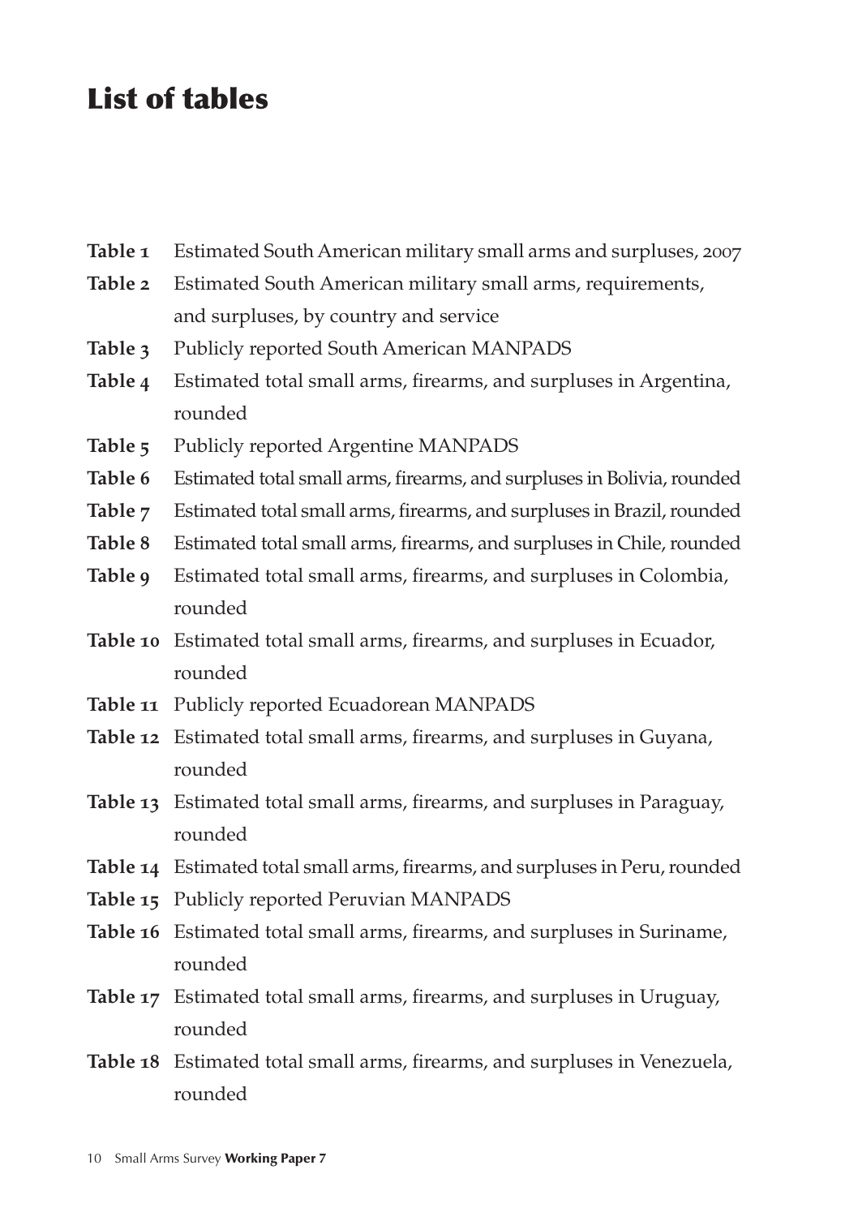# List of tables

**Table 1** Estimated South American military small arms and surpluses, 2007

**Table 2** Estimated South American military small arms, requirements, and surpluses, by country and service

**Table 3** Publicly reported South American MANPADS

**Table 4** Estimated total small arms, firearms, and surpluses in Argentina, rounded

**Table 5** Publicly reported Argentine MANPADS

**Table 6** Estimated total small arms, firearms, and surpluses in Bolivia, rounded

**Table 7** Estimated total small arms, firearms, and surpluses in Brazil, rounded

**Table 8** Estimated total small arms, firearms, and surpluses in Chile, rounded

**Table 9** Estimated total small arms, firearms, and surpluses in Colombia, rounded

**Table 10** Estimated total small arms, firearms, and surpluses in Ecuador, rounded

**Table 11** Publicly reported Ecuadorean MANPADS

**Table 12** Estimated total small arms, firearms, and surpluses in Guyana, rounded

**Table 13** Estimated total small arms, firearms, and surpluses in Paraguay, rounded

**Table 14** Estimated total small arms, firearms, and surpluses in Peru, rounded

**Table 15** Publicly reported Peruvian MANPADS

**Table 16** Estimated total small arms, firearms, and surpluses in Suriname, rounded

**Table 17** Estimated total small arms, firearms, and surpluses in Uruguay, rounded

**Table 18** Estimated total small arms, firearms, and surpluses in Venezuela, rounded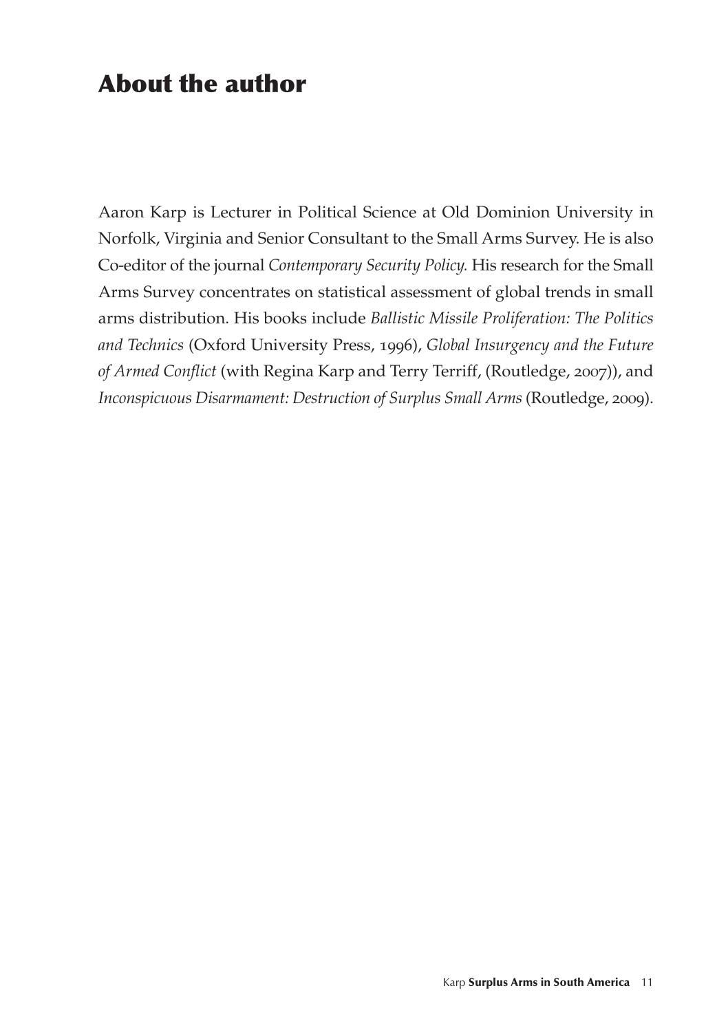# About the author

Aaron Karp is Lecturer in Political Science at Old Dominion University in Norfolk, Virginia and Senior Consultant to the Small Arms Survey. He is also Co-editor of the journal *Contemporary Security Policy*. His research for the Small Arms Survey concentrates on statistical assessment of global trends in small arms distribution. His books include *Ballistic Missile Proliferation: The Politics and Technics* (Oxford University Press, 1996), *Global Insurgency and the Future of Armed Conflict* (with Regina Karp and Terry Terriff, (Routledge, 2007)), and *Inconspicuous Disarmament: Destruction of Surplus Small Arms* (Routledge, 2009).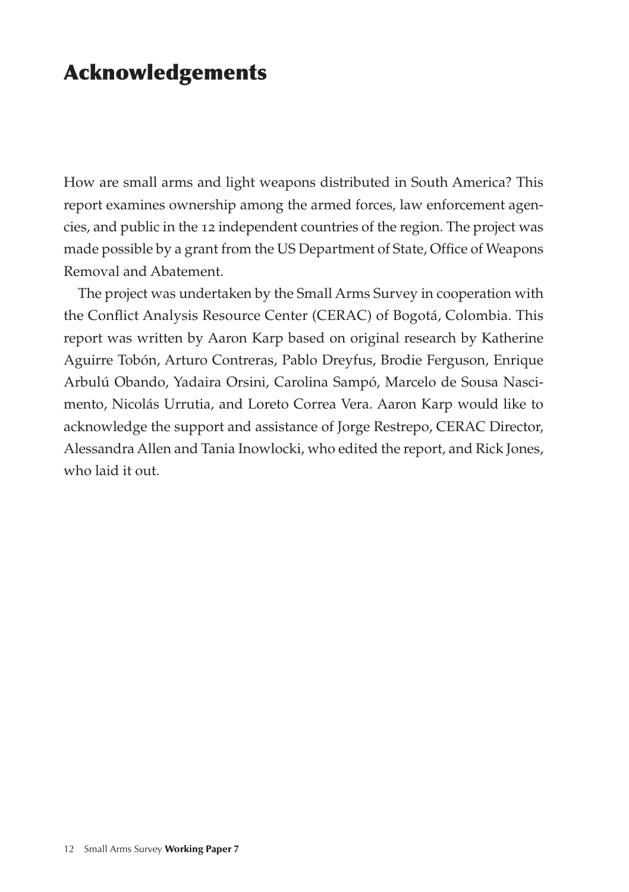# Acknowledgements

How are small arms and light weapons distributed in South America? This report examines ownership among the armed forces, law enforcement agencies, and public in the 12 independent countries of the region. The project was made possible by a grant from the US Department of State, Office of Weapons Removal and Abatement.

The project was undertaken by the Small Arms Survey in cooperation with the Conflict Analysis Resource Center (CERAC) of Bogotá, Colombia. This report was written by Aaron Karp based on original research by Katherine Aguirre Tobón, Arturo Contreras, Pablo Dreyfus, Brodie Ferguson, Enrique Arbulú Obando, Yadaira Orsini, Carolina Sampó, Marcelo de Sousa Nascimento, Nicolás Urrutia, and Loreto Correa Vera. Aaron Karp would like to acknowledge the support and assistance of Jorge Restrepo, CERAC Director, Alessandra Allen and Tania Inowlocki, who edited the report, and Rick Jones, who laid it out.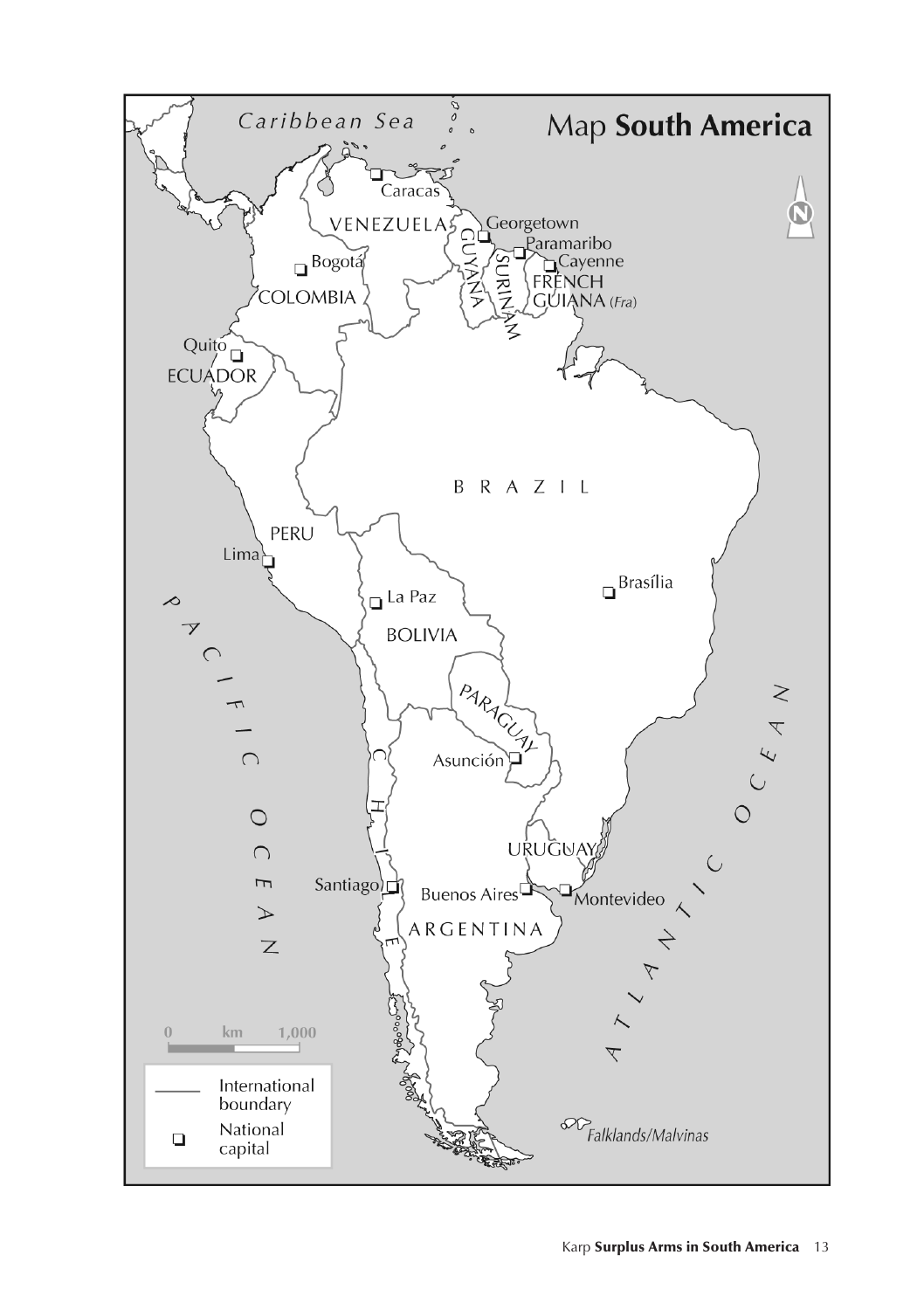# Map **South America**

Caribbean Sea

Caracas

VENEZUELA

Georgetown

GUYANA

Paramaribo

SURINAM

Cayenne

FRENCH GUIANA (*Fra*)

Bogotá

COLOMBIA

Quito

ECUADOR

BRAZIL

PERU

Lima

Brasília

La Paz

BOLIVIA

PARAGUAY

Asunción

CHILE

URUGUAY

Santiago

Buenos Aires

Montevideo

ARGENTINA

PACIFIC OCEAN

ATLANTIC OCEAN

*Falklands/Malvinas*

0 km 1,000

International boundary

National capital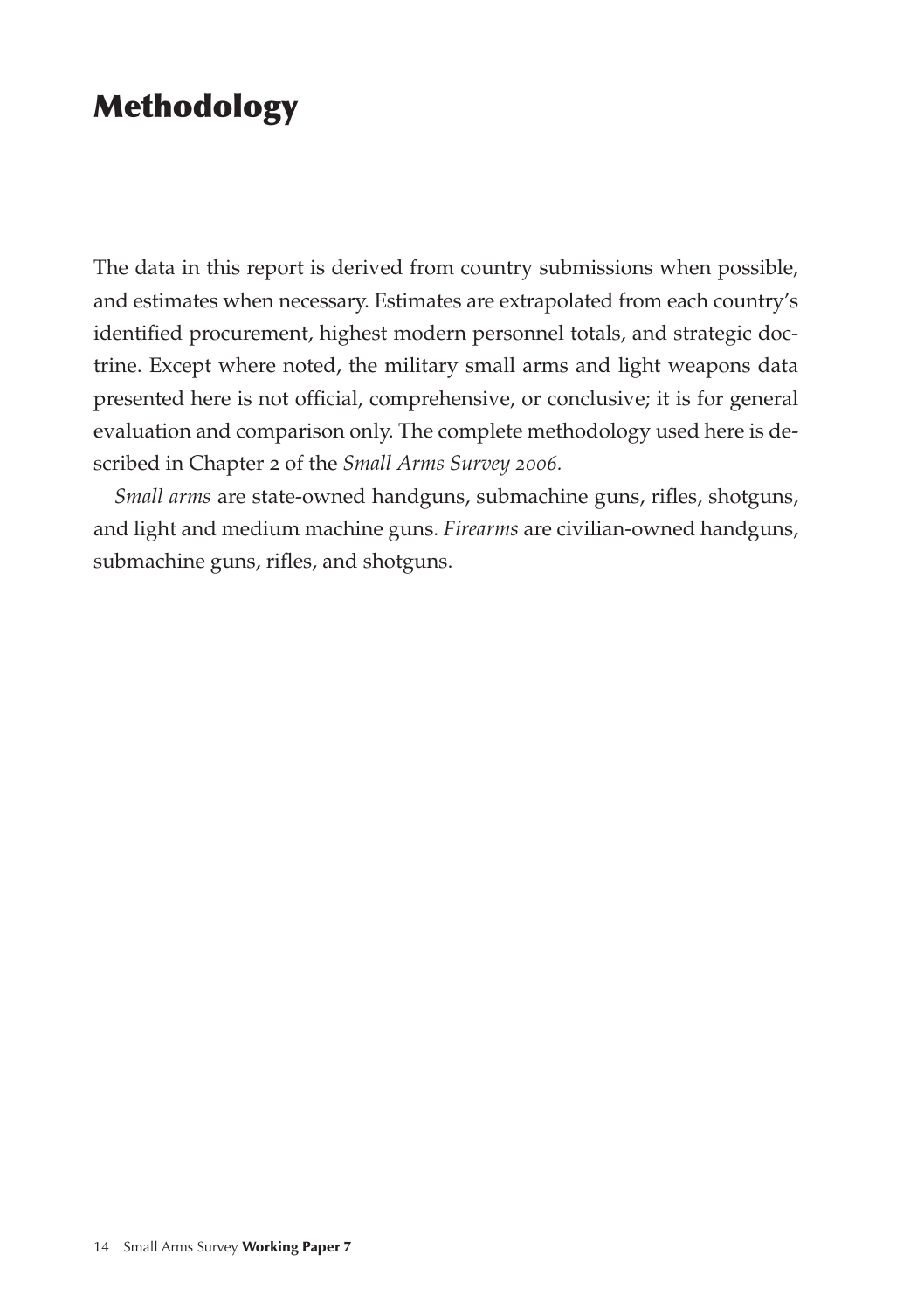# Methodology

The data in this report is derived from country submissions when possible, and estimates when necessary. Estimates are extrapolated from each country's identified procurement, highest modern personnel totals, and strategic doctrine. Except where noted, the military small arms and light weapons data presented here is not official, comprehensive, or conclusive; it is for general evaluation and comparison only. The complete methodology used here is described in Chapter 2 of the *Small Arms Survey 2006.*

*Small arms* are state-owned handguns, submachine guns, rifles, shotguns, and light and medium machine guns. *Firearms* are civilian-owned handguns, submachine guns, rifles, and shotguns.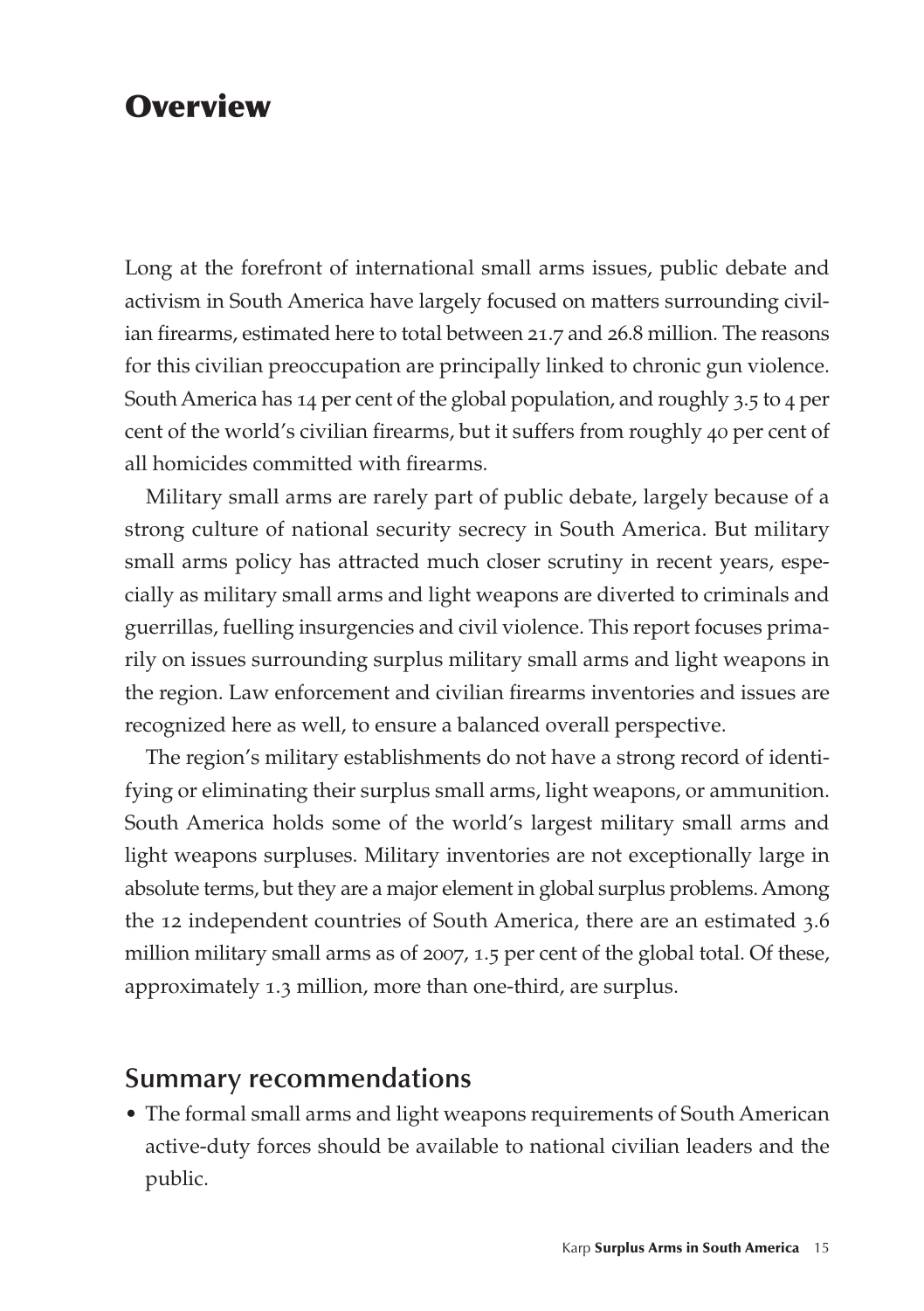# Overview

Long at the forefront of international small arms issues, public debate and activism in South America have largely focused on matters surrounding civilian firearms, estimated here to total between 21.7 and 26.8 million. The reasons for this civilian preoccupation are principally linked to chronic gun violence. South America has 14 per cent of the global population, and roughly 3.5 to 4 per cent of the world's civilian firearms, but it suffers from roughly 40 per cent of all homicides committed with firearms.

Military small arms are rarely part of public debate, largely because of a strong culture of national security secrecy in South America. But military small arms policy has attracted much closer scrutiny in recent years, especially as military small arms and light weapons are diverted to criminals and guerrillas, fuelling insurgencies and civil violence. This report focuses primarily on issues surrounding surplus military small arms and light weapons in the region. Law enforcement and civilian firearms inventories and issues are recognized here as well, to ensure a balanced overall perspective.

The region's military establishments do not have a strong record of identifying or eliminating their surplus small arms, light weapons, or ammunition. South America holds some of the world's largest military small arms and light weapons surpluses. Military inventories are not exceptionally large in absolute terms, but they are a major element in global surplus problems. Among the 12 independent countries of South America, there are an estimated 3.6 million military small arms as of 2007, 1.5 per cent of the global total. Of these, approximately 1.3 million, more than one-third, are surplus.

## Summary recommendations

- The formal small arms and light weapons requirements of South American active-duty forces should be available to national civilian leaders and the public.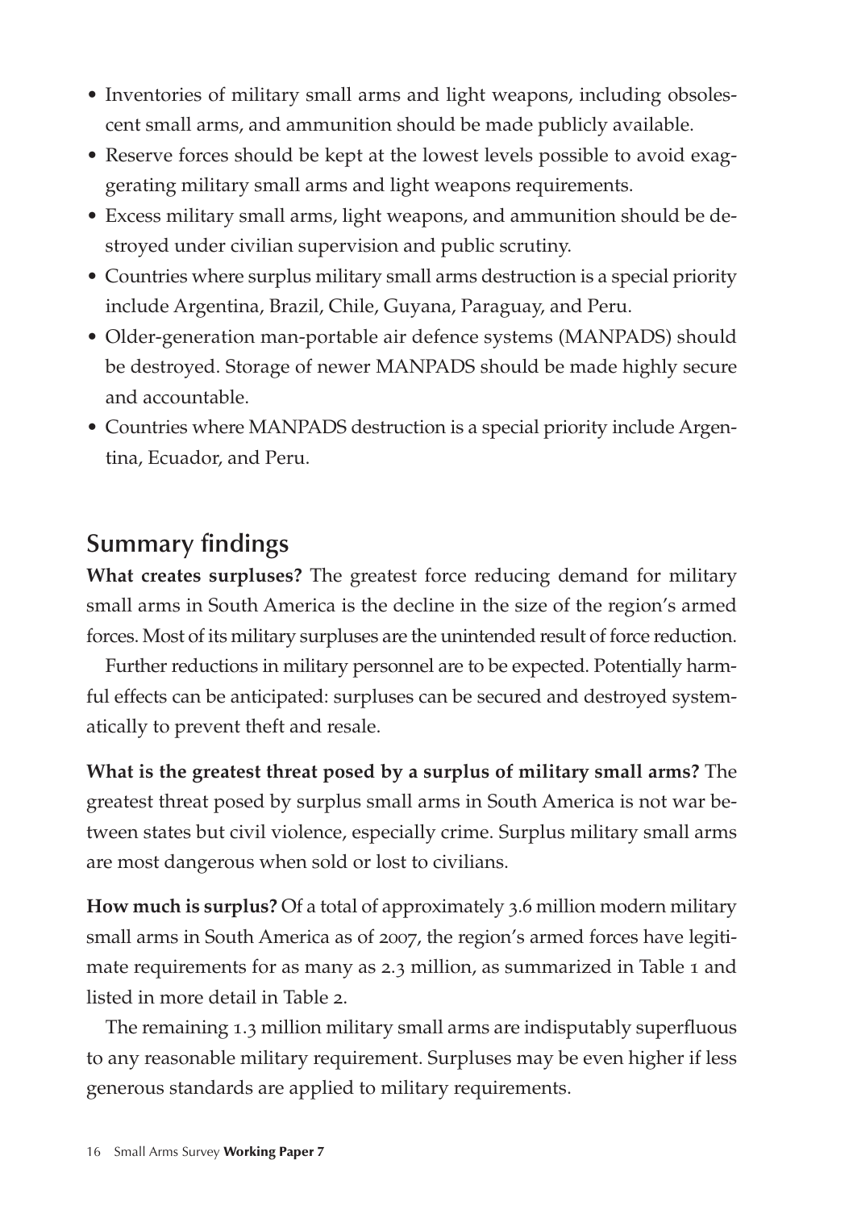- Inventories of military small arms and light weapons, including obsolescent small arms, and ammunition should be made publicly available.
- Reserve forces should be kept at the lowest levels possible to avoid exaggerating military small arms and light weapons requirements.
- Excess military small arms, light weapons, and ammunition should be destroyed under civilian supervision and public scrutiny.
- Countries where surplus military small arms destruction is a special priority include Argentina, Brazil, Chile, Guyana, Paraguay, and Peru.
- Older-generation man-portable air defence systems (MANPADS) should be destroyed. Storage of newer MANPADS should be made highly secure and accountable.
- Countries where MANPADS destruction is a special priority include Argentina, Ecuador, and Peru.

## Summary findings

**What creates surpluses?** The greatest force reducing demand for military small arms in South America is the decline in the size of the region's armed forces. Most of its military surpluses are the unintended result of force reduction.

Further reductions in military personnel are to be expected. Potentially harmful effects can be anticipated: surpluses can be secured and destroyed systematically to prevent theft and resale.

**What is the greatest threat posed by a surplus of military small arms?** The greatest threat posed by surplus small arms in South America is not war between states but civil violence, especially crime. Surplus military small arms are most dangerous when sold or lost to civilians.

**How much is surplus?** Of a total of approximately 3.6 million modern military small arms in South America as of 2007, the region's armed forces have legitimate requirements for as many as 2.3 million, as summarized in Table 1 and listed in more detail in Table 2.

The remaining 1.3 million military small arms are indisputably superfluous to any reasonable military requirement. Surpluses may be even higher if less generous standards are applied to military requirements.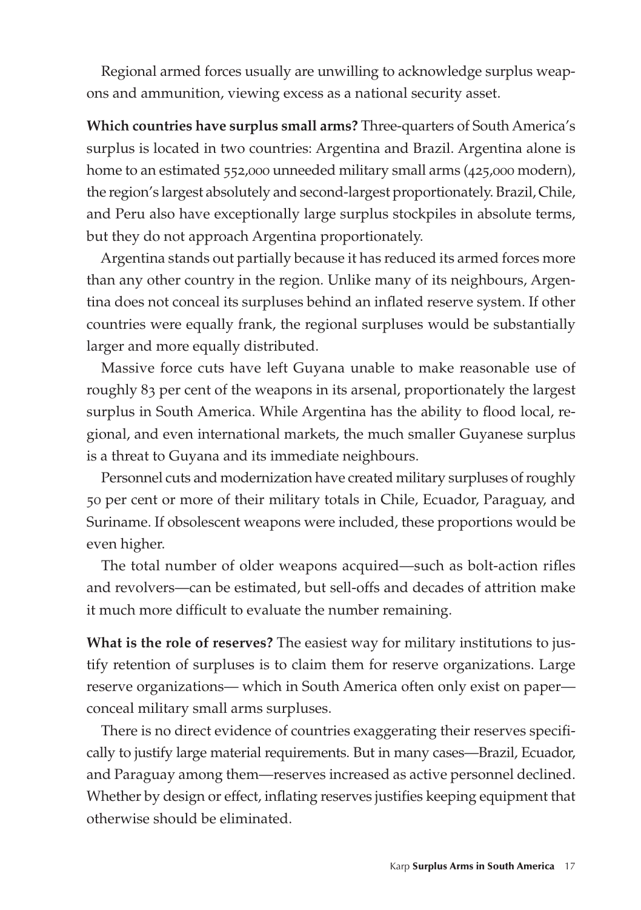Regional armed forces usually are unwilling to acknowledge surplus weapons and ammunition, viewing excess as a national security asset.

**Which countries have surplus small arms?** Three-quarters of South America's surplus is located in two countries: Argentina and Brazil. Argentina alone is home to an estimated 552,000 unneeded military small arms (425,000 modern), the region's largest absolutely and second-largest proportionately. Brazil, Chile, and Peru also have exceptionally large surplus stockpiles in absolute terms, but they do not approach Argentina proportionately.

Argentina stands out partially because it has reduced its armed forces more than any other country in the region. Unlike many of its neighbours, Argentina does not conceal its surpluses behind an inflated reserve system. If other countries were equally frank, the regional surpluses would be substantially larger and more equally distributed.

Massive force cuts have left Guyana unable to make reasonable use of roughly 83 per cent of the weapons in its arsenal, proportionately the largest surplus in South America. While Argentina has the ability to flood local, regional, and even international markets, the much smaller Guyanese surplus is a threat to Guyana and its immediate neighbours.

Personnel cuts and modernization have created military surpluses of roughly 50 per cent or more of their military totals in Chile, Ecuador, Paraguay, and Suriname. If obsolescent weapons were included, these proportions would be even higher.

The total number of older weapons acquired—such as bolt-action rifles and revolvers—can be estimated, but sell-offs and decades of attrition make it much more difficult to evaluate the number remaining.

**What is the role of reserves?** The easiest way for military institutions to justify retention of surpluses is to claim them for reserve organizations. Large reserve organizations— which in South America often only exist on paper—conceal military small arms surpluses.

There is no direct evidence of countries exaggerating their reserves specifically to justify large material requirements. But in many cases—Brazil, Ecuador, and Paraguay among them—reserves increased as active personnel declined. Whether by design or effect, inflating reserves justifies keeping equipment that otherwise should be eliminated.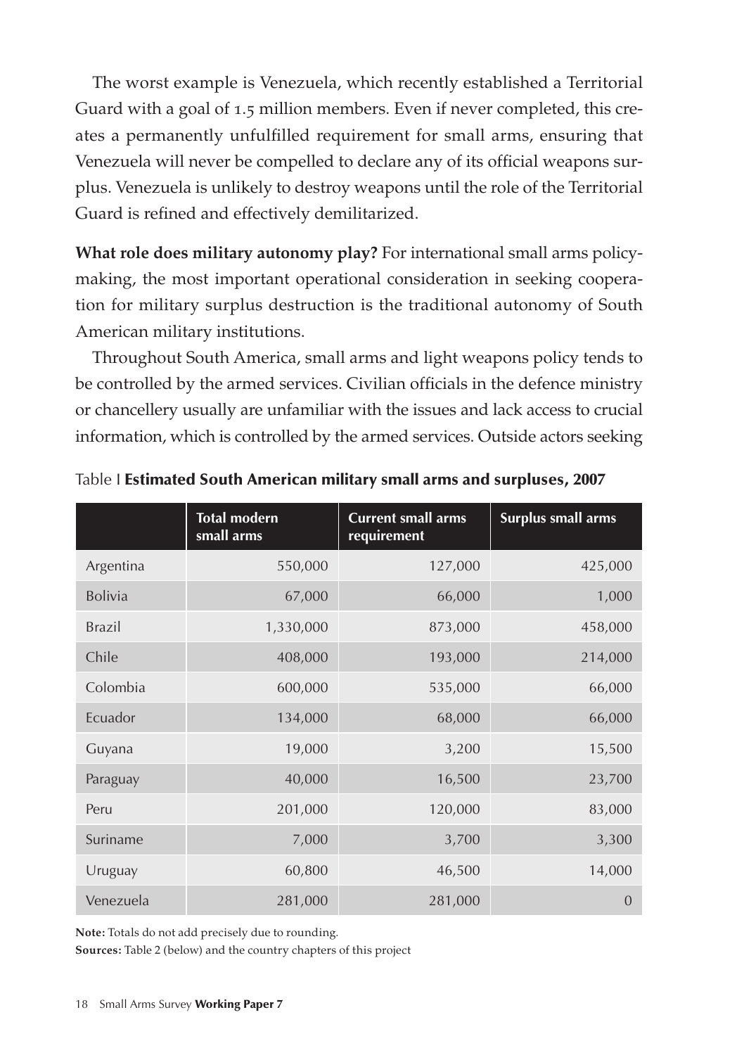The worst example is Venezuela, which recently established a Territorial Guard with a goal of 1.5 million members. Even if never completed, this creates a permanently unfulfilled requirement for small arms, ensuring that Venezuela will never be compelled to declare any of its official weapons surplus. Venezuela is unlikely to destroy weapons until the role of the Territorial Guard is refined and effectively demilitarized.

**What role does military autonomy play?** For international small arms policymaking, the most important operational consideration in seeking cooperation for military surplus destruction is the traditional autonomy of South American military institutions.

Throughout South America, small arms and light weapons policy tends to be controlled by the armed services. Civilian officials in the defence ministry or chancellery usually are unfamiliar with the issues and lack access to crucial information, which is controlled by the armed services. Outside actors seeking

Table I **Estimated South American military small arms and surpluses, 2007**

| | Total modern small arms | Current small arms requirement | Surplus small arms |
|---|---:|---:|---:|
| Argentina | 550,000 | 127,000 | 425,000 |
| Bolivia | 67,000 | 66,000 | 1,000 |
| Brazil | 1,330,000 | 873,000 | 458,000 |
| Chile | 408,000 | 193,000 | 214,000 |
| Colombia | 600,000 | 535,000 | 66,000 |
| Ecuador | 134,000 | 68,000 | 66,000 |
| Guyana | 19,000 | 3,200 | 15,500 |
| Paraguay | 40,000 | 16,500 | 23,700 |
| Peru | 201,000 | 120,000 | 83,000 |
| Suriname | 7,000 | 3,700 | 3,300 |
| Uruguay | 60,800 | 46,500 | 14,000 |
| Venezuela | 281,000 | 281,000 | 0 |

**Note:** Totals do not add precisely due to rounding.

**Sources:** Table 2 (below) and the country chapters of this project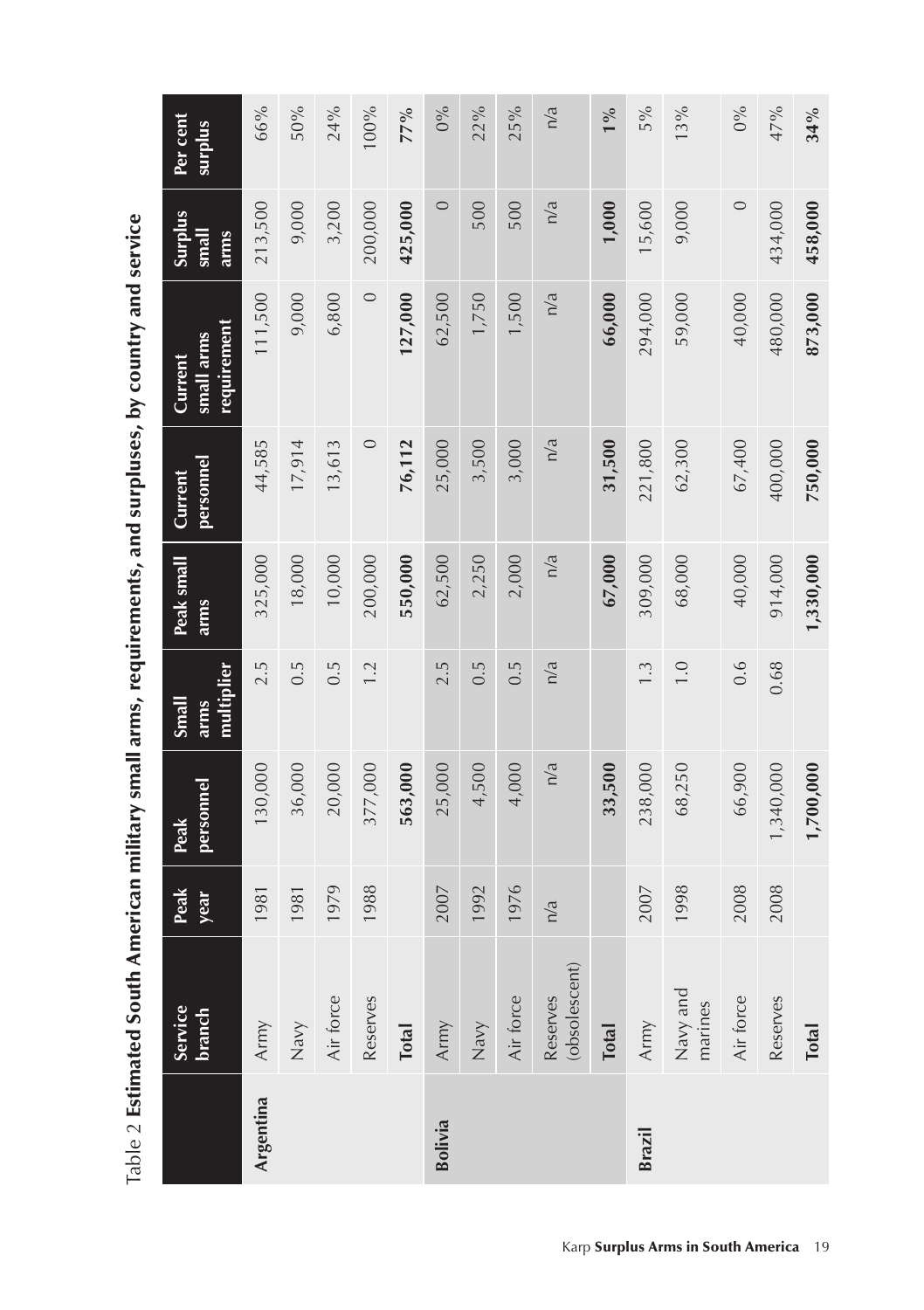Table 2 **Estimated South American military small arms, requirements, and surpluses, by country and service**

| | Service branch | Peak year | Peak personnel | Small arms multiplier | Peak small arms | Current personnel | Current small arms requirement | Surplus small arms | Per cent surplus |
|---|---|---|---|---|---|---|---|---|---|
| **Argentina** | Army | 1981 | 130,000 | 2.5 | 325,000 | 44,585 | 111,500 | 213,500 | 66% |
| | Navy | 1981 | 36,000 | 0.5 | 18,000 | 17,914 | 9,000 | 9,000 | 50% |
| | Air force | 1979 | 20,000 | 0.5 | 10,000 | 13,613 | 6,800 | 3,200 | 24% |
| | Reserves | 1988 | 377,000 | 1.2 | 200,000 | 0 | 0 | 200,000 | 100% |
| | **Total** | | **563,000** | | **550,000** | **76,112** | **127,000** | **425,000** | **77%** |
| **Bolivia** | Army | 2007 | 25,000 | 2.5 | 62,500 | 25,000 | 62,500 | 0 | 0% |
| | Navy | 1992 | 4,500 | 0.5 | 2,250 | 3,500 | 1,750 | 500 | 22% |
| | Air force | 1976 | 4,000 | 0.5 | 2,000 | 3,000 | 1,500 | 500 | 25% |
| | Reserves (obsolescent) | n/a | n/a | n/a | n/a | n/a | n/a | n/a | n/a |
| | **Total** | | **33,500** | | **67,000** | **31,500** | **66,000** | **1,000** | **1%** |
| **Brazil** | Army | 2007 | 238,000 | 1.3 | 309,000 | 221,800 | 294,000 | 15,600 | 5% |
| | Navy and marines | 1998 | 68,250 | 1.0 | 68,000 | 62,300 | 59,000 | 9,000 | 13% |
| | Air force | 2008 | 66,900 | 0.6 | 40,000 | 67,400 | 40,000 | 0 | 0% |
| | Reserves | 2008 | 1,340,000 | 0.68 | 914,000 | 400,000 | 480,000 | 434,000 | 47% |
| | **Total** | | **1,700,000** | | **1,330,000** | **750,000** | **873,000** | **458,000** | **34%** |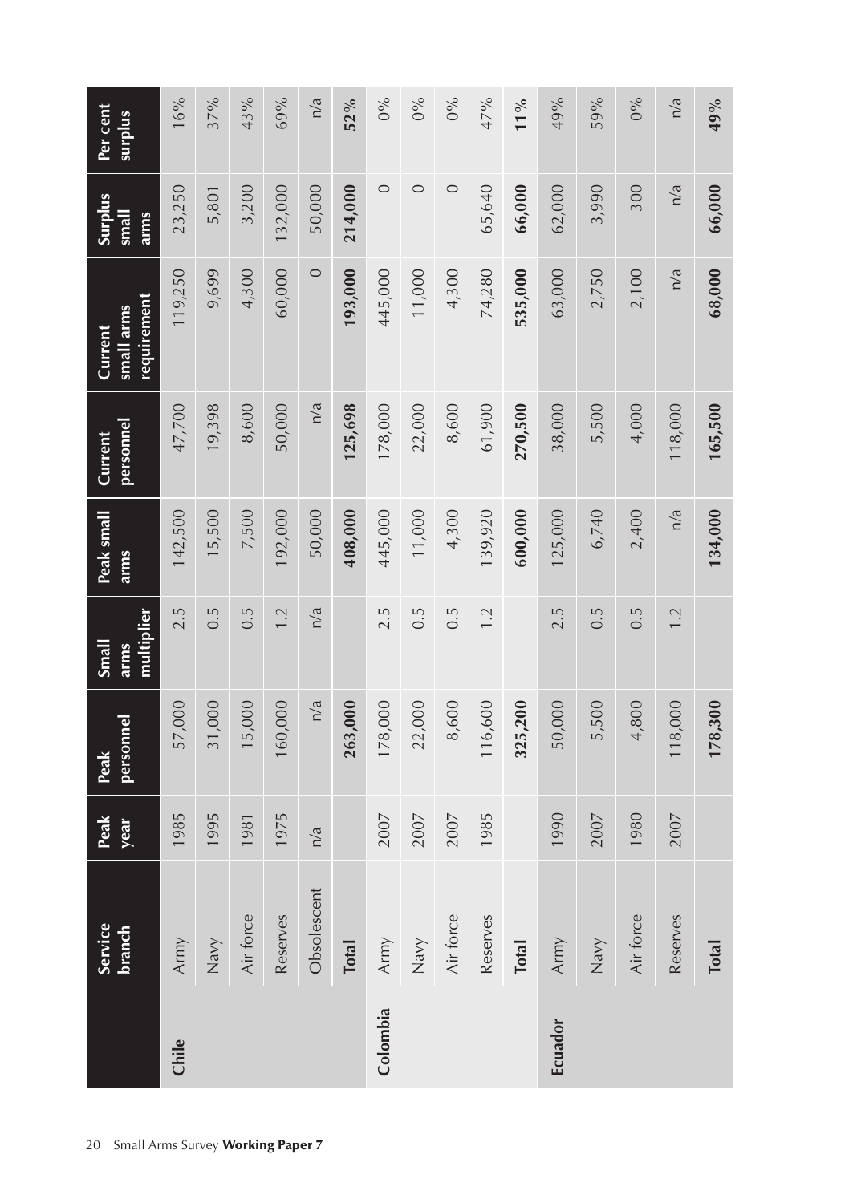| | Service branch | Peak year | Peak personnel | Small arms multiplier | Peak small arms | Current personnel | Current small arms requirement | Surplus small arms | Per cent surplus |
|---|---|---|---|---|---|---|---|---|---|
| **Chile** | Army | 1985 | 57,000 | 2.5 | 142,500 | 47,700 | 119,250 | 23,250 | 16% |
| | Navy | 1995 | 31,000 | 0.5 | 15,500 | 19,398 | 9,699 | 5,801 | 37% |
| | Air force | 1981 | 15,000 | 0.5 | 7,500 | 8,600 | 4,300 | 3,200 | 43% |
| | Reserves | 1975 | 160,000 | 1.2 | 192,000 | 50,000 | 60,000 | 132,000 | 69% |
| | Obsolescent | n/a | n/a | n/a | 50,000 | n/a | 0 | 50,000 | n/a |
| | **Total** | | **263,000** | | **408,000** | **125,698** | **193,000** | **214,000** | **52%** |
| **Colombia** | Army | 2007 | 178,000 | 2.5 | 445,000 | 178,000 | 445,000 | 0 | 0% |
| | Navy | 2007 | 22,000 | 0.5 | 11,000 | 22,000 | 11,000 | 0 | 0% |
| | Air force | 2007 | 8,600 | 0.5 | 4,300 | 8,600 | 4,300 | 0 | 0% |
| | Reserves | 1985 | 116,600 | 1.2 | 139,920 | 61,900 | 74,280 | 65,640 | 47% |
| | **Total** | | **325,200** | | **600,000** | **270,500** | **535,000** | **66,000** | **11%** |
| **Ecuador** | Army | 1990 | 50,000 | 2.5 | 125,000 | 38,000 | 63,000 | 62,000 | 49% |
| | Navy | 2007 | 5,500 | 0.5 | 6,740 | 5,500 | 2,750 | 3,990 | 59% |
| | Air force | 1980 | 4,800 | 0.5 | 2,400 | 4,000 | 2,100 | 300 | 0% |
| | Reserves | 2007 | 118,000 | 1.2 | n/a | 118,000 | n/a | n/a | n/a |
| | **Total** | | **178,300** | | **134,000** | **165,500** | **68,000** | **66,000** | **49%** |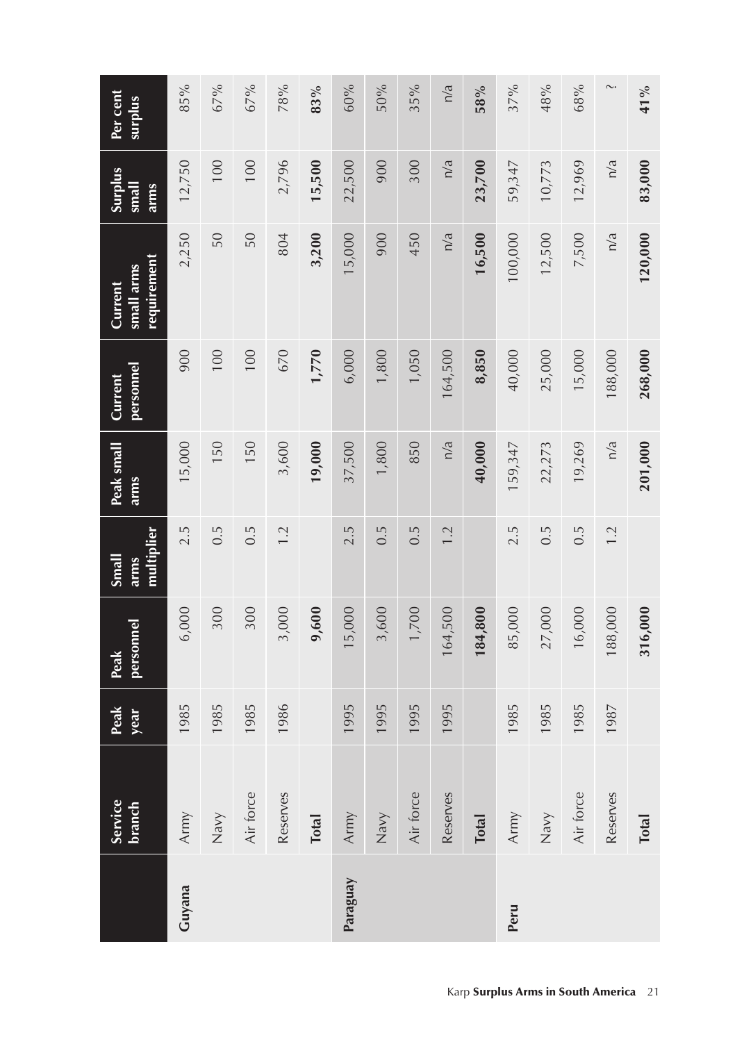| | Service branch | Peak year | Peak personnel | Small arms multiplier | Peak small arms | Current personnel | Current small arms requirement | Surplus small arms | Per cent surplus |
|---|---|---|---|---|---|---|---|---|---|
| **Guyana** | Army | 1985 | 6,000 | 2.5 | 15,000 | 900 | 2,250 | 12,750 | 85% |
| | Navy | 1985 | 300 | 0.5 | 150 | 100 | 50 | 100 | 67% |
| | Air force | 1985 | 300 | 0.5 | 150 | 100 | 50 | 100 | 67% |
| | Reserves | 1986 | 3,000 | 1.2 | 3,600 | 670 | 804 | 2,796 | 78% |
| | **Total** | | **9,600** | | **19,000** | **1,770** | **3,200** | **15,500** | **83%** |
| **Paraguay** | Army | 1995 | 15,000 | 2.5 | 37,500 | 6,000 | 15,000 | 22,500 | 60% |
| | Navy | 1995 | 3,600 | 0.5 | 1,800 | 1,800 | 900 | 900 | 50% |
| | Air force | 1995 | 1,700 | 0.5 | 850 | 1,050 | 450 | 300 | 35% |
| | Reserves | 1995 | 164,500 | 1.2 | n/a | 164,500 | n/a | n/a | n/a |
| | **Total** | | **184,800** | | **40,000** | **8,850** | **16,500** | **23,700** | **58%** |
| **Peru** | Army | 1985 | 85,000 | 2.5 | 159,347 | 40,000 | 100,000 | 59,347 | 37% |
| | Navy | 1985 | 27,000 | 0.5 | 22,273 | 25,000 | 12,500 | 10,773 | 48% |
| | Air force | 1985 | 16,000 | 0.5 | 19,269 | 15,000 | 7,500 | 12,969 | 68% |
| | Reserves | 1987 | 188,000 | 1.2 | n/a | 188,000 | n/a | n/a | ? |
| | **Total** | | **316,000** | | **201,000** | **268,000** | **120,000** | **83,000** | **41%** |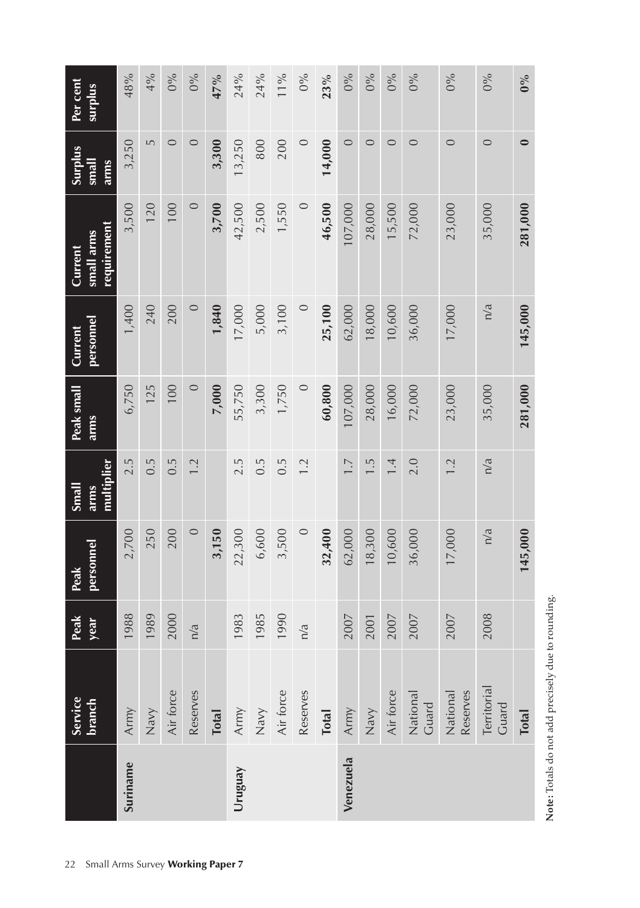| | Service branch | Peak year | Peak personnel | Small arms multiplier | Peak small arms | Current personnel | Current small arms requirement | Surplus small arms | Per cent surplus |
|---|---|---|---|---|---|---|---|---|---|
| **Suriname** | Army | 1988 | 2,700 | 2.5 | 6,750 | 1,400 | 3,500 | 3,250 | 48% |
| | Navy | 1989 | 250 | 0.5 | 125 | 240 | 120 | 5 | 4% |
| | Air force | 2000 | 200 | 0.5 | 100 | 200 | 100 | 0 | 0% |
| | Reserves | n/a | 0 | 1.2 | 0 | 0 | 0 | 0 | 0% |
| | **Total** | | **3,150** | | **7,000** | **1,840** | **3,700** | **3,300** | **47%** |
| **Uruguay** | Army | 1983 | 22,300 | 2.5 | 55,750 | 17,000 | 42,500 | 13,250 | 24% |
| | Navy | 1985 | 6,600 | 0.5 | 3,300 | 5,000 | 2,500 | 800 | 24% |
| | Air force | 1990 | 3,500 | 0.5 | 1,750 | 3,100 | 1,550 | 200 | 11% |
| | Reserves | n/a | 0 | 1.2 | 0 | 0 | 0 | 0 | 0% |
| | **Total** | | **32,400** | | **60,800** | **25,100** | **46,500** | **14,000** | **23%** |
| **Venezuela** | Army | 2007 | 62,000 | 1.7 | 107,000 | 62,000 | 107,000 | 0 | 0% |
| | Navy | 2001 | 18,300 | 1.5 | 28,000 | 18,000 | 28,000 | 0 | 0% |
| | Air force | 2007 | 10,600 | 1.4 | 16,000 | 10,600 | 15,500 | 0 | 0% |
| | National Guard | 2007 | 36,000 | 2.0 | 72,000 | 36,000 | 72,000 | 0 | 0% |
| | National Reserves | 2007 | 17,000 | 1.2 | 23,000 | 17,000 | 23,000 | 0 | 0% |
| | Territorial Guard | 2008 | n/a | n/a | 35,000 | n/a | 35,000 | 0 | 0% |
| | **Total** | | **145,000** | | **281,000** | **145,000** | **281,000** | **0** | **0%** |

**Note:** Totals do not add precisely due to rounding.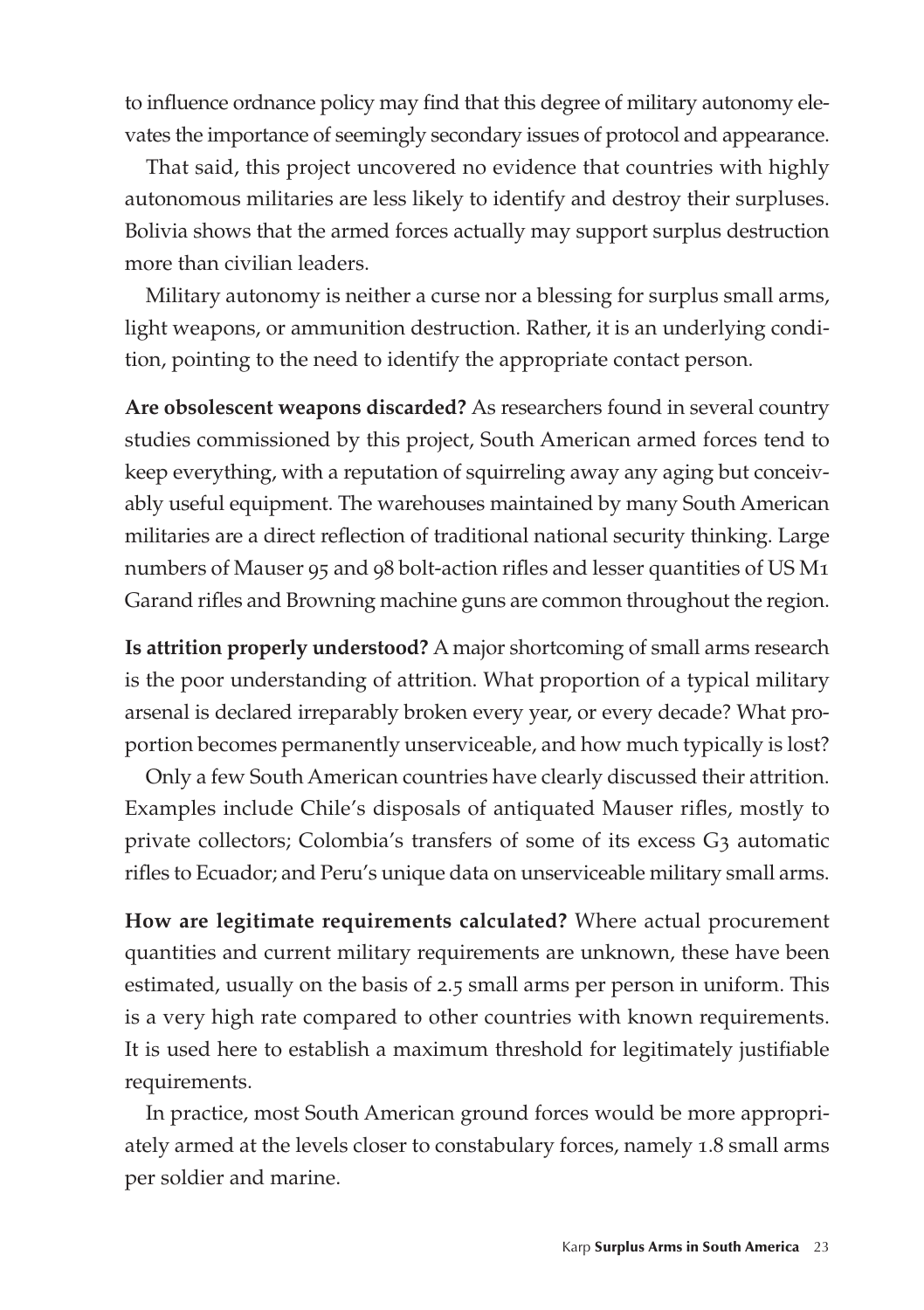to influence ordnance policy may find that this degree of military autonomy elevates the importance of seemingly secondary issues of protocol and appearance.

That said, this project uncovered no evidence that countries with highly autonomous militaries are less likely to identify and destroy their surpluses. Bolivia shows that the armed forces actually may support surplus destruction more than civilian leaders.

Military autonomy is neither a curse nor a blessing for surplus small arms, light weapons, or ammunition destruction. Rather, it is an underlying condition, pointing to the need to identify the appropriate contact person.

**Are obsolescent weapons discarded?** As researchers found in several country studies commissioned by this project, South American armed forces tend to keep everything, with a reputation of squirreling away any aging but conceivably useful equipment. The warehouses maintained by many South American militaries are a direct reflection of traditional national security thinking. Large numbers of Mauser 95 and 98 bolt-action rifles and lesser quantities of US M1 Garand rifles and Browning machine guns are common throughout the region.

**Is attrition properly understood?** A major shortcoming of small arms research is the poor understanding of attrition. What proportion of a typical military arsenal is declared irreparably broken every year, or every decade? What proportion becomes permanently unserviceable, and how much typically is lost?

Only a few South American countries have clearly discussed their attrition. Examples include Chile's disposals of antiquated Mauser rifles, mostly to private collectors; Colombia's transfers of some of its excess G3 automatic rifles to Ecuador; and Peru's unique data on unserviceable military small arms.

**How are legitimate requirements calculated?** Where actual procurement quantities and current military requirements are unknown, these have been estimated, usually on the basis of 2.5 small arms per person in uniform. This is a very high rate compared to other countries with known requirements. It is used here to establish a maximum threshold for legitimately justifiable requirements.

In practice, most South American ground forces would be more appropriately armed at the levels closer to constabulary forces, namely 1.8 small arms per soldier and marine.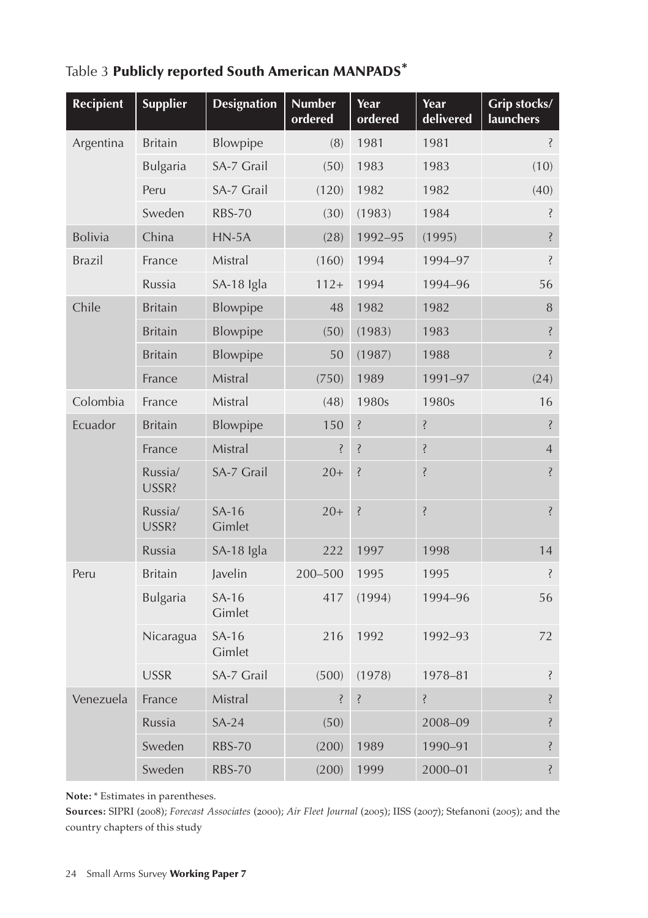Table 3 **Publicly reported South American MANPADS***

| Recipient | Supplier | Designation | Number ordered | Year ordered | Year delivered | Grip stocks/ launchers |
|---|---|---|---|---|---|---|
| Argentina | Britain | Blowpipe | (8) | 1981 | 1981 | ? |
| | Bulgaria | SA-7 Grail | (50) | 1983 | 1983 | (10) |
| | Peru | SA-7 Grail | (120) | 1982 | 1982 | (40) |
| | Sweden | RBS-70 | (30) | (1983) | 1984 | ? |
| Bolivia | China | HN-5A | (28) | 1992–95 | (1995) | ? |
| Brazil | France | Mistral | (160) | 1994 | 1994–97 | ? |
| | Russia | SA-18 Igla | 112+ | 1994 | 1994–96 | 56 |
| Chile | Britain | Blowpipe | 48 | 1982 | 1982 | 8 |
| | Britain | Blowpipe | (50) | (1983) | 1983 | ? |
| | Britain | Blowpipe | 50 | (1987) | 1988 | ? |
| | France | Mistral | (750) | 1989 | 1991–97 | (24) |
| Colombia | France | Mistral | (48) | 1980s | 1980s | 16 |
| Ecuador | Britain | Blowpipe | 150 | ? | ? | ? |
| | France | Mistral | ? | ? | ? | 4 |
| | Russia/ USSR? | SA-7 Grail | 20+ | ? | ? | ? |
| | Russia/ USSR? | SA-16 Gimlet | 20+ | ? | ? | ? |
| | Russia | SA-18 Igla | 222 | 1997 | 1998 | 14 |
| Peru | Britain | Javelin | 200–500 | 1995 | 1995 | ? |
| | Bulgaria | SA-16 Gimlet | 417 | (1994) | 1994–96 | 56 |
| | Nicaragua | SA-16 Gimlet | 216 | 1992 | 1992–93 | 72 |
| | USSR | SA-7 Grail | (500) | (1978) | 1978–81 | ? |
| Venezuela | France | Mistral | ? | ? | ? | ? |
| | Russia | SA-24 | (50) | | 2008–09 | ? |
| | Sweden | RBS-70 | (200) | 1989 | 1990–91 | ? |
| | Sweden | RBS-70 | (200) | 1999 | 2000–01 | ? |

**Note:** * Estimates in parentheses.

**Sources:** SIPRI (2008); *Forecast Associates* (2000); *Air Fleet Journal* (2005); IISS (2007); Stefanoni (2005); and the country chapters of this study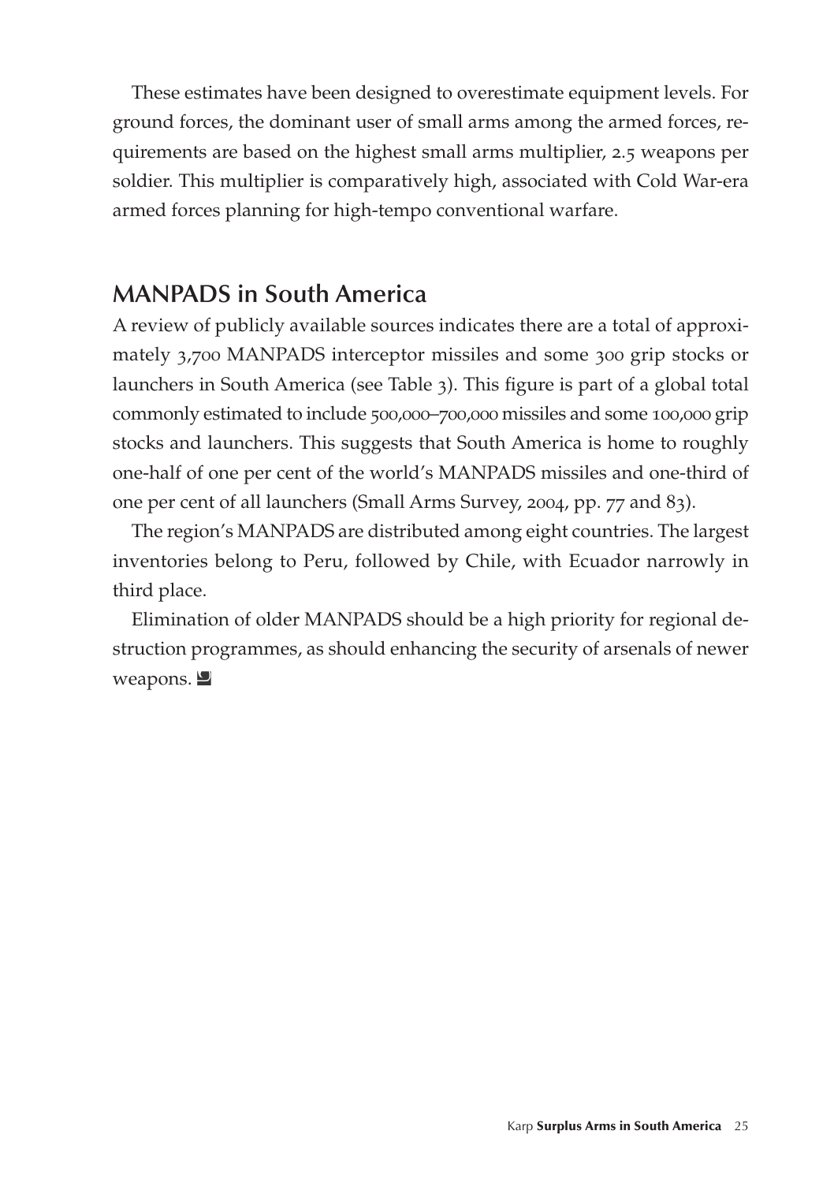These estimates have been designed to overestimate equipment levels. For ground forces, the dominant user of small arms among the armed forces, requirements are based on the highest small arms multiplier, 2.5 weapons per soldier. This multiplier is comparatively high, associated with Cold War-era armed forces planning for high-tempo conventional warfare.

## MANPADS in South America

A review of publicly available sources indicates there are a total of approximately 3,700 MANPADS interceptor missiles and some 300 grip stocks or launchers in South America (see Table 3). This figure is part of a global total commonly estimated to include 500,000–700,000 missiles and some 100,000 grip stocks and launchers. This suggests that South America is home to roughly one-half of one per cent of the world's MANPADS missiles and one-third of one per cent of all launchers (Small Arms Survey, 2004, pp. 77 and 83).

The region's MANPADS are distributed among eight countries. The largest inventories belong to Peru, followed by Chile, with Ecuador narrowly in third place.

Elimination of older MANPADS should be a high priority for regional destruction programmes, as should enhancing the security of arsenals of newer weapons.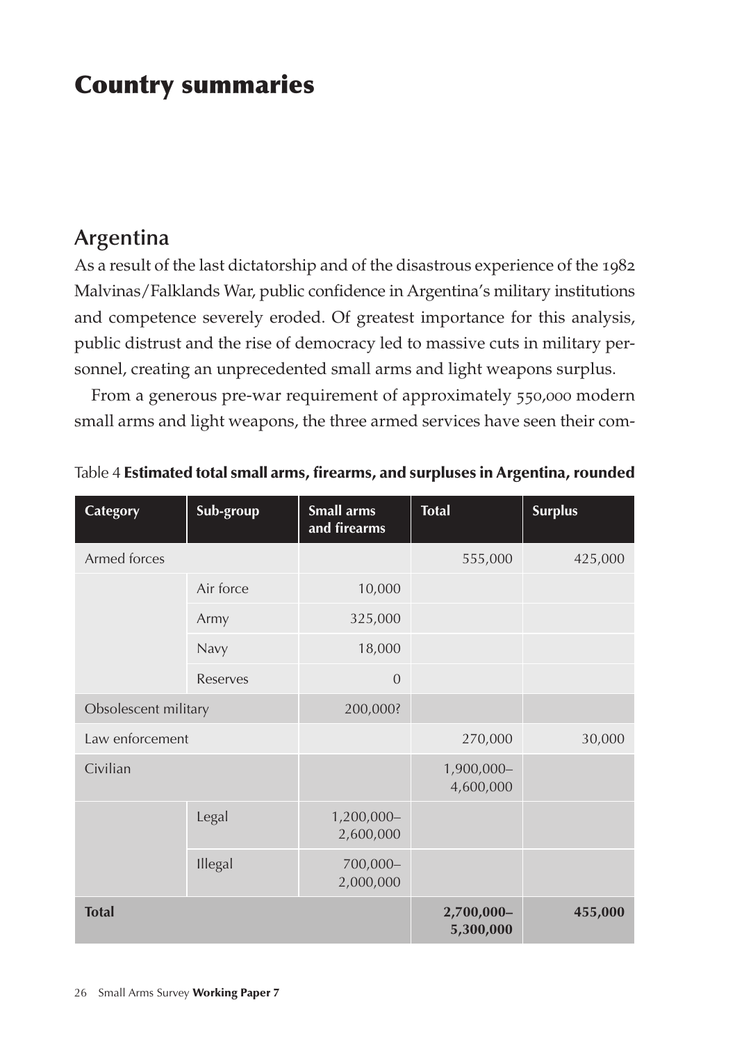# Country summaries

## Argentina

As a result of the last dictatorship and of the disastrous experience of the 1982 Malvinas/Falklands War, public confidence in Argentina's military institutions and competence severely eroded. Of greatest importance for this analysis, public distrust and the rise of democracy led to massive cuts in military personnel, creating an unprecedented small arms and light weapons surplus.

From a generous pre-war requirement of approximately 550,000 modern small arms and light weapons, the three armed services have seen their com-

Table 4 **Estimated total small arms, firearms, and surpluses in Argentina, rounded**

| Category | Sub-group | Small arms and firearms | Total | Surplus |
|---|---|---|---|---|
| Armed forces | | | 555,000 | 425,000 |
| | Air force | 10,000 | | |
| | Army | 325,000 | | |
| | Navy | 18,000 | | |
| | Reserves | 0 | | |
| Obsolescent military | | 200,000? | | |
| Law enforcement | | | 270,000 | 30,000 |
| Civilian | | | 1,900,000–4,600,000 | |
| | Legal | 1,200,000–2,600,000 | | |
| | Illegal | 700,000–2,000,000 | | |
| **Total** | | | **2,700,000–5,300,000** | **455,000** |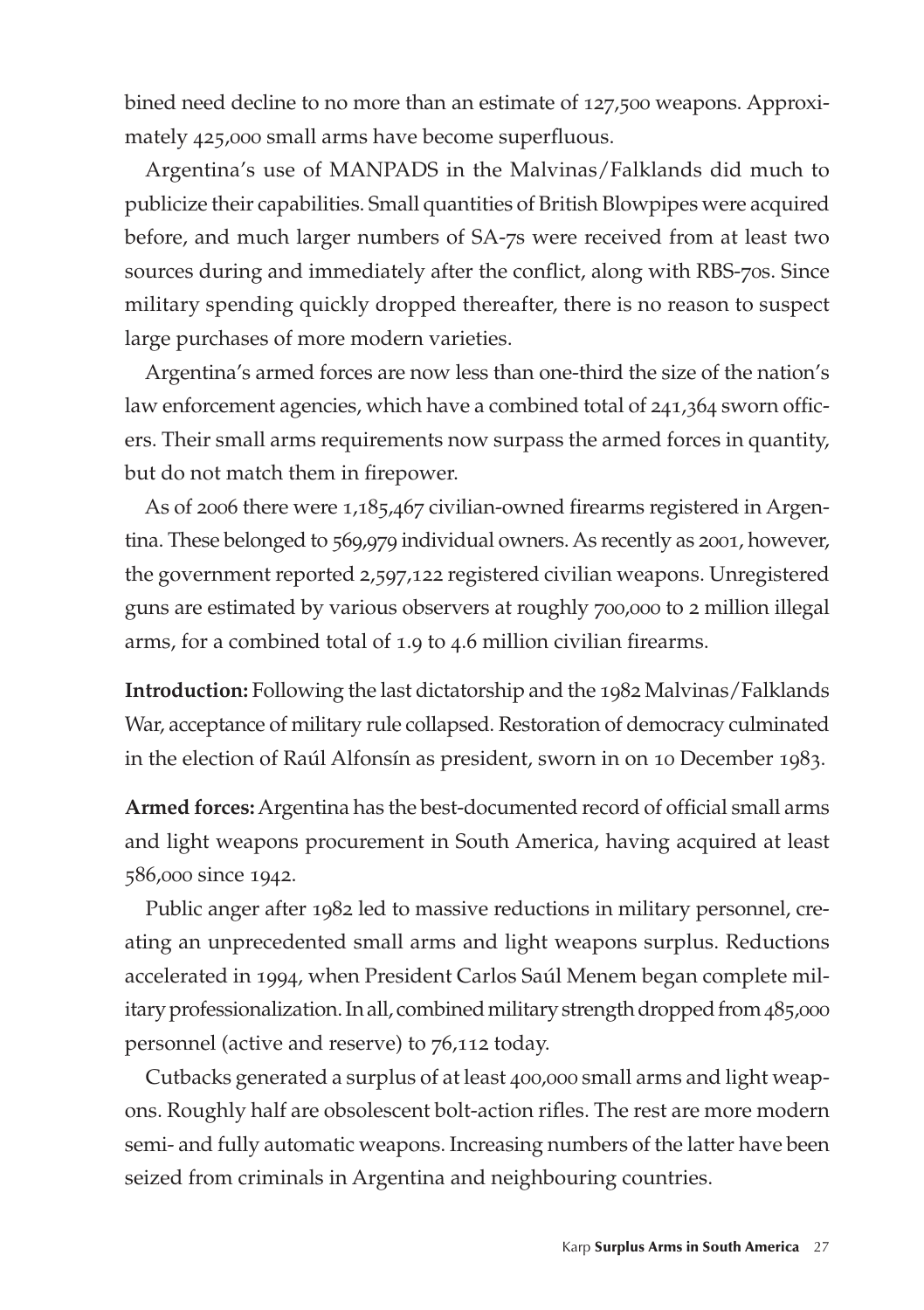bined need decline to no more than an estimate of 127,500 weapons. Approximately 425,000 small arms have become superfluous.

Argentina's use of MANPADS in the Malvinas/Falklands did much to publicize their capabilities. Small quantities of British Blowpipes were acquired before, and much larger numbers of SA-7s were received from at least two sources during and immediately after the conflict, along with RBS-70s. Since military spending quickly dropped thereafter, there is no reason to suspect large purchases of more modern varieties.

Argentina's armed forces are now less than one-third the size of the nation's law enforcement agencies, which have a combined total of 241,364 sworn officers. Their small arms requirements now surpass the armed forces in quantity, but do not match them in firepower.

As of 2006 there were 1,185,467 civilian-owned firearms registered in Argentina. These belonged to 569,979 individual owners. As recently as 2001, however, the government reported 2,597,122 registered civilian weapons. Unregistered guns are estimated by various observers at roughly 700,000 to 2 million illegal arms, for a combined total of 1.9 to 4.6 million civilian firearms.

**Introduction:** Following the last dictatorship and the 1982 Malvinas/Falklands War, acceptance of military rule collapsed. Restoration of democracy culminated in the election of Raúl Alfonsín as president, sworn in on 10 December 1983.

**Armed forces:** Argentina has the best-documented record of official small arms and light weapons procurement in South America, having acquired at least 586,000 since 1942.

Public anger after 1982 led to massive reductions in military personnel, creating an unprecedented small arms and light weapons surplus. Reductions accelerated in 1994, when President Carlos Saúl Menem began complete military professionalization. In all, combined military strength dropped from 485,000 personnel (active and reserve) to 76,112 today.

Cutbacks generated a surplus of at least 400,000 small arms and light weapons. Roughly half are obsolescent bolt-action rifles. The rest are more modern semi- and fully automatic weapons. Increasing numbers of the latter have been seized from criminals in Argentina and neighbouring countries.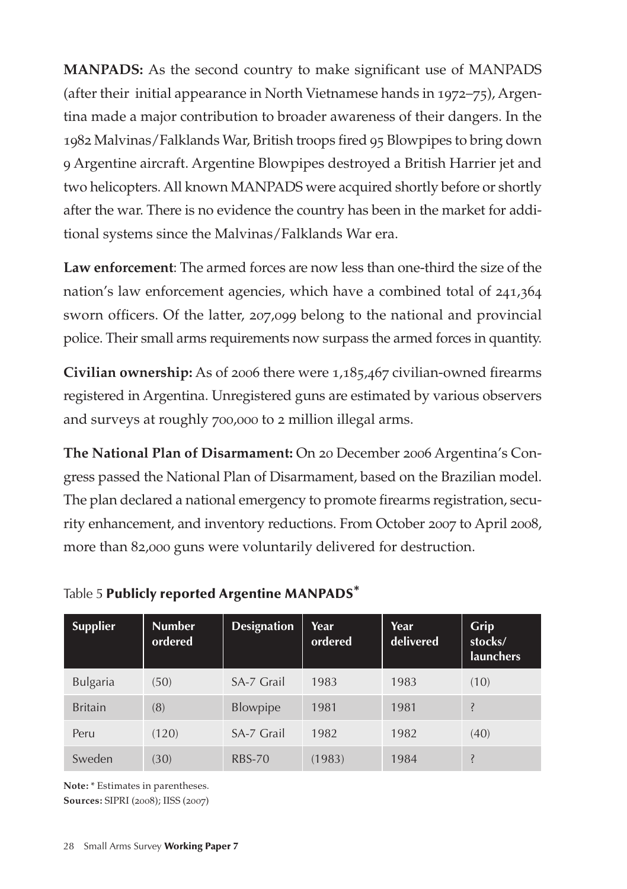**MANPADS:** As the second country to make significant use of MANPADS (after their initial appearance in North Vietnamese hands in 1972–75), Argentina made a major contribution to broader awareness of their dangers. In the 1982 Malvinas/Falklands War, British troops fired 95 Blowpipes to bring down 9 Argentine aircraft. Argentine Blowpipes destroyed a British Harrier jet and two helicopters. All known MANPADS were acquired shortly before or shortly after the war. There is no evidence the country has been in the market for additional systems since the Malvinas/Falklands War era.

**Law enforcement**: The armed forces are now less than one-third the size of the nation's law enforcement agencies, which have a combined total of 241,364 sworn officers. Of the latter, 207,099 belong to the national and provincial police. Their small arms requirements now surpass the armed forces in quantity.

**Civilian ownership:** As of 2006 there were 1,185,467 civilian-owned firearms registered in Argentina. Unregistered guns are estimated by various observers and surveys at roughly 700,000 to 2 million illegal arms.

**The National Plan of Disarmament:** On 20 December 2006 Argentina's Congress passed the National Plan of Disarmament, based on the Brazilian model. The plan declared a national emergency to promote firearms registration, security enhancement, and inventory reductions. From October 2007 to April 2008, more than 82,000 guns were voluntarily delivered for destruction.

Table 5 **Publicly reported Argentine MANPADS***

| Supplier | Number ordered | Designation | Year ordered | Year delivered | Grip stocks/ launchers |
|---|---|---|---|---|---|
| Bulgaria | (50) | SA-7 Grail | 1983 | 1983 | (10) |
| Britain | (8) | Blowpipe | 1981 | 1981 | ? |
| Peru | (120) | SA-7 Grail | 1982 | 1982 | (40) |
| Sweden | (30) | RBS-70 | (1983) | 1984 | ? |

**Note:** * Estimates in parentheses.
**Sources:** SIPRI (2008); IISS (2007)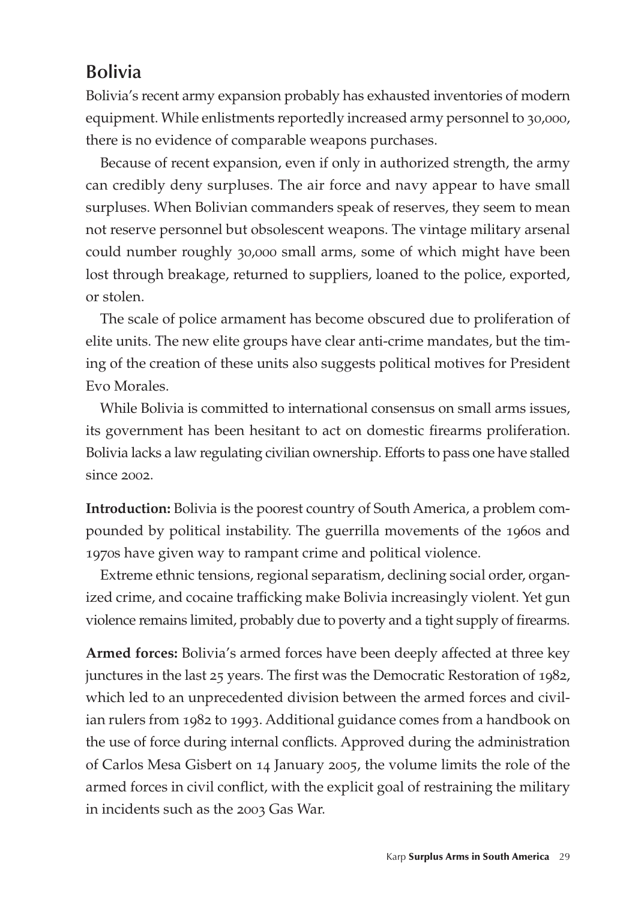## Bolivia

Bolivia's recent army expansion probably has exhausted inventories of modern equipment. While enlistments reportedly increased army personnel to 30,000, there is no evidence of comparable weapons purchases.

Because of recent expansion, even if only in authorized strength, the army can credibly deny surpluses. The air force and navy appear to have small surpluses. When Bolivian commanders speak of reserves, they seem to mean not reserve personnel but obsolescent weapons. The vintage military arsenal could number roughly 30,000 small arms, some of which might have been lost through breakage, returned to suppliers, loaned to the police, exported, or stolen.

The scale of police armament has become obscured due to proliferation of elite units. The new elite groups have clear anti-crime mandates, but the timing of the creation of these units also suggests political motives for President Evo Morales.

While Bolivia is committed to international consensus on small arms issues, its government has been hesitant to act on domestic firearms proliferation. Bolivia lacks a law regulating civilian ownership. Efforts to pass one have stalled since 2002.

**Introduction:** Bolivia is the poorest country of South America, a problem compounded by political instability. The guerrilla movements of the 1960s and 1970s have given way to rampant crime and political violence.

Extreme ethnic tensions, regional separatism, declining social order, organized crime, and cocaine trafficking make Bolivia increasingly violent. Yet gun violence remains limited, probably due to poverty and a tight supply of firearms.

**Armed forces:** Bolivia's armed forces have been deeply affected at three key junctures in the last 25 years. The first was the Democratic Restoration of 1982, which led to an unprecedented division between the armed forces and civilian rulers from 1982 to 1993. Additional guidance comes from a handbook on the use of force during internal conflicts. Approved during the administration of Carlos Mesa Gisbert on 14 January 2005, the volume limits the role of the armed forces in civil conflict, with the explicit goal of restraining the military in incidents such as the 2003 Gas War.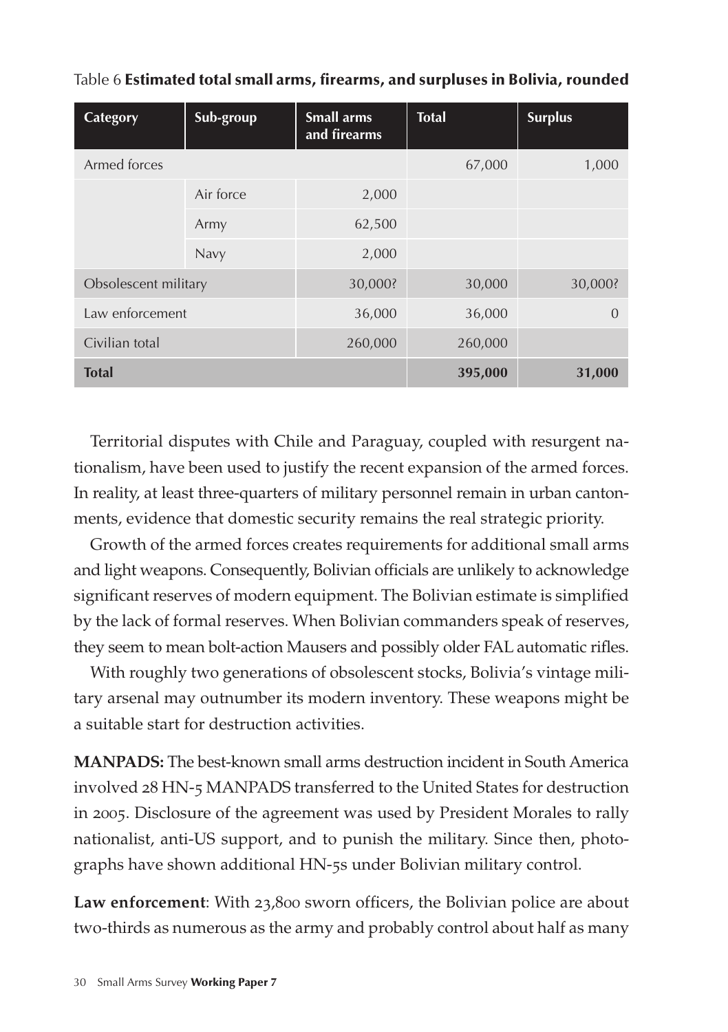Table 6 **Estimated total small arms, firearms, and surpluses in Bolivia, rounded**

| Category | Sub-group | Small arms and firearms | Total | Surplus |
|---|---|---|---|---|
| Armed forces | | | 67,000 | 1,000 |
| | Air force | 2,000 | | |
| | Army | 62,500 | | |
| | Navy | 2,000 | | |
| Obsolescent military | | 30,000? | 30,000 | 30,000? |
| Law enforcement | | 36,000 | 36,000 | 0 |
| Civilian total | | 260,000 | 260,000 | |
| **Total** | | | **395,000** | **31,000** |

Territorial disputes with Chile and Paraguay, coupled with resurgent nationalism, have been used to justify the recent expansion of the armed forces. In reality, at least three-quarters of military personnel remain in urban cantonments, evidence that domestic security remains the real strategic priority.

Growth of the armed forces creates requirements for additional small arms and light weapons. Consequently, Bolivian officials are unlikely to acknowledge significant reserves of modern equipment. The Bolivian estimate is simplified by the lack of formal reserves. When Bolivian commanders speak of reserves, they seem to mean bolt-action Mausers and possibly older FAL automatic rifles.

With roughly two generations of obsolescent stocks, Bolivia's vintage military arsenal may outnumber its modern inventory. These weapons might be a suitable start for destruction activities.

**MANPADS:** The best-known small arms destruction incident in South America involved 28 HN-5 MANPADS transferred to the United States for destruction in 2005. Disclosure of the agreement was used by President Morales to rally nationalist, anti-US support, and to punish the military. Since then, photographs have shown additional HN-5s under Bolivian military control.

**Law enforcement**: With 23,800 sworn officers, the Bolivian police are about two-thirds as numerous as the army and probably control about half as many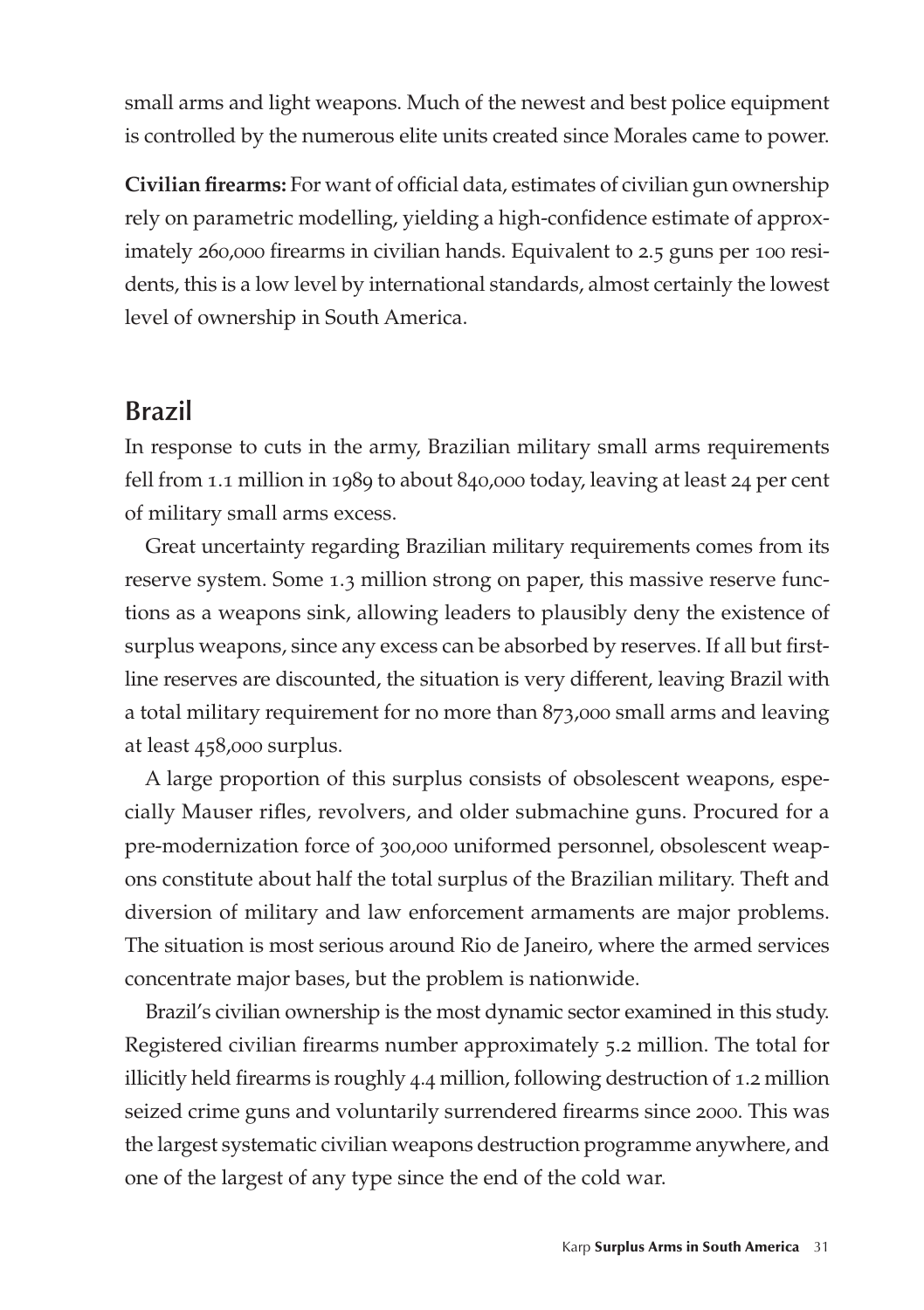small arms and light weapons. Much of the newest and best police equipment is controlled by the numerous elite units created since Morales came to power.

**Civilian firearms:** For want of official data, estimates of civilian gun ownership rely on parametric modelling, yielding a high-confidence estimate of approximately 260,000 firearms in civilian hands. Equivalent to 2.5 guns per 100 residents, this is a low level by international standards, almost certainly the lowest level of ownership in South America.

## Brazil

In response to cuts in the army, Brazilian military small arms requirements fell from 1.1 million in 1989 to about 840,000 today, leaving at least 24 per cent of military small arms excess.

Great uncertainty regarding Brazilian military requirements comes from its reserve system. Some 1.3 million strong on paper, this massive reserve functions as a weapons sink, allowing leaders to plausibly deny the existence of surplus weapons, since any excess can be absorbed by reserves. If all but first-line reserves are discounted, the situation is very different, leaving Brazil with a total military requirement for no more than 873,000 small arms and leaving at least 458,000 surplus.

A large proportion of this surplus consists of obsolescent weapons, especially Mauser rifles, revolvers, and older submachine guns. Procured for a pre-modernization force of 300,000 uniformed personnel, obsolescent weapons constitute about half the total surplus of the Brazilian military. Theft and diversion of military and law enforcement armaments are major problems. The situation is most serious around Rio de Janeiro, where the armed services concentrate major bases, but the problem is nationwide.

Brazil's civilian ownership is the most dynamic sector examined in this study. Registered civilian firearms number approximately 5.2 million. The total for illicitly held firearms is roughly 4.4 million, following destruction of 1.2 million seized crime guns and voluntarily surrendered firearms since 2000. This was the largest systematic civilian weapons destruction programme anywhere, and one of the largest of any type since the end of the cold war.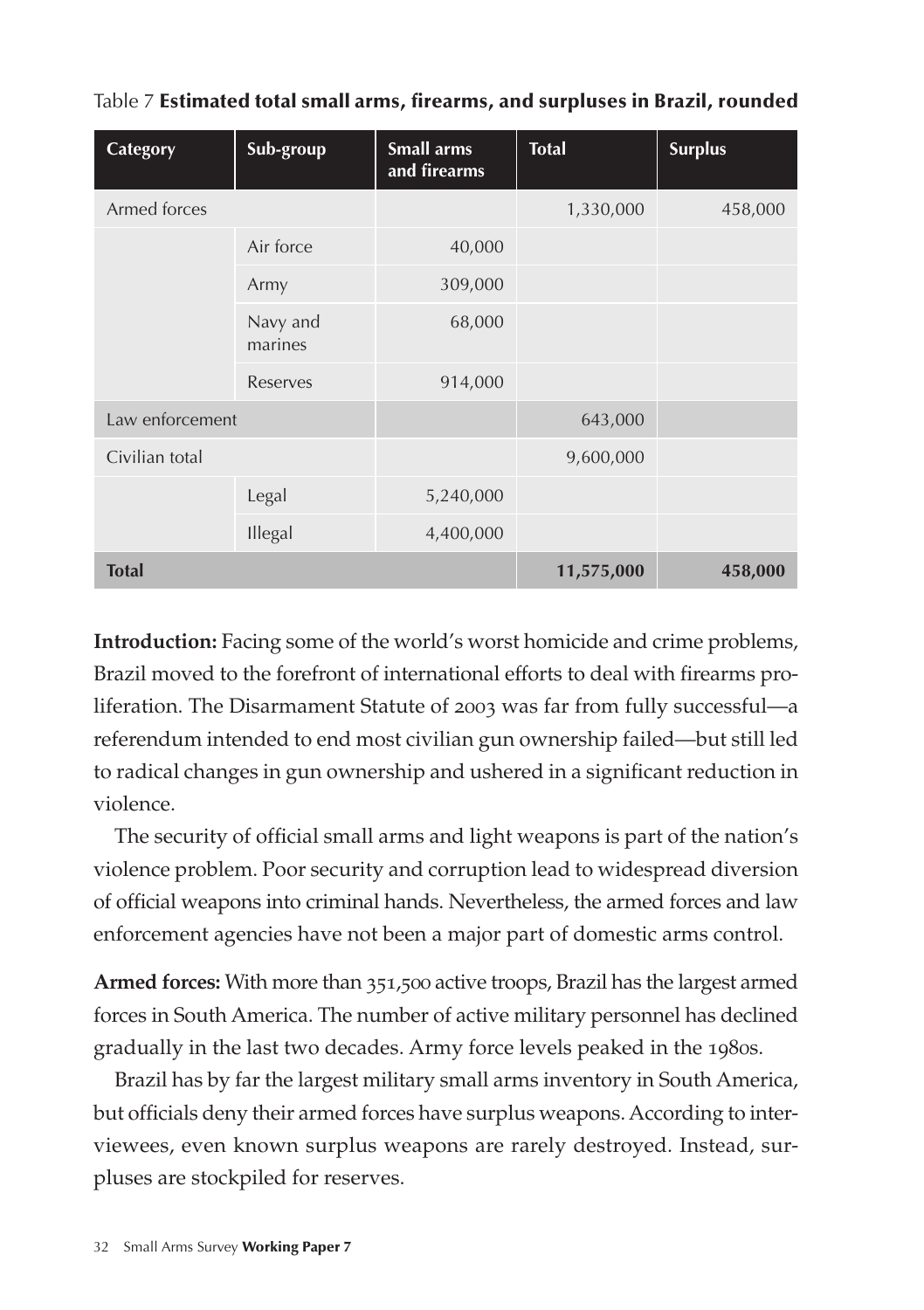Table 7 **Estimated total small arms, firearms, and surpluses in Brazil, rounded**

| Category | Sub-group | Small arms and firearms | Total | Surplus |
|---|---|---|---|---|
| Armed forces | | | 1,330,000 | 458,000 |
| | Air force | 40,000 | | |
| | Army | 309,000 | | |
| | Navy and marines | 68,000 | | |
| | Reserves | 914,000 | | |
| Law enforcement | | | 643,000 | |
| Civilian total | | | 9,600,000 | |
| | Legal | 5,240,000 | | |
| | Illegal | 4,400,000 | | |
| **Total** | | | **11,575,000** | **458,000** |

**Introduction:** Facing some of the world's worst homicide and crime problems, Brazil moved to the forefront of international efforts to deal with firearms proliferation. The Disarmament Statute of 2003 was far from fully successful—a referendum intended to end most civilian gun ownership failed—but still led to radical changes in gun ownership and ushered in a significant reduction in violence.

The security of official small arms and light weapons is part of the nation's violence problem. Poor security and corruption lead to widespread diversion of official weapons into criminal hands. Nevertheless, the armed forces and law enforcement agencies have not been a major part of domestic arms control.

**Armed forces:** With more than 351,500 active troops, Brazil has the largest armed forces in South America. The number of active military personnel has declined gradually in the last two decades. Army force levels peaked in the 1980s.

Brazil has by far the largest military small arms inventory in South America, but officials deny their armed forces have surplus weapons. According to interviewees, even known surplus weapons are rarely destroyed. Instead, surpluses are stockpiled for reserves.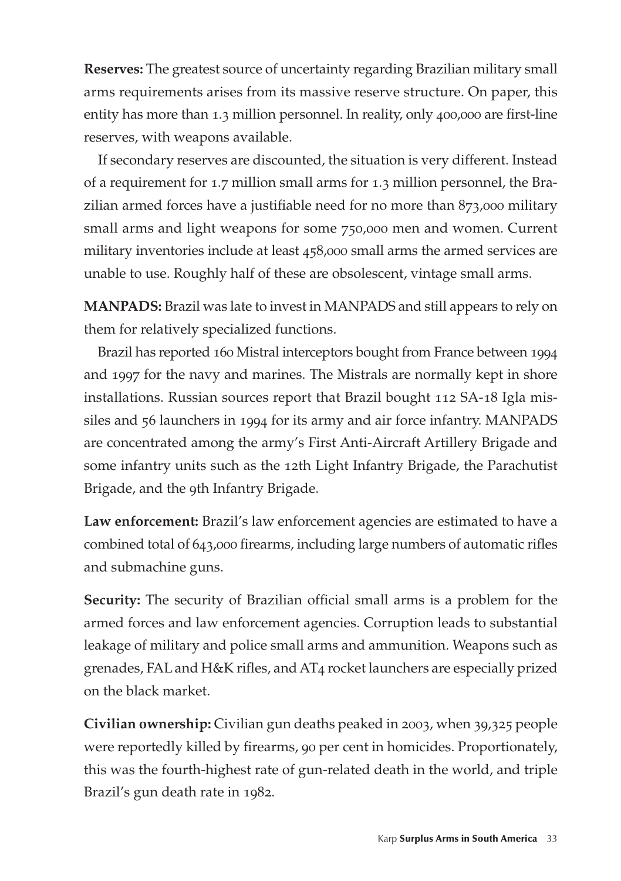**Reserves:** The greatest source of uncertainty regarding Brazilian military small arms requirements arises from its massive reserve structure. On paper, this entity has more than 1.3 million personnel. In reality, only 400,000 are first-line reserves, with weapons available.

If secondary reserves are discounted, the situation is very different. Instead of a requirement for 1.7 million small arms for 1.3 million personnel, the Brazilian armed forces have a justifiable need for no more than 873,000 military small arms and light weapons for some 750,000 men and women. Current military inventories include at least 458,000 small arms the armed services are unable to use. Roughly half of these are obsolescent, vintage small arms.

**MANPADS:** Brazil was late to invest in MANPADS and still appears to rely on them for relatively specialized functions.

Brazil has reported 160 Mistral interceptors bought from France between 1994 and 1997 for the navy and marines. The Mistrals are normally kept in shore installations. Russian sources report that Brazil bought 112 SA-18 Igla missiles and 56 launchers in 1994 for its army and air force infantry. MANPADS are concentrated among the army's First Anti-Aircraft Artillery Brigade and some infantry units such as the 12th Light Infantry Brigade, the Parachutist Brigade, and the 9th Infantry Brigade.

**Law enforcement:** Brazil's law enforcement agencies are estimated to have a combined total of 643,000 firearms, including large numbers of automatic rifles and submachine guns.

**Security:** The security of Brazilian official small arms is a problem for the armed forces and law enforcement agencies. Corruption leads to substantial leakage of military and police small arms and ammunition. Weapons such as grenades, FAL and H&K rifles, and AT4 rocket launchers are especially prized on the black market.

**Civilian ownership:** Civilian gun deaths peaked in 2003, when 39,325 people were reportedly killed by firearms, 90 per cent in homicides. Proportionately, this was the fourth-highest rate of gun-related death in the world, and triple Brazil's gun death rate in 1982.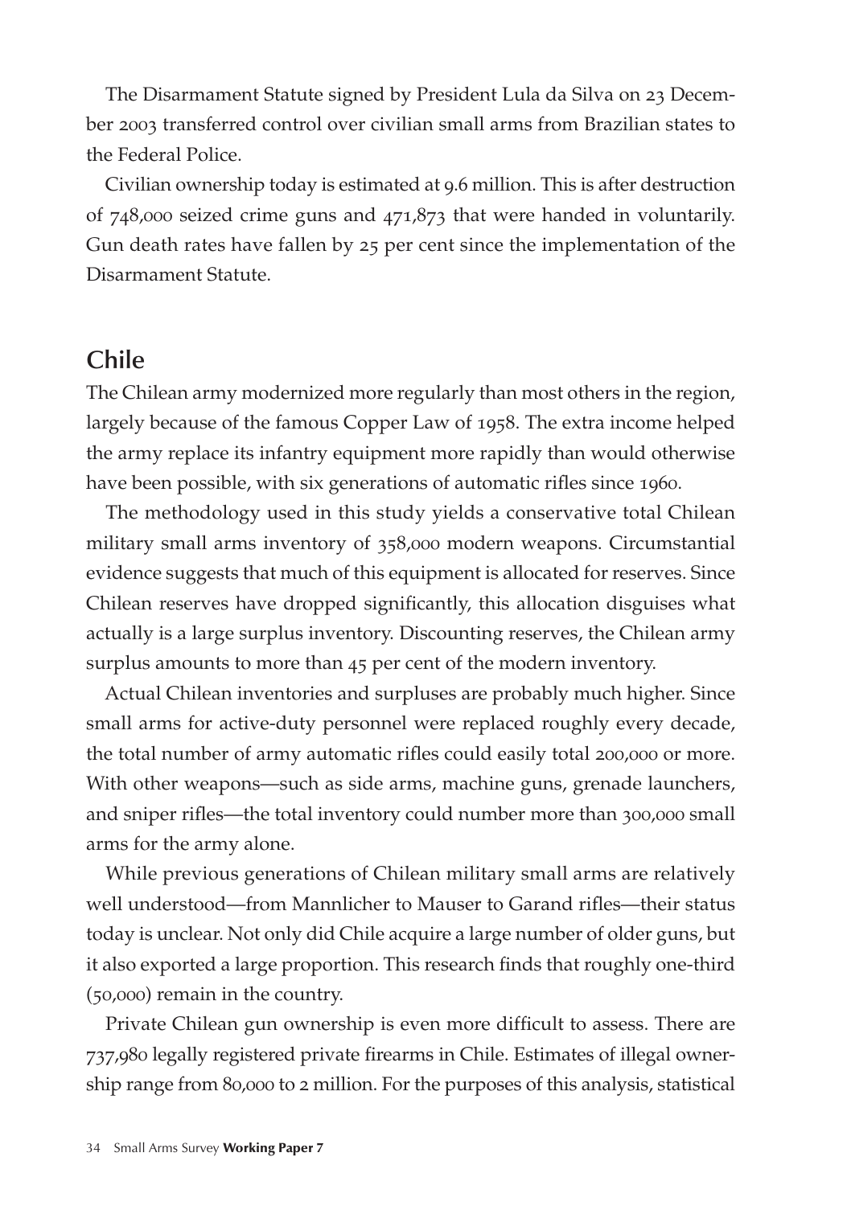The Disarmament Statute signed by President Lula da Silva on 23 December 2003 transferred control over civilian small arms from Brazilian states to the Federal Police.

Civilian ownership today is estimated at 9.6 million. This is after destruction of 748,000 seized crime guns and 471,873 that were handed in voluntarily. Gun death rates have fallen by 25 per cent since the implementation of the Disarmament Statute.

## Chile

The Chilean army modernized more regularly than most others in the region, largely because of the famous Copper Law of 1958. The extra income helped the army replace its infantry equipment more rapidly than would otherwise have been possible, with six generations of automatic rifles since 1960.

The methodology used in this study yields a conservative total Chilean military small arms inventory of 358,000 modern weapons. Circumstantial evidence suggests that much of this equipment is allocated for reserves. Since Chilean reserves have dropped significantly, this allocation disguises what actually is a large surplus inventory. Discounting reserves, the Chilean army surplus amounts to more than 45 per cent of the modern inventory.

Actual Chilean inventories and surpluses are probably much higher. Since small arms for active-duty personnel were replaced roughly every decade, the total number of army automatic rifles could easily total 200,000 or more. With other weapons—such as side arms, machine guns, grenade launchers, and sniper rifles—the total inventory could number more than 300,000 small arms for the army alone.

While previous generations of Chilean military small arms are relatively well understood—from Mannlicher to Mauser to Garand rifles—their status today is unclear. Not only did Chile acquire a large number of older guns, but it also exported a large proportion. This research finds that roughly one-third (50,000) remain in the country.

Private Chilean gun ownership is even more difficult to assess. There are 737,980 legally registered private firearms in Chile. Estimates of illegal ownership range from 80,000 to 2 million. For the purposes of this analysis, statistical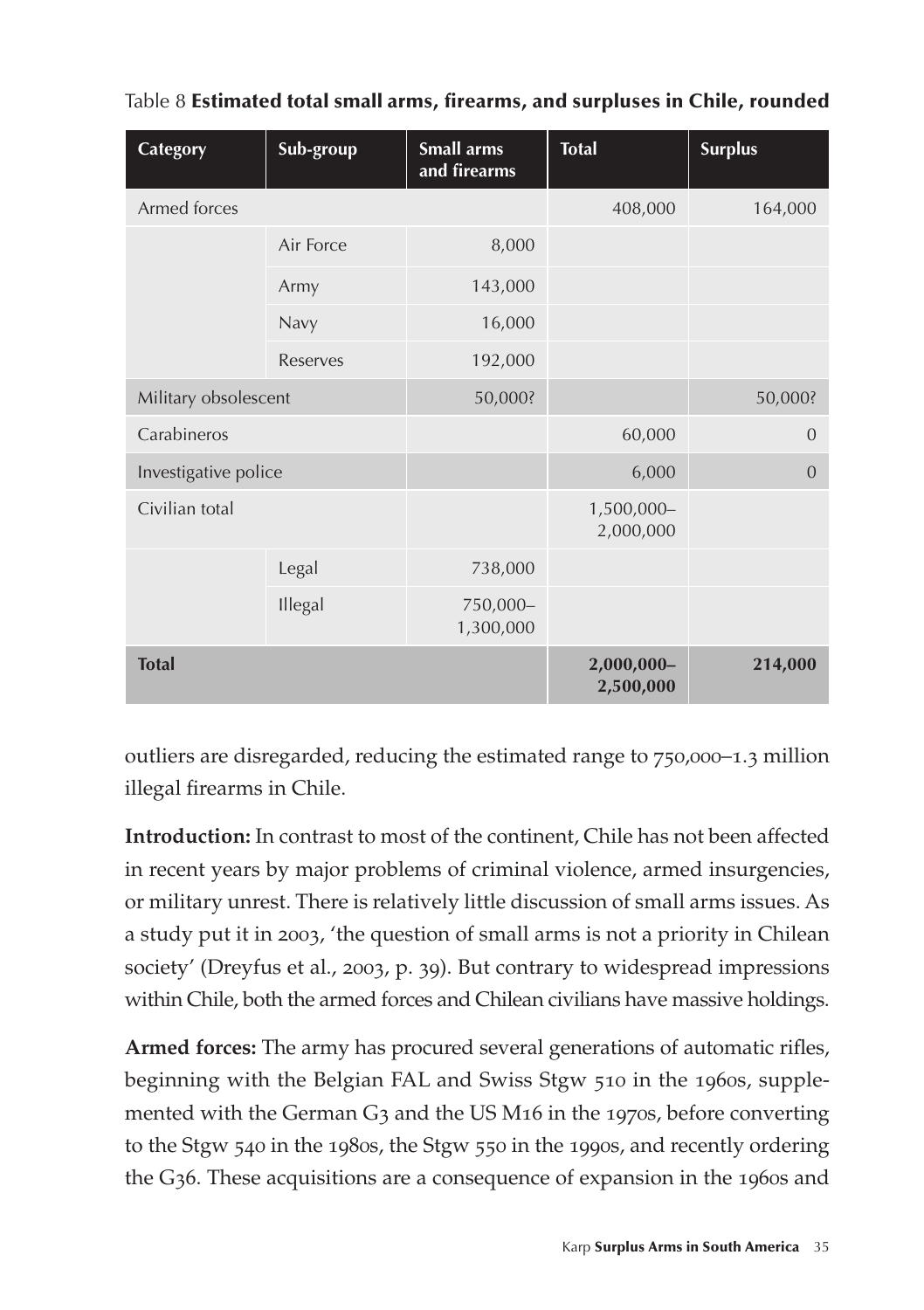Table 8 **Estimated total small arms, firearms, and surpluses in Chile, rounded**

| Category | Sub-group | Small arms and firearms | Total | Surplus |
|---|---|---|---|---|
| Armed forces | | | 408,000 | 164,000 |
| | Air Force | 8,000 | | |
| | Army | 143,000 | | |
| | Navy | 16,000 | | |
| | Reserves | 192,000 | | |
| Military obsolescent | | 50,000? | | 50,000? |
| Carabineros | | | 60,000 | 0 |
| Investigative police | | | 6,000 | 0 |
| Civilian total | | | 1,500,000–2,000,000 | |
| | Legal | 738,000 | | |
| | Illegal | 750,000–1,300,000 | | |
| **Total** | | | **2,000,000–2,500,000** | **214,000** |

outliers are disregarded, reducing the estimated range to 750,000–1.3 million illegal firearms in Chile.

**Introduction:** In contrast to most of the continent, Chile has not been affected in recent years by major problems of criminal violence, armed insurgencies, or military unrest. There is relatively little discussion of small arms issues. As a study put it in 2003, 'the question of small arms is not a priority in Chilean society' (Dreyfus et al., 2003, p. 39). But contrary to widespread impressions within Chile, both the armed forces and Chilean civilians have massive holdings.

**Armed forces:** The army has procured several generations of automatic rifles, beginning with the Belgian FAL and Swiss Stgw 510 in the 1960s, supplemented with the German G3 and the US M16 in the 1970s, before converting to the Stgw 540 in the 1980s, the Stgw 550 in the 1990s, and recently ordering the G36. These acquisitions are a consequence of expansion in the 1960s and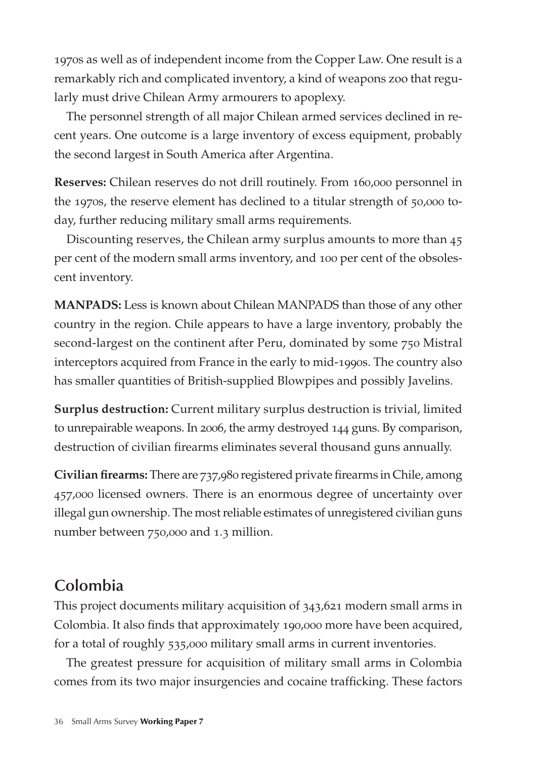1970s as well as of independent income from the Copper Law. One result is a remarkably rich and complicated inventory, a kind of weapons zoo that regularly must drive Chilean Army armourers to apoplexy.

The personnel strength of all major Chilean armed services declined in recent years. One outcome is a large inventory of excess equipment, probably the second largest in South America after Argentina.

**Reserves:** Chilean reserves do not drill routinely. From 160,000 personnel in the 1970s, the reserve element has declined to a titular strength of 50,000 today, further reducing military small arms requirements.

Discounting reserves, the Chilean army surplus amounts to more than 45 per cent of the modern small arms inventory, and 100 per cent of the obsolescent inventory.

**MANPADS:** Less is known about Chilean MANPADS than those of any other country in the region. Chile appears to have a large inventory, probably the second-largest on the continent after Peru, dominated by some 750 Mistral interceptors acquired from France in the early to mid-1990s. The country also has smaller quantities of British-supplied Blowpipes and possibly Javelins.

**Surplus destruction:** Current military surplus destruction is trivial, limited to unrepairable weapons. In 2006, the army destroyed 144 guns. By comparison, destruction of civilian firearms eliminates several thousand guns annually.

**Civilian firearms:** There are 737,980 registered private firearms in Chile, among 457,000 licensed owners. There is an enormous degree of uncertainty over illegal gun ownership. The most reliable estimates of unregistered civilian guns number between 750,000 and 1.3 million.

## Colombia

This project documents military acquisition of 343,621 modern small arms in Colombia. It also finds that approximately 190,000 more have been acquired, for a total of roughly 535,000 military small arms in current inventories.

The greatest pressure for acquisition of military small arms in Colombia comes from its two major insurgencies and cocaine trafficking. These factors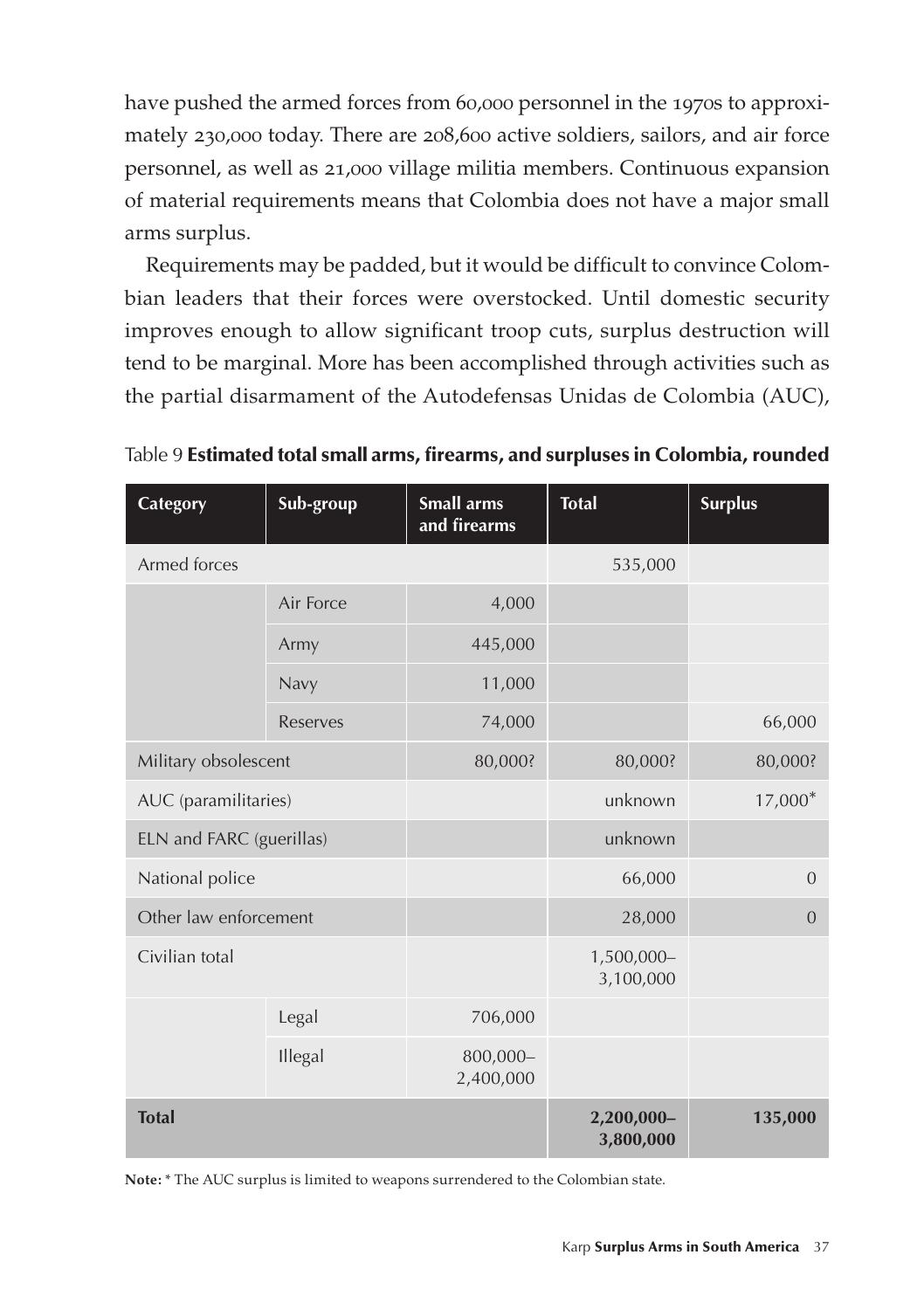have pushed the armed forces from 60,000 personnel in the 1970s to approximately 230,000 today. There are 208,600 active soldiers, sailors, and air force personnel, as well as 21,000 village militia members. Continuous expansion of material requirements means that Colombia does not have a major small arms surplus.

Requirements may be padded, but it would be difficult to convince Colombian leaders that their forces were overstocked. Until domestic security improves enough to allow significant troop cuts, surplus destruction will tend to be marginal. More has been accomplished through activities such as the partial disarmament of the Autodefensas Unidas de Colombia (AUC),

Table 9 **Estimated total small arms, firearms, and surpluses in Colombia, rounded**

| Category | Sub-group | Small arms and firearms | Total | Surplus |
|---|---|---|---|---|
| Armed forces | | | 535,000 | |
| | Air Force | 4,000 | | |
| | Army | 445,000 | | |
| | Navy | 11,000 | | |
| | Reserves | 74,000 | | 66,000 |
| Military obsolescent | | 80,000? | 80,000? | 80,000? |
| AUC (paramilitaries) | | | unknown | 17,000* |
| ELN and FARC (guerillas) | | | unknown | |
| National police | | | 66,000 | 0 |
| Other law enforcement | | | 28,000 | 0 |
| Civilian total | | | 1,500,000–3,100,000 | |
| | Legal | 706,000 | | |
| | Illegal | 800,000–2,400,000 | | |
| **Total** | | | **2,200,000–3,800,000** | **135,000** |

**Note:** * The AUC surplus is limited to weapons surrendered to the Colombian state.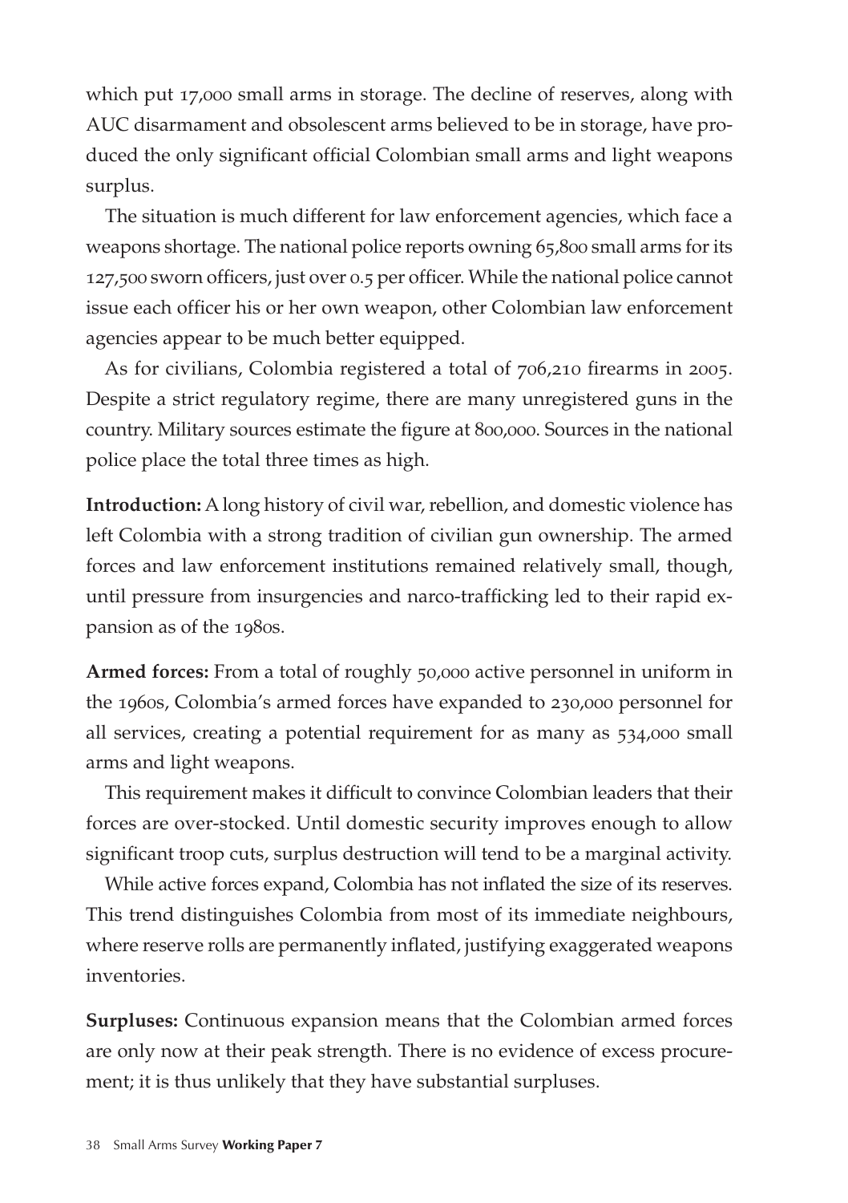which put 17,000 small arms in storage. The decline of reserves, along with AUC disarmament and obsolescent arms believed to be in storage, have produced the only significant official Colombian small arms and light weapons surplus.

The situation is much different for law enforcement agencies, which face a weapons shortage. The national police reports owning 65,800 small arms for its 127,500 sworn officers, just over 0.5 per officer. While the national police cannot issue each officer his or her own weapon, other Colombian law enforcement agencies appear to be much better equipped.

As for civilians, Colombia registered a total of 706,210 firearms in 2005. Despite a strict regulatory regime, there are many unregistered guns in the country. Military sources estimate the figure at 800,000. Sources in the national police place the total three times as high.

**Introduction:** A long history of civil war, rebellion, and domestic violence has left Colombia with a strong tradition of civilian gun ownership. The armed forces and law enforcement institutions remained relatively small, though, until pressure from insurgencies and narco-trafficking led to their rapid expansion as of the 1980s.

**Armed forces:** From a total of roughly 50,000 active personnel in uniform in the 1960s, Colombia's armed forces have expanded to 230,000 personnel for all services, creating a potential requirement for as many as 534,000 small arms and light weapons.

This requirement makes it difficult to convince Colombian leaders that their forces are over-stocked. Until domestic security improves enough to allow significant troop cuts, surplus destruction will tend to be a marginal activity.

While active forces expand, Colombia has not inflated the size of its reserves. This trend distinguishes Colombia from most of its immediate neighbours, where reserve rolls are permanently inflated, justifying exaggerated weapons inventories.

**Surpluses:** Continuous expansion means that the Colombian armed forces are only now at their peak strength. There is no evidence of excess procurement; it is thus unlikely that they have substantial surpluses.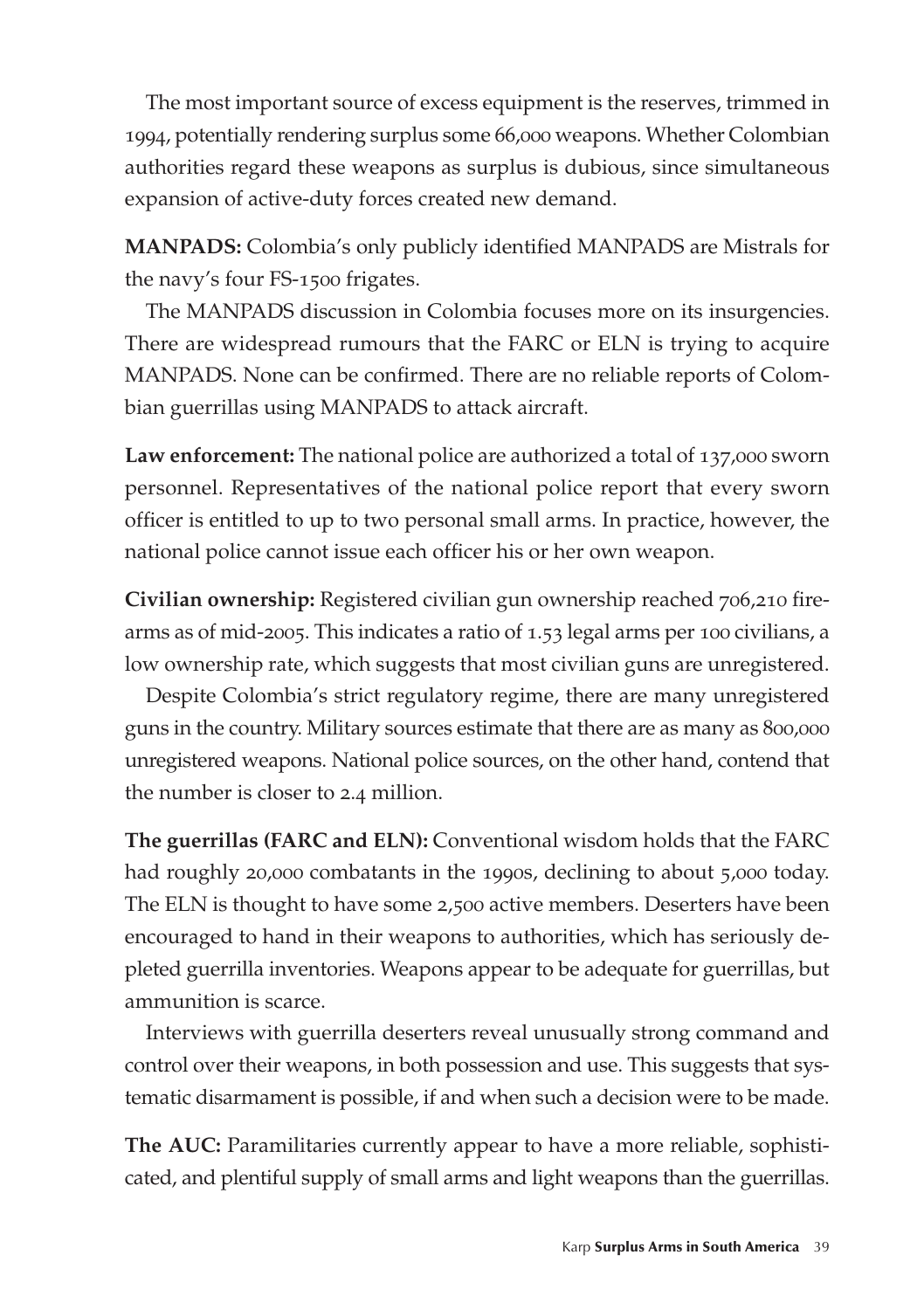The most important source of excess equipment is the reserves, trimmed in 1994, potentially rendering surplus some 66,000 weapons. Whether Colombian authorities regard these weapons as surplus is dubious, since simultaneous expansion of active-duty forces created new demand.

**MANPADS:** Colombia's only publicly identified MANPADS are Mistrals for the navy's four FS-1500 frigates.

The MANPADS discussion in Colombia focuses more on its insurgencies. There are widespread rumours that the FARC or ELN is trying to acquire MANPADS. None can be confirmed. There are no reliable reports of Colombian guerrillas using MANPADS to attack aircraft.

**Law enforcement:** The national police are authorized a total of 137,000 sworn personnel. Representatives of the national police report that every sworn officer is entitled to up to two personal small arms. In practice, however, the national police cannot issue each officer his or her own weapon.

**Civilian ownership:** Registered civilian gun ownership reached 706,210 firearms as of mid-2005. This indicates a ratio of 1.53 legal arms per 100 civilians, a low ownership rate, which suggests that most civilian guns are unregistered.

Despite Colombia's strict regulatory regime, there are many unregistered guns in the country. Military sources estimate that there are as many as 800,000 unregistered weapons. National police sources, on the other hand, contend that the number is closer to 2.4 million.

**The guerrillas (FARC and ELN):** Conventional wisdom holds that the FARC had roughly 20,000 combatants in the 1990s, declining to about 5,000 today. The ELN is thought to have some 2,500 active members. Deserters have been encouraged to hand in their weapons to authorities, which has seriously depleted guerrilla inventories. Weapons appear to be adequate for guerrillas, but ammunition is scarce.

Interviews with guerrilla deserters reveal unusually strong command and control over their weapons, in both possession and use. This suggests that systematic disarmament is possible, if and when such a decision were to be made.

**The AUC:** Paramilitaries currently appear to have a more reliable, sophisticated, and plentiful supply of small arms and light weapons than the guerrillas.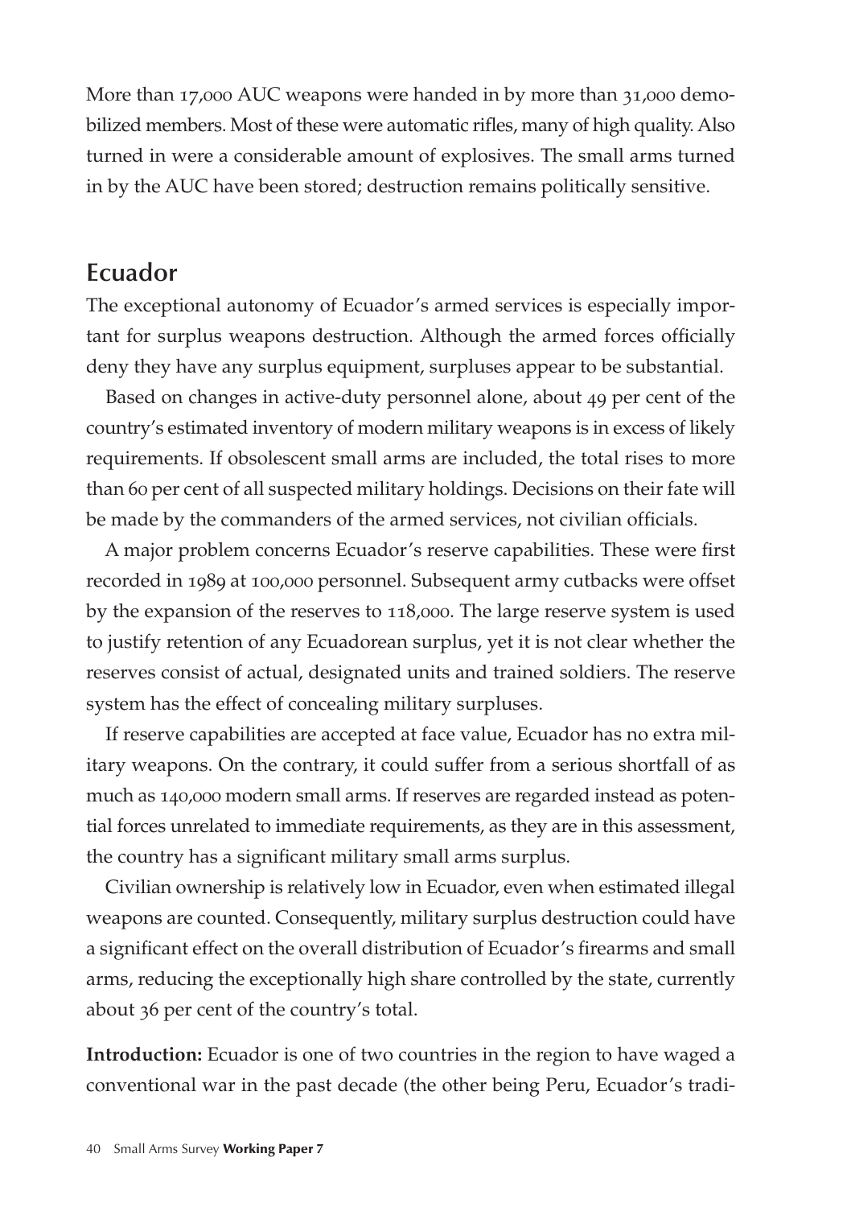More than 17,000 AUC weapons were handed in by more than 31,000 demobilized members. Most of these were automatic rifles, many of high quality. Also turned in were a considerable amount of explosives. The small arms turned in by the AUC have been stored; destruction remains politically sensitive.

## Ecuador

The exceptional autonomy of Ecuador's armed services is especially important for surplus weapons destruction. Although the armed forces officially deny they have any surplus equipment, surpluses appear to be substantial.

Based on changes in active-duty personnel alone, about 49 per cent of the country's estimated inventory of modern military weapons is in excess of likely requirements. If obsolescent small arms are included, the total rises to more than 60 per cent of all suspected military holdings. Decisions on their fate will be made by the commanders of the armed services, not civilian officials.

A major problem concerns Ecuador's reserve capabilities. These were first recorded in 1989 at 100,000 personnel. Subsequent army cutbacks were offset by the expansion of the reserves to 118,000. The large reserve system is used to justify retention of any Ecuadorean surplus, yet it is not clear whether the reserves consist of actual, designated units and trained soldiers. The reserve system has the effect of concealing military surpluses.

If reserve capabilities are accepted at face value, Ecuador has no extra military weapons. On the contrary, it could suffer from a serious shortfall of as much as 140,000 modern small arms. If reserves are regarded instead as potential forces unrelated to immediate requirements, as they are in this assessment, the country has a significant military small arms surplus.

Civilian ownership is relatively low in Ecuador, even when estimated illegal weapons are counted. Consequently, military surplus destruction could have a significant effect on the overall distribution of Ecuador's firearms and small arms, reducing the exceptionally high share controlled by the state, currently about 36 per cent of the country's total.

**Introduction:** Ecuador is one of two countries in the region to have waged a conventional war in the past decade (the other being Peru, Ecuador's tradi-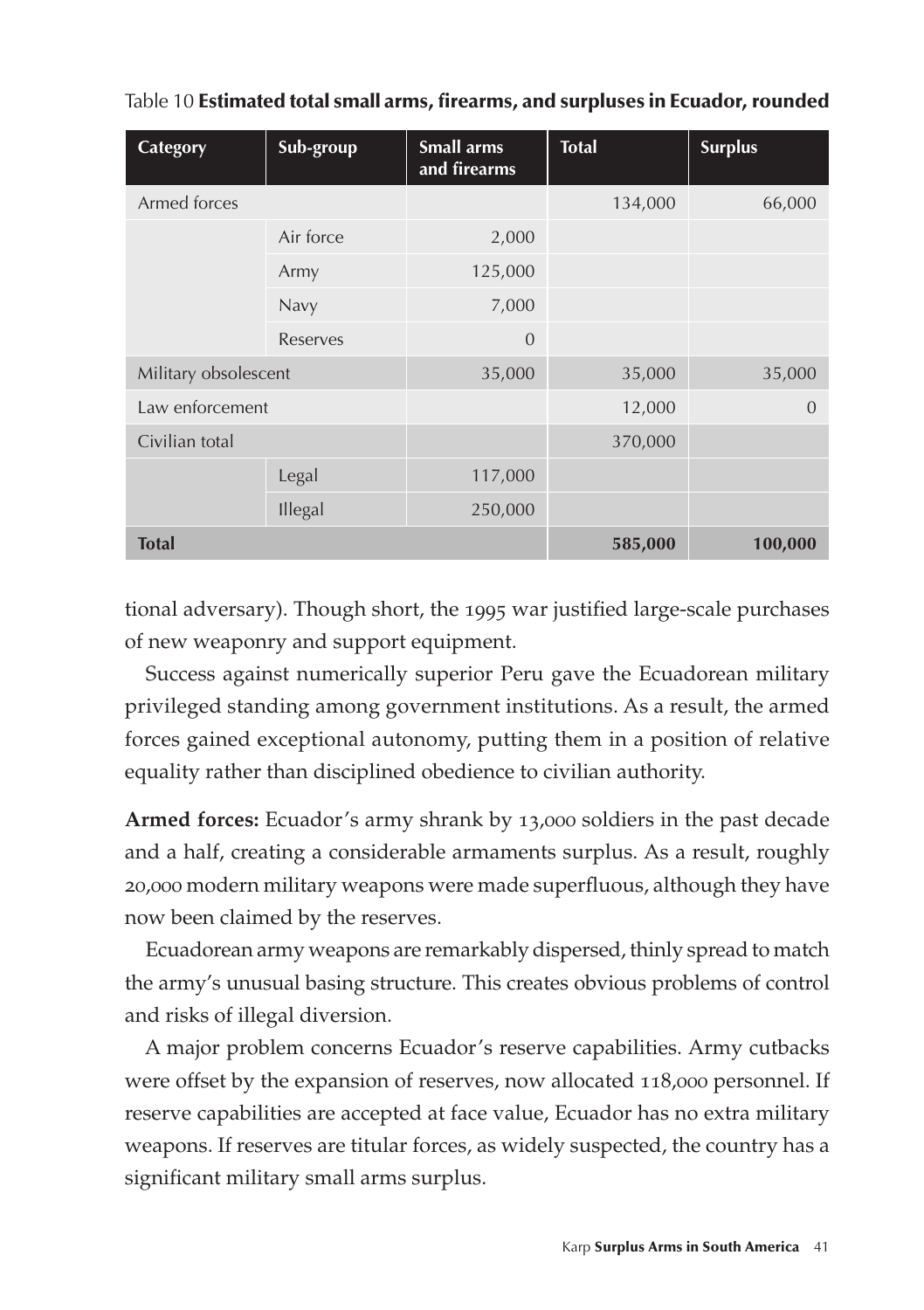Table 10 **Estimated total small arms, firearms, and surpluses in Ecuador, rounded**

| Category | Sub-group | Small arms and firearms | Total | Surplus |
|---|---|---|---|---|
| Armed forces | | | 134,000 | 66,000 |
| | Air force | 2,000 | | |
| | Army | 125,000 | | |
| | Navy | 7,000 | | |
| | Reserves | 0 | | |
| Military obsolescent | | 35,000 | 35,000 | 35,000 |
| Law enforcement | | | 12,000 | 0 |
| Civilian total | | | 370,000 | |
| | Legal | 117,000 | | |
| | Illegal | 250,000 | | |
| **Total** | | | **585,000** | **100,000** |

tional adversary). Though short, the 1995 war justified large-scale purchases of new weaponry and support equipment.

Success against numerically superior Peru gave the Ecuadorean military privileged standing among government institutions. As a result, the armed forces gained exceptional autonomy, putting them in a position of relative equality rather than disciplined obedience to civilian authority.

**Armed forces:** Ecuador's army shrank by 13,000 soldiers in the past decade and a half, creating a considerable armaments surplus. As a result, roughly 20,000 modern military weapons were made superfluous, although they have now been claimed by the reserves.

Ecuadorean army weapons are remarkably dispersed, thinly spread to match the army's unusual basing structure. This creates obvious problems of control and risks of illegal diversion.

A major problem concerns Ecuador's reserve capabilities. Army cutbacks were offset by the expansion of reserves, now allocated 118,000 personnel. If reserve capabilities are accepted at face value, Ecuador has no extra military weapons. If reserves are titular forces, as widely suspected, the country has a significant military small arms surplus.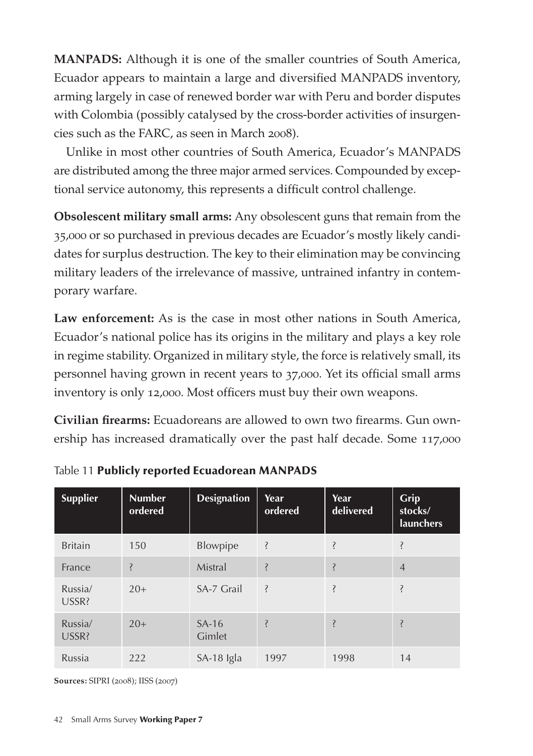**MANPADS:** Although it is one of the smaller countries of South America, Ecuador appears to maintain a large and diversified MANPADS inventory, arming largely in case of renewed border war with Peru and border disputes with Colombia (possibly catalysed by the cross-border activities of insurgencies such as the FARC, as seen in March 2008).

Unlike in most other countries of South America, Ecuador's MANPADS are distributed among the three major armed services. Compounded by exceptional service autonomy, this represents a difficult control challenge.

**Obsolescent military small arms:** Any obsolescent guns that remain from the 35,000 or so purchased in previous decades are Ecuador's mostly likely candidates for surplus destruction. The key to their elimination may be convincing military leaders of the irrelevance of massive, untrained infantry in contemporary warfare.

**Law enforcement:** As is the case in most other nations in South America, Ecuador's national police has its origins in the military and plays a key role in regime stability. Organized in military style, the force is relatively small, its personnel having grown in recent years to 37,000. Yet its official small arms inventory is only 12,000. Most officers must buy their own weapons.

**Civilian firearms:** Ecuadoreans are allowed to own two firearms. Gun ownership has increased dramatically over the past half decade. Some 117,000

Table 11 **Publicly reported Ecuadorean MANPADS**

| Supplier | Number ordered | Designation | Year ordered | Year delivered | Grip stocks/ launchers |
|---|---|---|---|---|---|
| Britain | 150 | Blowpipe | ? | ? | ? |
| France | ? | Mistral | ? | ? | 4 |
| Russia/ USSR? | 20+ | SA-7 Grail | ? | ? | ? |
| Russia/ USSR? | 20+ | SA-16 Gimlet | ? | ? | ? |
| Russia | 222 | SA-18 Igla | 1997 | 1998 | 14 |

**Sources:** SIPRI (2008); IISS (2007)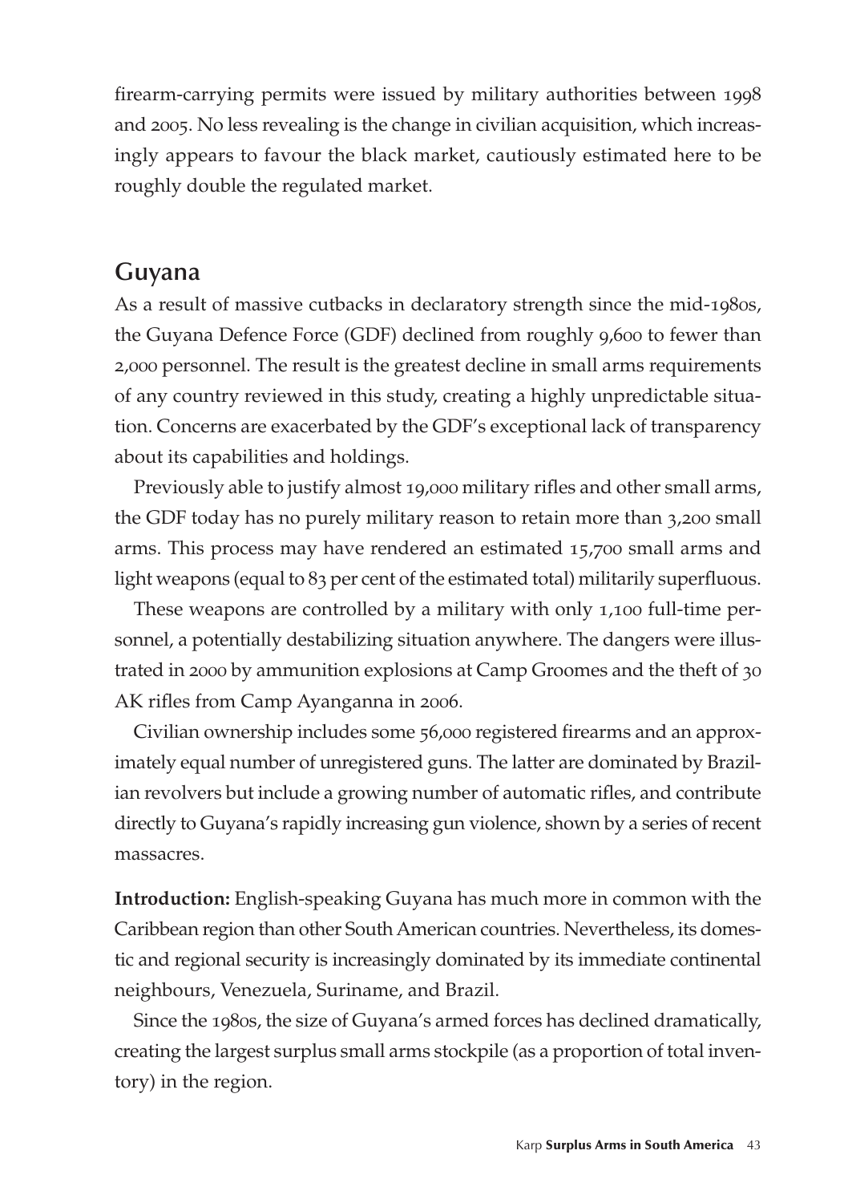firearm-carrying permits were issued by military authorities between 1998 and 2005. No less revealing is the change in civilian acquisition, which increasingly appears to favour the black market, cautiously estimated here to be roughly double the regulated market.

## Guyana

As a result of massive cutbacks in declaratory strength since the mid-1980s, the Guyana Defence Force (GDF) declined from roughly 9,600 to fewer than 2,000 personnel. The result is the greatest decline in small arms requirements of any country reviewed in this study, creating a highly unpredictable situation. Concerns are exacerbated by the GDF's exceptional lack of transparency about its capabilities and holdings.

Previously able to justify almost 19,000 military rifles and other small arms, the GDF today has no purely military reason to retain more than 3,200 small arms. This process may have rendered an estimated 15,700 small arms and light weapons (equal to 83 per cent of the estimated total) militarily superfluous.

These weapons are controlled by a military with only 1,100 full-time personnel, a potentially destabilizing situation anywhere. The dangers were illustrated in 2000 by ammunition explosions at Camp Groomes and the theft of 30 AK rifles from Camp Ayanganna in 2006.

Civilian ownership includes some 56,000 registered firearms and an approximately equal number of unregistered guns. The latter are dominated by Brazilian revolvers but include a growing number of automatic rifles, and contribute directly to Guyana's rapidly increasing gun violence, shown by a series of recent massacres.

**Introduction:** English-speaking Guyana has much more in common with the Caribbean region than other South American countries. Nevertheless, its domestic and regional security is increasingly dominated by its immediate continental neighbours, Venezuela, Suriname, and Brazil.

Since the 1980s, the size of Guyana's armed forces has declined dramatically, creating the largest surplus small arms stockpile (as a proportion of total inventory) in the region.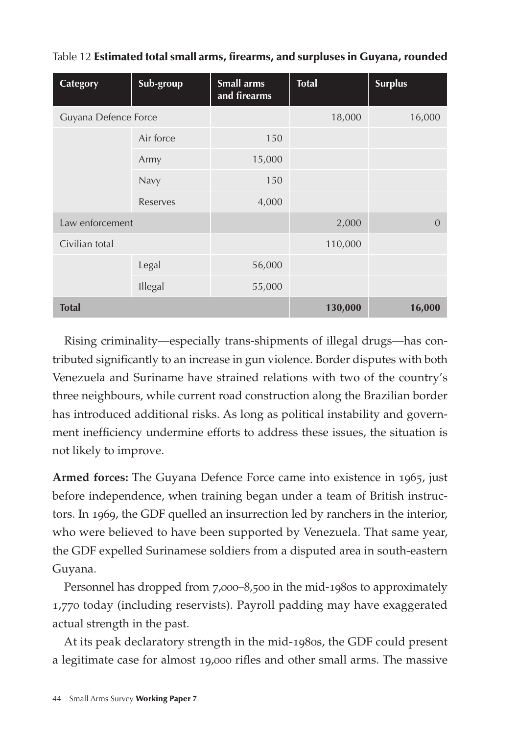Table 12 **Estimated total small arms, firearms, and surpluses in Guyana, rounded**

| Category | Sub-group | Small arms and firearms | Total | Surplus |
|---|---|---|---|---|
| Guyana Defence Force | | | 18,000 | 16,000 |
| | Air force | 150 | | |
| | Army | 15,000 | | |
| | Navy | 150 | | |
| | Reserves | 4,000 | | |
| Law enforcement | | | 2,000 | 0 |
| Civilian total | | | 110,000 | |
| | Legal | 56,000 | | |
| | Illegal | 55,000 | | |
| **Total** | | | **130,000** | **16,000** |

Rising criminality—especially trans-shipments of illegal drugs—has contributed significantly to an increase in gun violence. Border disputes with both Venezuela and Suriname have strained relations with two of the country's three neighbours, while current road construction along the Brazilian border has introduced additional risks. As long as political instability and government inefficiency undermine efforts to address these issues, the situation is not likely to improve.

**Armed forces:** The Guyana Defence Force came into existence in 1965, just before independence, when training began under a team of British instructors. In 1969, the GDF quelled an insurrection led by ranchers in the interior, who were believed to have been supported by Venezuela. That same year, the GDF expelled Surinamese soldiers from a disputed area in south-eastern Guyana.

Personnel has dropped from 7,000–8,500 in the mid-1980s to approximately 1,770 today (including reservists). Payroll padding may have exaggerated actual strength in the past.

At its peak declaratory strength in the mid-1980s, the GDF could present a legitimate case for almost 19,000 rifles and other small arms. The massive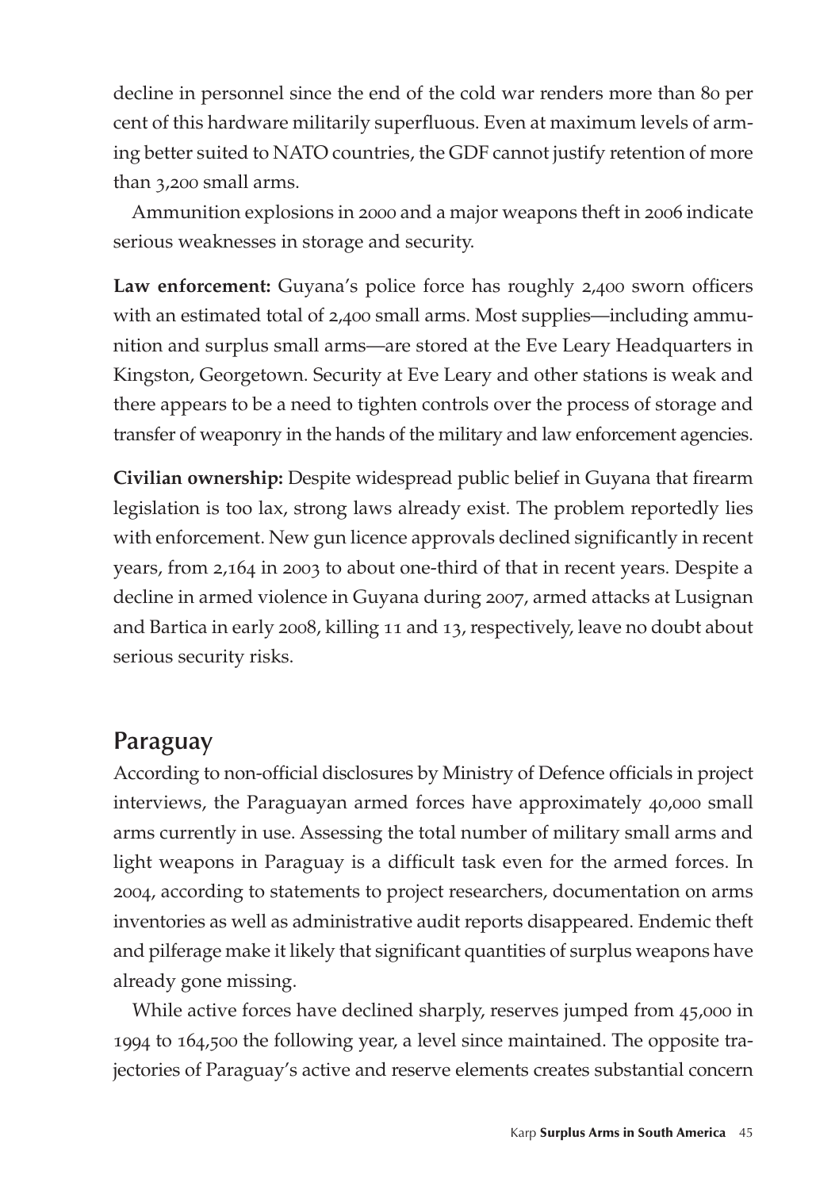decline in personnel since the end of the cold war renders more than 80 per cent of this hardware militarily superfluous. Even at maximum levels of arming better suited to NATO countries, the GDF cannot justify retention of more than 3,200 small arms.

Ammunition explosions in 2000 and a major weapons theft in 2006 indicate serious weaknesses in storage and security.

**Law enforcement:** Guyana's police force has roughly 2,400 sworn officers with an estimated total of 2,400 small arms. Most supplies—including ammunition and surplus small arms—are stored at the Eve Leary Headquarters in Kingston, Georgetown. Security at Eve Leary and other stations is weak and there appears to be a need to tighten controls over the process of storage and transfer of weaponry in the hands of the military and law enforcement agencies.

**Civilian ownership:** Despite widespread public belief in Guyana that firearm legislation is too lax, strong laws already exist. The problem reportedly lies with enforcement. New gun licence approvals declined significantly in recent years, from 2,164 in 2003 to about one-third of that in recent years. Despite a decline in armed violence in Guyana during 2007, armed attacks at Lusignan and Bartica in early 2008, killing 11 and 13, respectively, leave no doubt about serious security risks.

## Paraguay

According to non-official disclosures by Ministry of Defence officials in project interviews, the Paraguayan armed forces have approximately 40,000 small arms currently in use. Assessing the total number of military small arms and light weapons in Paraguay is a difficult task even for the armed forces. In 2004, according to statements to project researchers, documentation on arms inventories as well as administrative audit reports disappeared. Endemic theft and pilferage make it likely that significant quantities of surplus weapons have already gone missing.

While active forces have declined sharply, reserves jumped from 45,000 in 1994 to 164,500 the following year, a level since maintained. The opposite trajectories of Paraguay's active and reserve elements creates substantial concern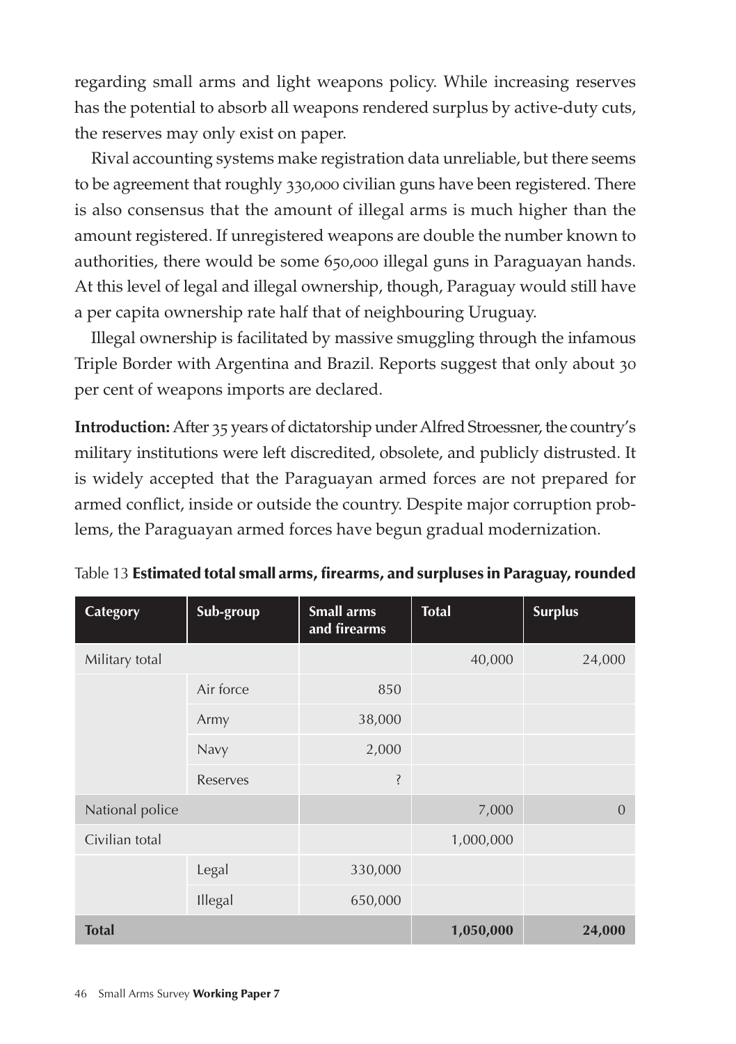regarding small arms and light weapons policy. While increasing reserves has the potential to absorb all weapons rendered surplus by active-duty cuts, the reserves may only exist on paper.

Rival accounting systems make registration data unreliable, but there seems to be agreement that roughly 330,000 civilian guns have been registered. There is also consensus that the amount of illegal arms is much higher than the amount registered. If unregistered weapons are double the number known to authorities, there would be some 650,000 illegal guns in Paraguayan hands. At this level of legal and illegal ownership, though, Paraguay would still have a per capita ownership rate half that of neighbouring Uruguay.

Illegal ownership is facilitated by massive smuggling through the infamous Triple Border with Argentina and Brazil. Reports suggest that only about 30 per cent of weapons imports are declared.

**Introduction:** After 35 years of dictatorship under Alfred Stroessner, the country's military institutions were left discredited, obsolete, and publicly distrusted. It is widely accepted that the Paraguayan armed forces are not prepared for armed conflict, inside or outside the country. Despite major corruption problems, the Paraguayan armed forces have begun gradual modernization.

Table 13 **Estimated total small arms, firearms, and surpluses in Paraguay, rounded**

| Category | Sub-group | Small arms and firearms | Total | Surplus |
|---|---|---|---|---|
| Military total | | | 40,000 | 24,000 |
| | Air force | 850 | | |
| | Army | 38,000 | | |
| | Navy | 2,000 | | |
| | Reserves | ? | | |
| National police | | | 7,000 | 0 |
| Civilian total | | | 1,000,000 | |
| | Legal | 330,000 | | |
| | Illegal | 650,000 | | |
| **Total** | | | **1,050,000** | **24,000** |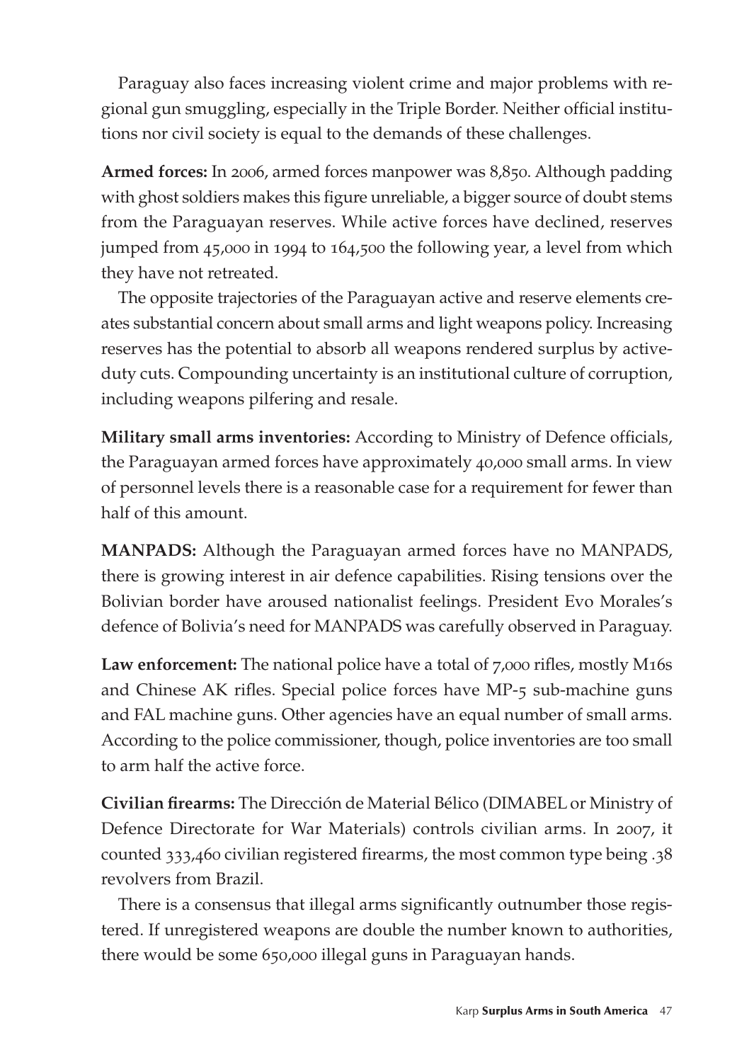Paraguay also faces increasing violent crime and major problems with regional gun smuggling, especially in the Triple Border. Neither official institutions nor civil society is equal to the demands of these challenges.

**Armed forces:** In 2006, armed forces manpower was 8,850. Although padding with ghost soldiers makes this figure unreliable, a bigger source of doubt stems from the Paraguayan reserves. While active forces have declined, reserves jumped from 45,000 in 1994 to 164,500 the following year, a level from which they have not retreated.

The opposite trajectories of the Paraguayan active and reserve elements creates substantial concern about small arms and light weapons policy. Increasing reserves has the potential to absorb all weapons rendered surplus by active-duty cuts. Compounding uncertainty is an institutional culture of corruption, including weapons pilfering and resale.

**Military small arms inventories:** According to Ministry of Defence officials, the Paraguayan armed forces have approximately 40,000 small arms. In view of personnel levels there is a reasonable case for a requirement for fewer than half of this amount.

**MANPADS:** Although the Paraguayan armed forces have no MANPADS, there is growing interest in air defence capabilities. Rising tensions over the Bolivian border have aroused nationalist feelings. President Evo Morales's defence of Bolivia's need for MANPADS was carefully observed in Paraguay.

**Law enforcement:** The national police have a total of 7,000 rifles, mostly M16s and Chinese AK rifles. Special police forces have MP-5 sub-machine guns and FAL machine guns. Other agencies have an equal number of small arms. According to the police commissioner, though, police inventories are too small to arm half the active force.

**Civilian firearms:** The Dirección de Material Bélico (DIMABEL or Ministry of Defence Directorate for War Materials) controls civilian arms. In 2007, it counted 333,460 civilian registered firearms, the most common type being .38 revolvers from Brazil.

There is a consensus that illegal arms significantly outnumber those registered. If unregistered weapons are double the number known to authorities, there would be some 650,000 illegal guns in Paraguayan hands.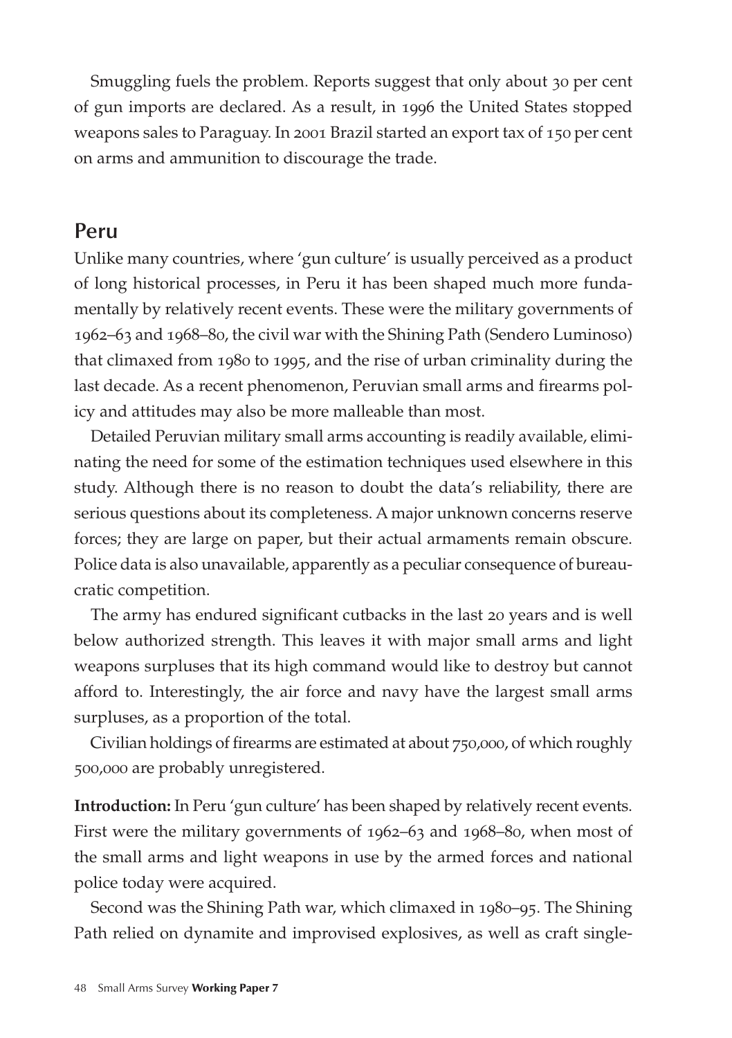Smuggling fuels the problem. Reports suggest that only about 30 per cent of gun imports are declared. As a result, in 1996 the United States stopped weapons sales to Paraguay. In 2001 Brazil started an export tax of 150 per cent on arms and ammunition to discourage the trade.

## Peru

Unlike many countries, where 'gun culture' is usually perceived as a product of long historical processes, in Peru it has been shaped much more fundamentally by relatively recent events. These were the military governments of 1962–63 and 1968–80, the civil war with the Shining Path (Sendero Luminoso) that climaxed from 1980 to 1995, and the rise of urban criminality during the last decade. As a recent phenomenon, Peruvian small arms and firearms policy and attitudes may also be more malleable than most.

Detailed Peruvian military small arms accounting is readily available, eliminating the need for some of the estimation techniques used elsewhere in this study. Although there is no reason to doubt the data's reliability, there are serious questions about its completeness. A major unknown concerns reserve forces; they are large on paper, but their actual armaments remain obscure. Police data is also unavailable, apparently as a peculiar consequence of bureaucratic competition.

The army has endured significant cutbacks in the last 20 years and is well below authorized strength. This leaves it with major small arms and light weapons surpluses that its high command would like to destroy but cannot afford to. Interestingly, the air force and navy have the largest small arms surpluses, as a proportion of the total.

Civilian holdings of firearms are estimated at about 750,000, of which roughly 500,000 are probably unregistered.

**Introduction:** In Peru 'gun culture' has been shaped by relatively recent events. First were the military governments of 1962–63 and 1968–80, when most of the small arms and light weapons in use by the armed forces and national police today were acquired.

Second was the Shining Path war, which climaxed in 1980–95. The Shining Path relied on dynamite and improvised explosives, as well as craft single-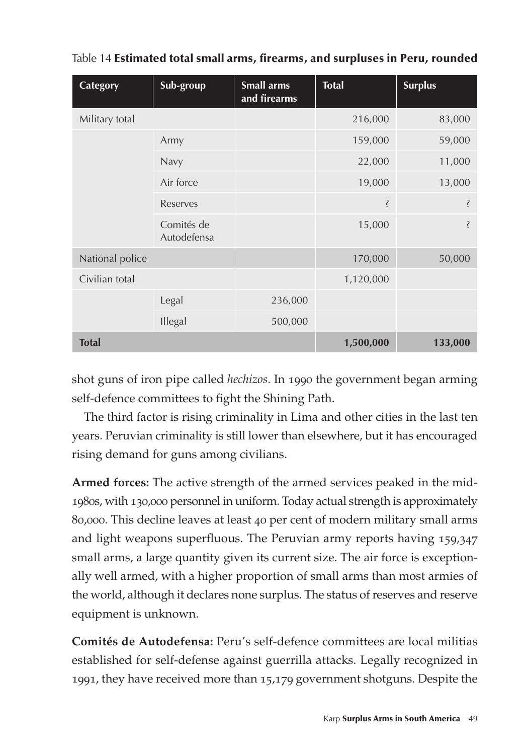Table 14 **Estimated total small arms, firearms, and surpluses in Peru, rounded**

| Category | Sub-group | Small arms and firearms | Total | Surplus |
|---|---|---|---|---|
| Military total | | | 216,000 | 83,000 |
| | Army | | 159,000 | 59,000 |
| | Navy | | 22,000 | 11,000 |
| | Air force | | 19,000 | 13,000 |
| | Reserves | | ? | ? |
| | Comités de Autodefensa | | 15,000 | ? |
| National police | | | 170,000 | 50,000 |
| Civilian total | | | 1,120,000 | |
| | Legal | 236,000 | | |
| | Illegal | 500,000 | | |
| **Total** | | | **1,500,000** | **133,000** |

shot guns of iron pipe called *hechizos*. In 1990 the government began arming self-defence committees to fight the Shining Path.

The third factor is rising criminality in Lima and other cities in the last ten years. Peruvian criminality is still lower than elsewhere, but it has encouraged rising demand for guns among civilians.

**Armed forces:** The active strength of the armed services peaked in the mid-1980s, with 130,000 personnel in uniform. Today actual strength is approximately 80,000. This decline leaves at least 40 per cent of modern military small arms and light weapons superfluous. The Peruvian army reports having 159,347 small arms, a large quantity given its current size. The air force is exceptionally well armed, with a higher proportion of small arms than most armies of the world, although it declares none surplus. The status of reserves and reserve equipment is unknown.

**Comités de Autodefensa:** Peru's self-defence committees are local militias established for self-defense against guerrilla attacks. Legally recognized in 1991, they have received more than 15,179 government shotguns. Despite the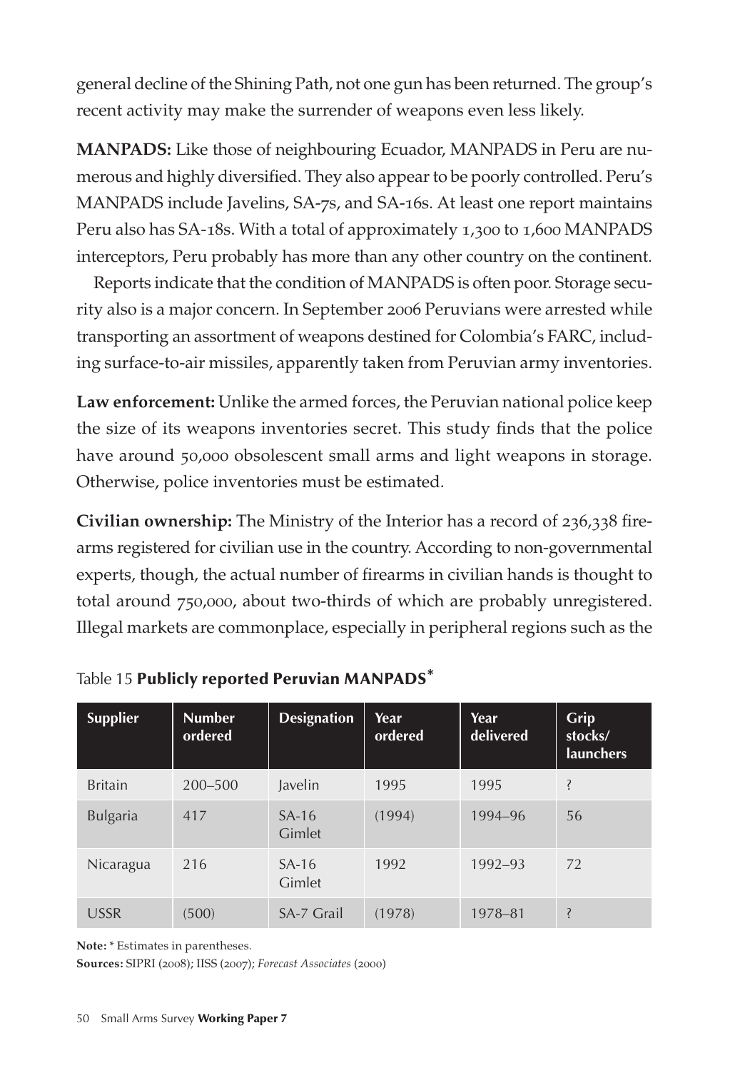general decline of the Shining Path, not one gun has been returned. The group's recent activity may make the surrender of weapons even less likely.

**MANPADS:** Like those of neighbouring Ecuador, MANPADS in Peru are numerous and highly diversified. They also appear to be poorly controlled. Peru's MANPADS include Javelins, SA-7s, and SA-16s. At least one report maintains Peru also has SA-18s. With a total of approximately 1,300 to 1,600 MANPADS interceptors, Peru probably has more than any other country on the continent.

Reports indicate that the condition of MANPADS is often poor. Storage security also is a major concern. In September 2006 Peruvians were arrested while transporting an assortment of weapons destined for Colombia's FARC, including surface-to-air missiles, apparently taken from Peruvian army inventories.

**Law enforcement:** Unlike the armed forces, the Peruvian national police keep the size of its weapons inventories secret. This study finds that the police have around 50,000 obsolescent small arms and light weapons in storage. Otherwise, police inventories must be estimated.

**Civilian ownership:** The Ministry of the Interior has a record of 236,338 firearms registered for civilian use in the country. According to non-governmental experts, though, the actual number of firearms in civilian hands is thought to total around 750,000, about two-thirds of which are probably unregistered. Illegal markets are commonplace, especially in peripheral regions such as the

Table 15 **Publicly reported Peruvian MANPADS***

| Supplier | Number ordered | Designation | Year ordered | Year delivered | Grip stocks/ launchers |
|---|---|---|---|---|---|
| Britain | 200–500 | Javelin | 1995 | 1995 | ? |
| Bulgaria | 417 | SA-16 Gimlet | (1994) | 1994–96 | 56 |
| Nicaragua | 216 | SA-16 Gimlet | 1992 | 1992–93 | 72 |
| USSR | (500) | SA-7 Grail | (1978) | 1978–81 | ? |

**Note:** * Estimates in parentheses.

**Sources:** SIPRI (2008); IISS (2007); *Forecast Associates* (2000)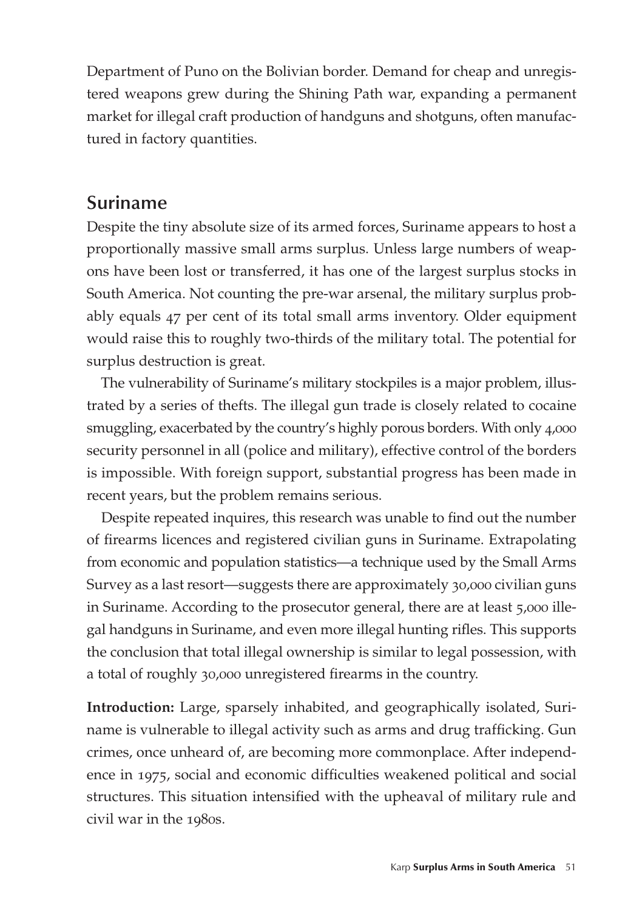Department of Puno on the Bolivian border. Demand for cheap and unregistered weapons grew during the Shining Path war, expanding a permanent market for illegal craft production of handguns and shotguns, often manufactured in factory quantities.

## Suriname

Despite the tiny absolute size of its armed forces, Suriname appears to host a proportionally massive small arms surplus. Unless large numbers of weapons have been lost or transferred, it has one of the largest surplus stocks in South America. Not counting the pre-war arsenal, the military surplus probably equals 47 per cent of its total small arms inventory. Older equipment would raise this to roughly two-thirds of the military total. The potential for surplus destruction is great.

The vulnerability of Suriname's military stockpiles is a major problem, illustrated by a series of thefts. The illegal gun trade is closely related to cocaine smuggling, exacerbated by the country's highly porous borders. With only 4,000 security personnel in all (police and military), effective control of the borders is impossible. With foreign support, substantial progress has been made in recent years, but the problem remains serious.

Despite repeated inquires, this research was unable to find out the number of firearms licences and registered civilian guns in Suriname. Extrapolating from economic and population statistics—a technique used by the Small Arms Survey as a last resort—suggests there are approximately 30,000 civilian guns in Suriname. According to the prosecutor general, there are at least 5,000 illegal handguns in Suriname, and even more illegal hunting rifles. This supports the conclusion that total illegal ownership is similar to legal possession, with a total of roughly 30,000 unregistered firearms in the country.

**Introduction:** Large, sparsely inhabited, and geographically isolated, Suriname is vulnerable to illegal activity such as arms and drug trafficking. Gun crimes, once unheard of, are becoming more commonplace. After independence in 1975, social and economic difficulties weakened political and social structures. This situation intensified with the upheaval of military rule and civil war in the 1980s.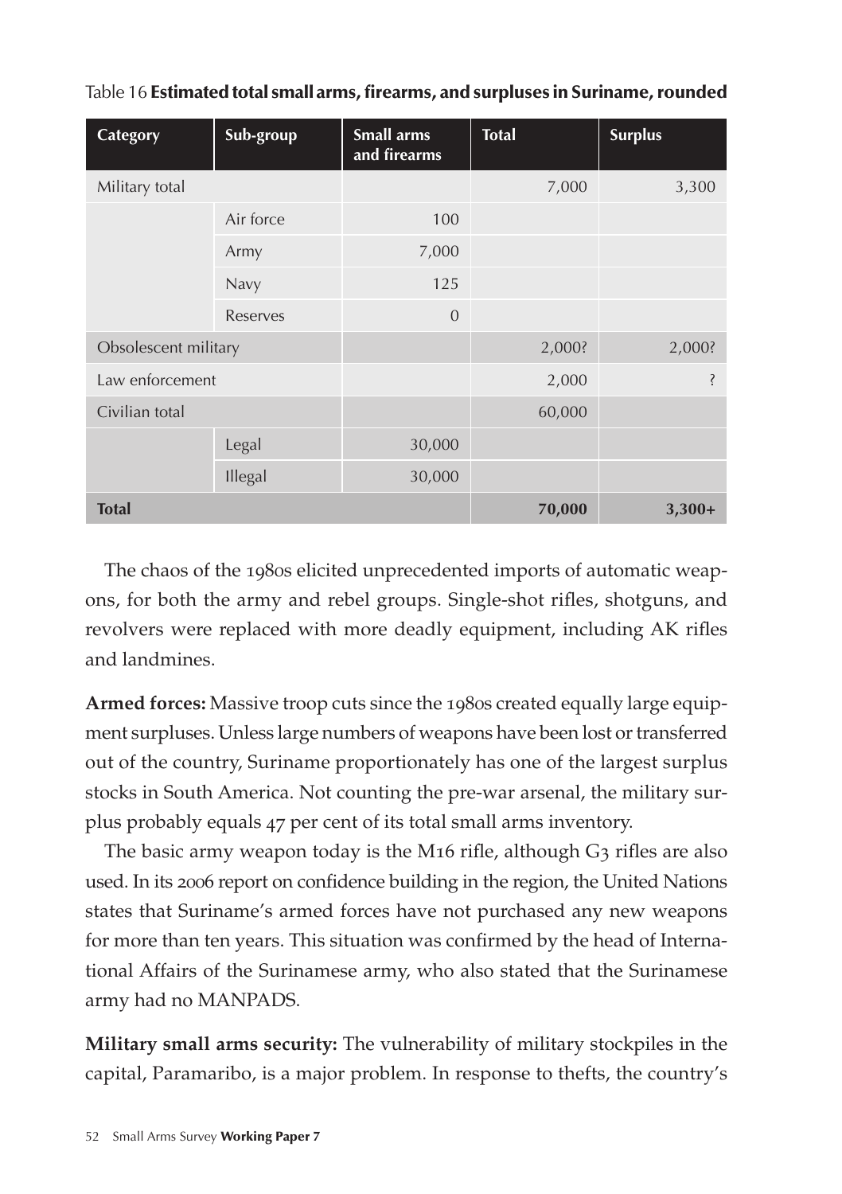Table 16 **Estimated total small arms, firearms, and surpluses in Suriname, rounded**

| Category | Sub-group | Small arms and firearms | Total | Surplus |
|---|---|---|---|---|
| Military total | | | 7,000 | 3,300 |
| | Air force | 100 | | |
| | Army | 7,000 | | |
| | Navy | 125 | | |
| | Reserves | 0 | | |
| Obsolescent military | | | 2,000? | 2,000? |
| Law enforcement | | | 2,000 | ? |
| Civilian total | | | 60,000 | |
| | Legal | 30,000 | | |
| | Illegal | 30,000 | | |
| **Total** | | | **70,000** | **3,300+** |

The chaos of the 1980s elicited unprecedented imports of automatic weapons, for both the army and rebel groups. Single-shot rifles, shotguns, and revolvers were replaced with more deadly equipment, including AK rifles and landmines.

**Armed forces:** Massive troop cuts since the 1980s created equally large equipment surpluses. Unless large numbers of weapons have been lost or transferred out of the country, Suriname proportionately has one of the largest surplus stocks in South America. Not counting the pre-war arsenal, the military surplus probably equals 47 per cent of its total small arms inventory.

The basic army weapon today is the M16 rifle, although G3 rifles are also used. In its 2006 report on confidence building in the region, the United Nations states that Suriname's armed forces have not purchased any new weapons for more than ten years. This situation was confirmed by the head of International Affairs of the Surinamese army, who also stated that the Surinamese army had no MANPADS.

**Military small arms security:** The vulnerability of military stockpiles in the capital, Paramaribo, is a major problem. In response to thefts, the country's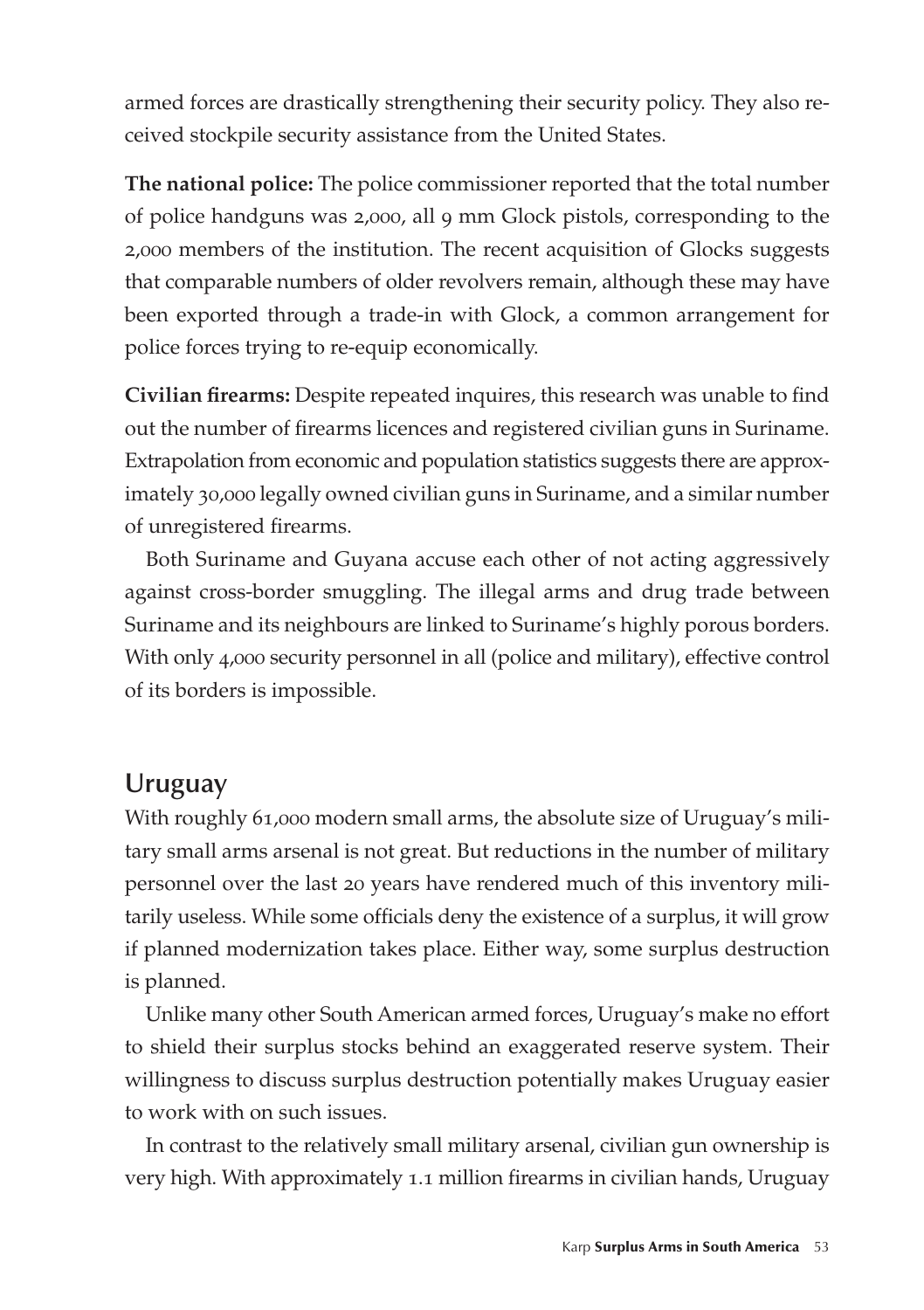armed forces are drastically strengthening their security policy. They also received stockpile security assistance from the United States.

**The national police:** The police commissioner reported that the total number of police handguns was 2,000, all 9 mm Glock pistols, corresponding to the 2,000 members of the institution. The recent acquisition of Glocks suggests that comparable numbers of older revolvers remain, although these may have been exported through a trade-in with Glock, a common arrangement for police forces trying to re-equip economically.

**Civilian firearms:** Despite repeated inquires, this research was unable to find out the number of firearms licences and registered civilian guns in Suriname. Extrapolation from economic and population statistics suggests there are approximately 30,000 legally owned civilian guns in Suriname, and a similar number of unregistered firearms.

Both Suriname and Guyana accuse each other of not acting aggressively against cross-border smuggling. The illegal arms and drug trade between Suriname and its neighbours are linked to Suriname's highly porous borders. With only 4,000 security personnel in all (police and military), effective control of its borders is impossible.

## Uruguay

With roughly 61,000 modern small arms, the absolute size of Uruguay's military small arms arsenal is not great. But reductions in the number of military personnel over the last 20 years have rendered much of this inventory militarily useless. While some officials deny the existence of a surplus, it will grow if planned modernization takes place. Either way, some surplus destruction is planned.

Unlike many other South American armed forces, Uruguay's make no effort to shield their surplus stocks behind an exaggerated reserve system. Their willingness to discuss surplus destruction potentially makes Uruguay easier to work with on such issues.

In contrast to the relatively small military arsenal, civilian gun ownership is very high. With approximately 1.1 million firearms in civilian hands, Uruguay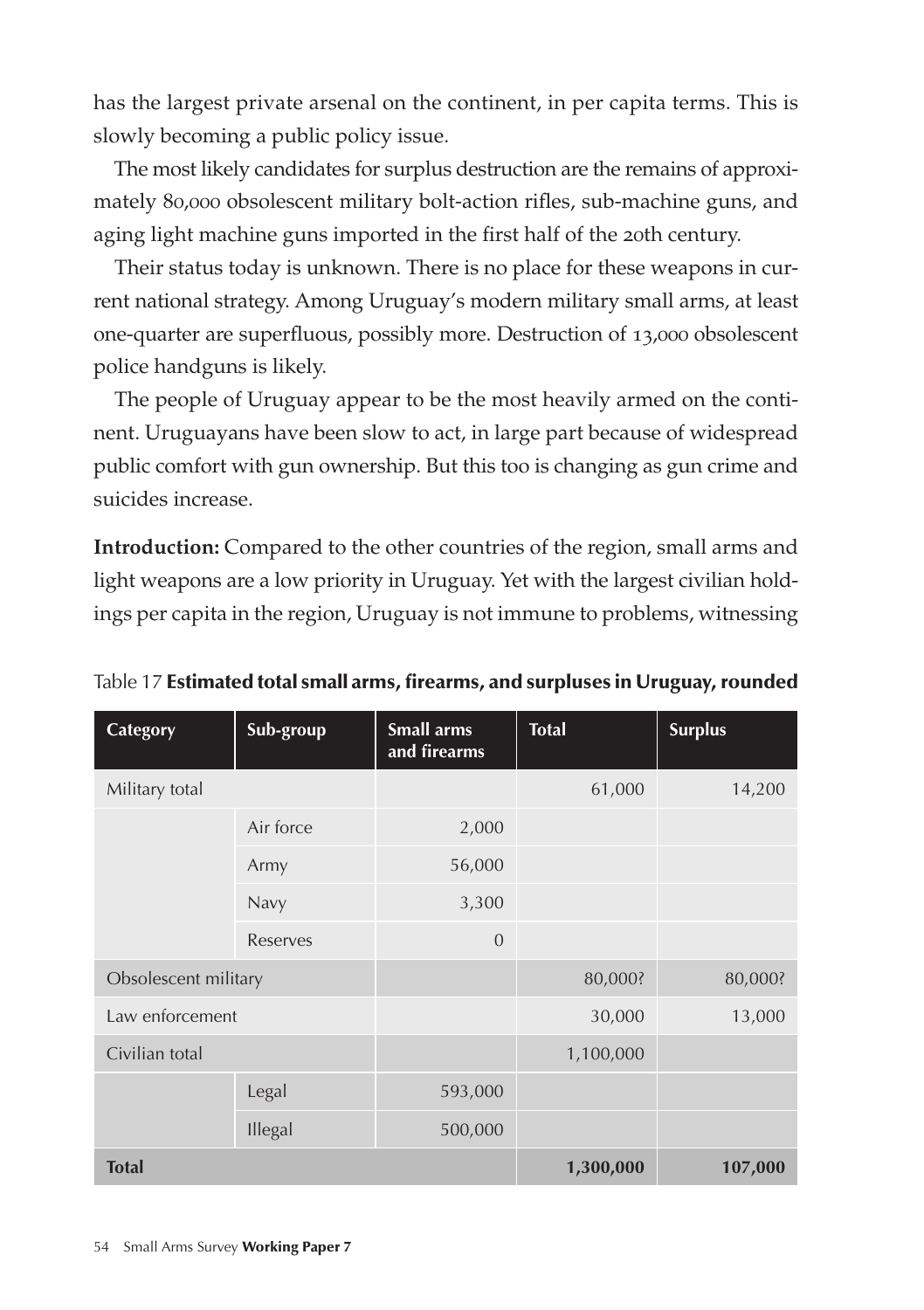has the largest private arsenal on the continent, in per capita terms. This is slowly becoming a public policy issue.

The most likely candidates for surplus destruction are the remains of approximately 80,000 obsolescent military bolt-action rifles, sub-machine guns, and aging light machine guns imported in the first half of the 20th century.

Their status today is unknown. There is no place for these weapons in current national strategy. Among Uruguay's modern military small arms, at least one-quarter are superfluous, possibly more. Destruction of 13,000 obsolescent police handguns is likely.

The people of Uruguay appear to be the most heavily armed on the continent. Uruguayans have been slow to act, in large part because of widespread public comfort with gun ownership. But this too is changing as gun crime and suicides increase.

**Introduction:** Compared to the other countries of the region, small arms and light weapons are a low priority in Uruguay. Yet with the largest civilian holdings per capita in the region, Uruguay is not immune to problems, witnessing

Table 17 **Estimated total small arms, firearms, and surpluses in Uruguay, rounded**

| Category | Sub-group | Small arms and firearms | Total | Surplus |
|---|---|---|---|---|
| Military total | | | 61,000 | 14,200 |
| | Air force | 2,000 | | |
| | Army | 56,000 | | |
| | Navy | 3,300 | | |
| | Reserves | 0 | | |
| Obsolescent military | | | 80,000? | 80,000? |
| Law enforcement | | | 30,000 | 13,000 |
| Civilian total | | | 1,100,000 | |
| | Legal | 593,000 | | |
| | Illegal | 500,000 | | |
| **Total** | | | **1,300,000** | **107,000** |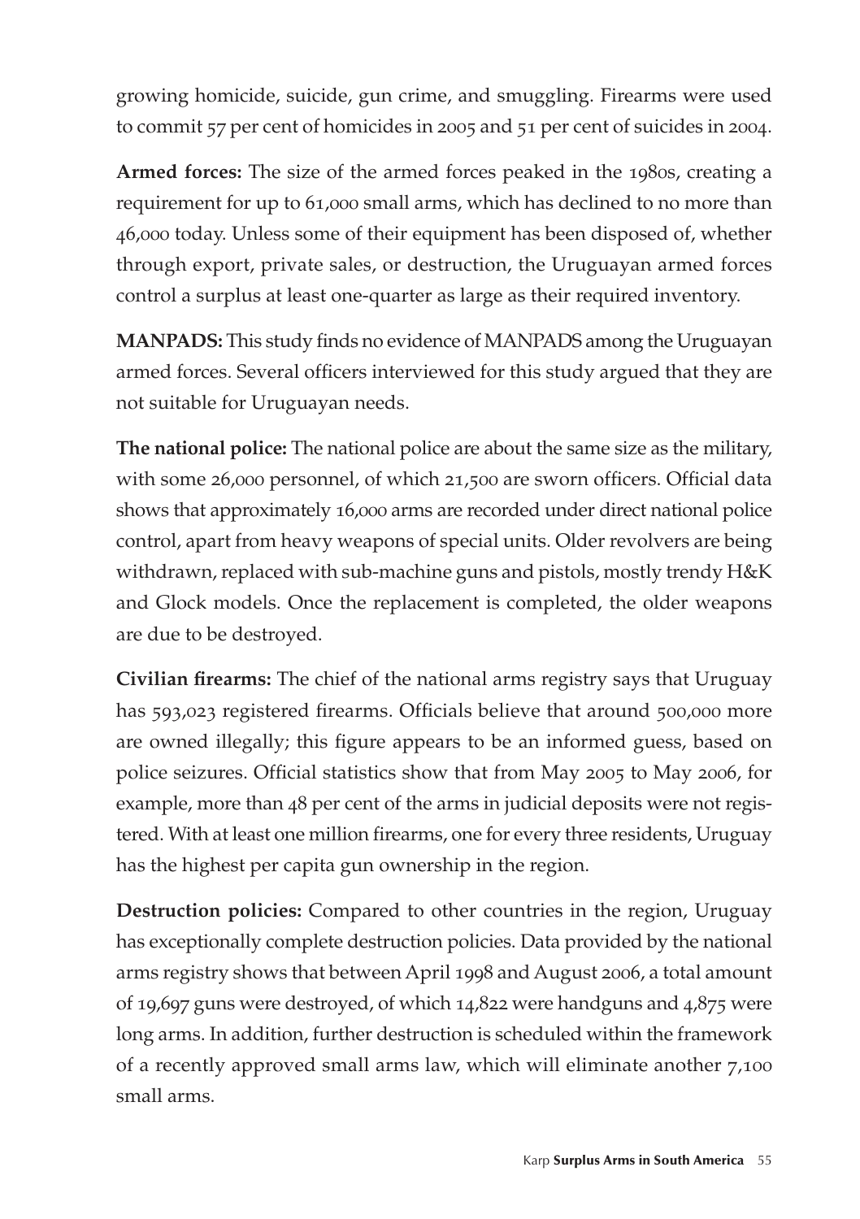growing homicide, suicide, gun crime, and smuggling. Firearms were used to commit 57 per cent of homicides in 2005 and 51 per cent of suicides in 2004.

**Armed forces:** The size of the armed forces peaked in the 1980s, creating a requirement for up to 61,000 small arms, which has declined to no more than 46,000 today. Unless some of their equipment has been disposed of, whether through export, private sales, or destruction, the Uruguayan armed forces control a surplus at least one-quarter as large as their required inventory.

**MANPADS:** This study finds no evidence of MANPADS among the Uruguayan armed forces. Several officers interviewed for this study argued that they are not suitable for Uruguayan needs.

**The national police:** The national police are about the same size as the military, with some 26,000 personnel, of which 21,500 are sworn officers. Official data shows that approximately 16,000 arms are recorded under direct national police control, apart from heavy weapons of special units. Older revolvers are being withdrawn, replaced with sub-machine guns and pistols, mostly trendy H&K and Glock models. Once the replacement is completed, the older weapons are due to be destroyed.

**Civilian firearms:** The chief of the national arms registry says that Uruguay has 593,023 registered firearms. Officials believe that around 500,000 more are owned illegally; this figure appears to be an informed guess, based on police seizures. Official statistics show that from May 2005 to May 2006, for example, more than 48 per cent of the arms in judicial deposits were not registered. With at least one million firearms, one for every three residents, Uruguay has the highest per capita gun ownership in the region.

**Destruction policies:** Compared to other countries in the region, Uruguay has exceptionally complete destruction policies. Data provided by the national arms registry shows that between April 1998 and August 2006, a total amount of 19,697 guns were destroyed, of which 14,822 were handguns and 4,875 were long arms. In addition, further destruction is scheduled within the framework of a recently approved small arms law, which will eliminate another 7,100 small arms.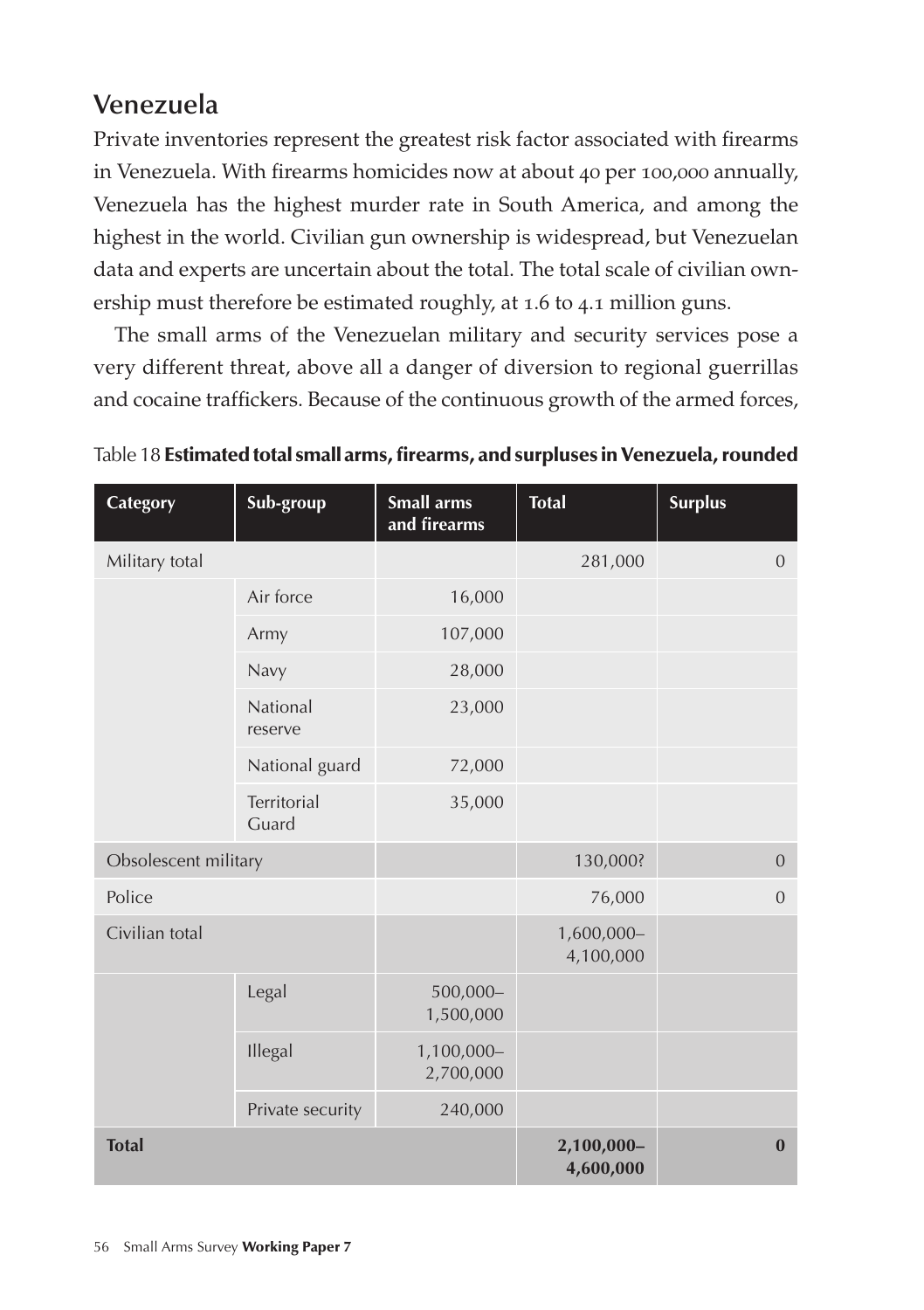## Venezuela

Private inventories represent the greatest risk factor associated with firearms in Venezuela. With firearms homicides now at about 40 per 100,000 annually, Venezuela has the highest murder rate in South America, and among the highest in the world. Civilian gun ownership is widespread, but Venezuelan data and experts are uncertain about the total. The total scale of civilian ownership must therefore be estimated roughly, at 1.6 to 4.1 million guns.

The small arms of the Venezuelan military and security services pose a very different threat, above all a danger of diversion to regional guerrillas and cocaine traffickers. Because of the continuous growth of the armed forces,

Table 18 **Estimated total small arms, firearms, and surpluses in Venezuela, rounded**

| Category | Sub-group | Small arms and firearms | Total | Surplus |
|---|---|---|---|---|
| Military total | | | 281,000 | 0 |
| | Air force | 16,000 | | |
| | Army | 107,000 | | |
| | Navy | 28,000 | | |
| | National reserve | 23,000 | | |
| | National guard | 72,000 | | |
| | Territorial Guard | 35,000 | | |
| Obsolescent military | | | 130,000? | 0 |
| Police | | | 76,000 | 0 |
| Civilian total | | | 1,600,000–4,100,000 | |
| | Legal | 500,000–1,500,000 | | |
| | Illegal | 1,100,000–2,700,000 | | |
| | Private security | 240,000 | | |
| **Total** | | | **2,100,000–4,600,000** | **0** |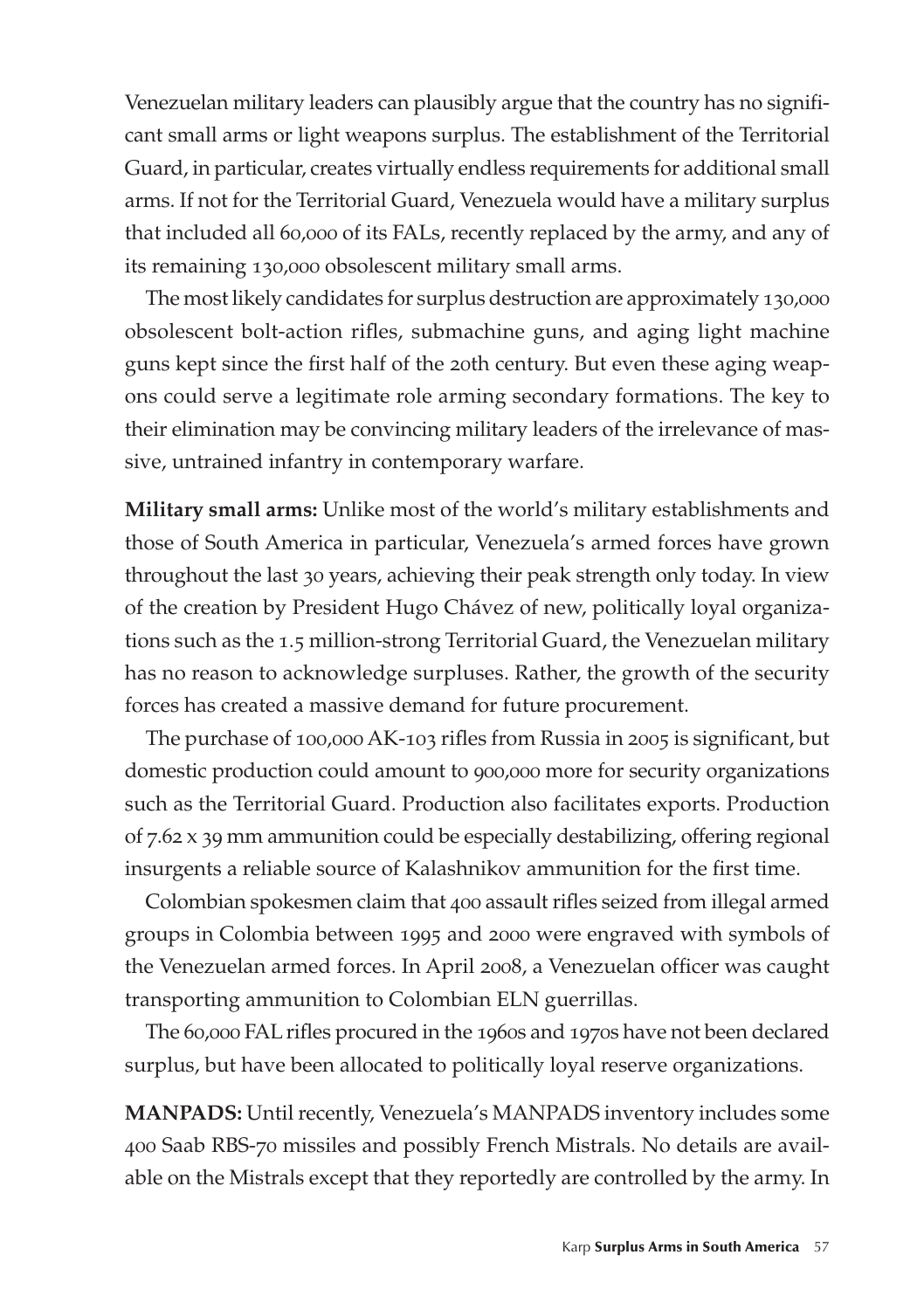Venezuelan military leaders can plausibly argue that the country has no significant small arms or light weapons surplus. The establishment of the Territorial Guard, in particular, creates virtually endless requirements for additional small arms. If not for the Territorial Guard, Venezuela would have a military surplus that included all 60,000 of its FALs, recently replaced by the army, and any of its remaining 130,000 obsolescent military small arms.

The most likely candidates for surplus destruction are approximately 130,000 obsolescent bolt-action rifles, submachine guns, and aging light machine guns kept since the first half of the 20th century. But even these aging weapons could serve a legitimate role arming secondary formations. The key to their elimination may be convincing military leaders of the irrelevance of massive, untrained infantry in contemporary warfare.

**Military small arms:** Unlike most of the world's military establishments and those of South America in particular, Venezuela's armed forces have grown throughout the last 30 years, achieving their peak strength only today. In view of the creation by President Hugo Chávez of new, politically loyal organizations such as the 1.5 million-strong Territorial Guard, the Venezuelan military has no reason to acknowledge surpluses. Rather, the growth of the security forces has created a massive demand for future procurement.

The purchase of 100,000 AK-103 rifles from Russia in 2005 is significant, but domestic production could amount to 900,000 more for security organizations such as the Territorial Guard. Production also facilitates exports. Production of 7.62 x 39 mm ammunition could be especially destabilizing, offering regional insurgents a reliable source of Kalashnikov ammunition for the first time.

Colombian spokesmen claim that 400 assault rifles seized from illegal armed groups in Colombia between 1995 and 2000 were engraved with symbols of the Venezuelan armed forces. In April 2008, a Venezuelan officer was caught transporting ammunition to Colombian ELN guerrillas.

The 60,000 FAL rifles procured in the 1960s and 1970s have not been declared surplus, but have been allocated to politically loyal reserve organizations.

**MANPADS:** Until recently, Venezuela's MANPADS inventory includes some 400 Saab RBS-70 missiles and possibly French Mistrals. No details are available on the Mistrals except that they reportedly are controlled by the army. In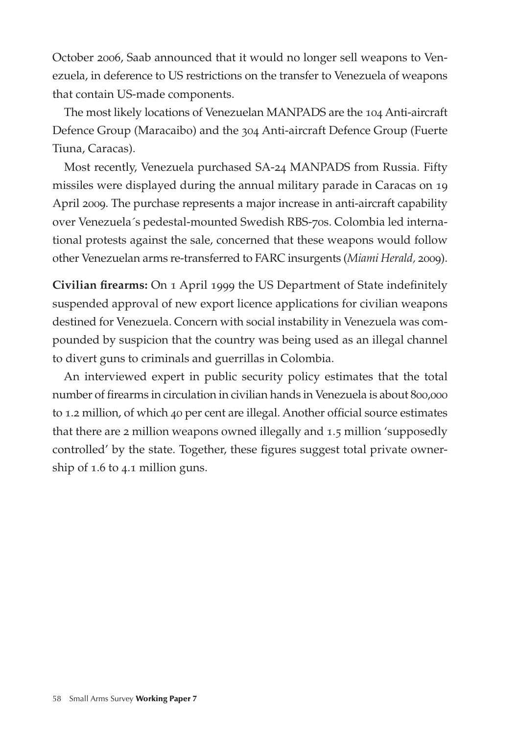October 2006, Saab announced that it would no longer sell weapons to Venezuela, in deference to US restrictions on the transfer to Venezuela of weapons that contain US-made components.

The most likely locations of Venezuelan MANPADS are the 104 Anti-aircraft Defence Group (Maracaibo) and the 304 Anti-aircraft Defence Group (Fuerte Tiuna, Caracas).

Most recently, Venezuela purchased SA-24 MANPADS from Russia. Fifty missiles were displayed during the annual military parade in Caracas on 19 April 2009. The purchase represents a major increase in anti-aircraft capability over Venezuela´s pedestal-mounted Swedish RBS-70s. Colombia led international protests against the sale, concerned that these weapons would follow other Venezuelan arms re-transferred to FARC insurgents (*Miami Herald*, 2009).

**Civilian firearms:** On 1 April 1999 the US Department of State indefinitely suspended approval of new export licence applications for civilian weapons destined for Venezuela. Concern with social instability in Venezuela was compounded by suspicion that the country was being used as an illegal channel to divert guns to criminals and guerrillas in Colombia.

An interviewed expert in public security policy estimates that the total number of firearms in circulation in civilian hands in Venezuela is about 800,000 to 1.2 million, of which 40 per cent are illegal. Another official source estimates that there are 2 million weapons owned illegally and 1.5 million 'supposedly controlled' by the state. Together, these figures suggest total private ownership of 1.6 to 4.1 million guns.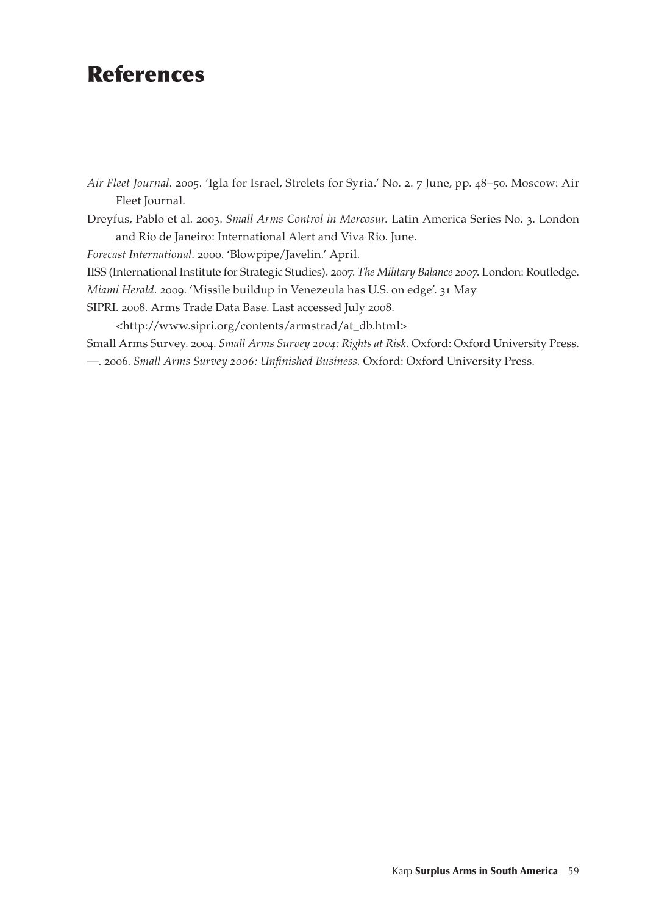# References

*Air Fleet Journal*. 2005. 'Igla for Israel, Strelets for Syria.' No. 2. 7 June, pp. 48–50. Moscow: Air Fleet Journal.

Dreyfus, Pablo et al. 2003. *Small Arms Control in Mercosur.* Latin America Series No. 3. London and Rio de Janeiro: International Alert and Viva Rio. June.

*Forecast International*. 2000. 'Blowpipe/Javelin.' April.

IISS (International Institute for Strategic Studies). 2007. *The Military Balance 2007*. London: Routledge.

*Miami Herald*. 2009. 'Missile buildup in Venezeula has U.S. on edge'. 31 May

SIPRI. 2008. Arms Trade Data Base. Last accessed July 2008. <http://www.sipri.org/contents/armstrad/at_db.html>

Small Arms Survey. 2004. *Small Arms Survey 2004: Rights at Risk.* Oxford: Oxford University Press.

—. 2006. *Small Arms Survey 2006: Unfinished Business.* Oxford: Oxford University Press.